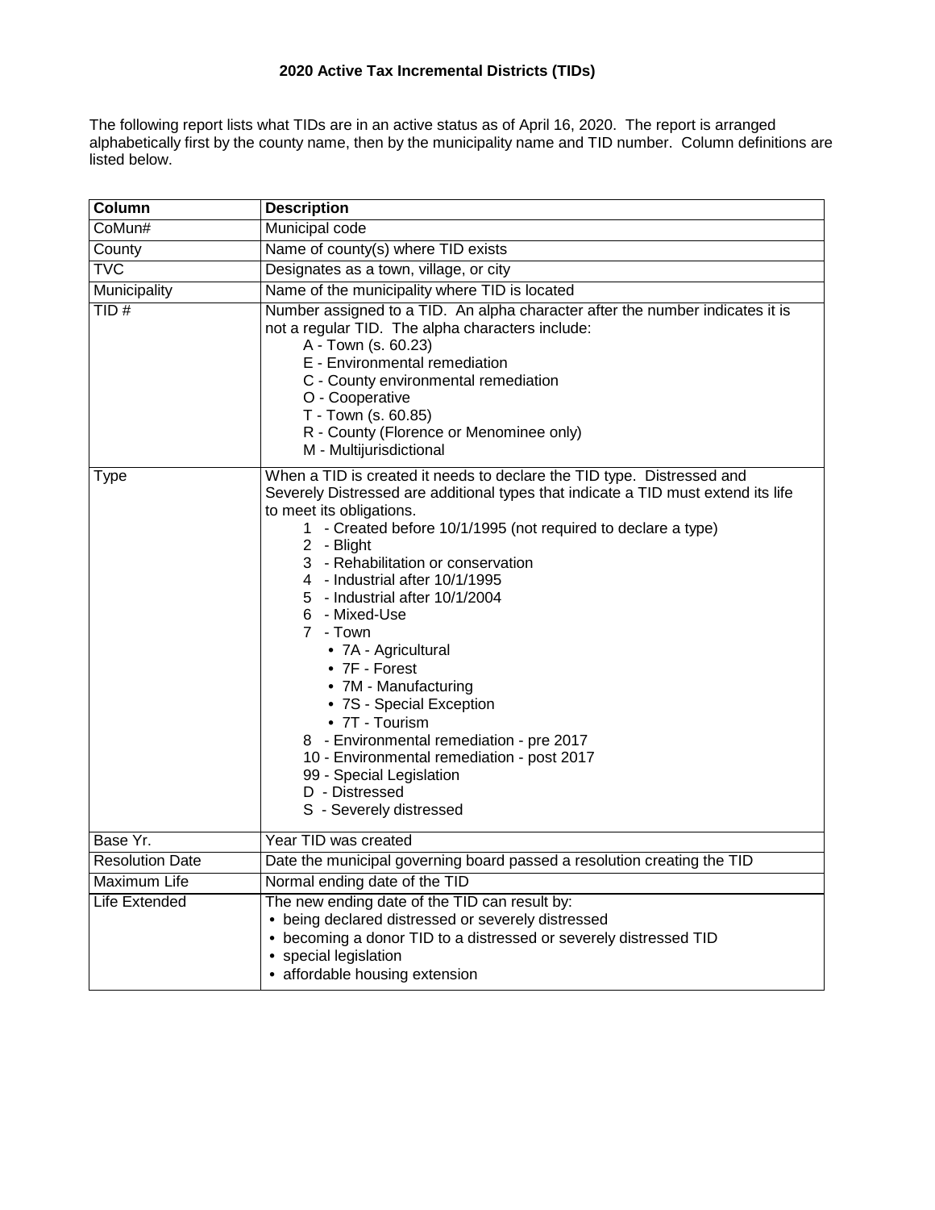# 2020 Active Tax Incremental Districts (TIDs)

The following report lists what TIDs are in an active status as of April 16, 2020. The report is arranged alphabetically first by the county name, then by the municipality name and TID number. Column definitions are listed below.

| Column | Description |
|---|---|
| CoMun# | Municipal code |
| County | Name of county(s) where TID exists |
| TVC | Designates as a town, village, or city |
| Municipality | Name of the municipality where TID is located |
| TID # | Number assigned to a TID. An alpha character after the number indicates it is not a regular TID. The alpha characters include:<br>A - Town (s. 60.23)<br>E - Environmental remediation<br>C - County environmental remediation<br>O - Cooperative<br>T - Town (s. 60.85)<br>R - County (Florence or Menominee only)<br>M - Multijurisdictional |
| Type | When a TID is created it needs to declare the TID type. Distressed and Severely Distressed are additional types that indicate a TID must extend its life to meet its obligations.<br>1 - Created before 10/1/1995 (not required to declare a type)<br>2 - Blight<br>3 - Rehabilitation or conservation<br>4 - Industrial after 10/1/1995<br>5 - Industrial after 10/1/2004<br>6 - Mixed-Use<br>7 - Town<br>• 7A - Agricultural<br>• 7F - Forest<br>• 7M - Manufacturing<br>• 7S - Special Exception<br>• 7T - Tourism<br>8 - Environmental remediation - pre 2017<br>10 - Environmental remediation - post 2017<br>99 - Special Legislation<br>D - Distressed<br>S - Severely distressed |
| Base Yr. | Year TID was created |
| Resolution Date | Date the municipal governing board passed a resolution creating the TID |
| Maximum Life | Normal ending date of the TID |
| Life Extended | The new ending date of the TID can result by:<br>• being declared distressed or severely distressed<br>• becoming a donor TID to a distressed or severely distressed TID<br>• special legislation<br>• affordable housing extension |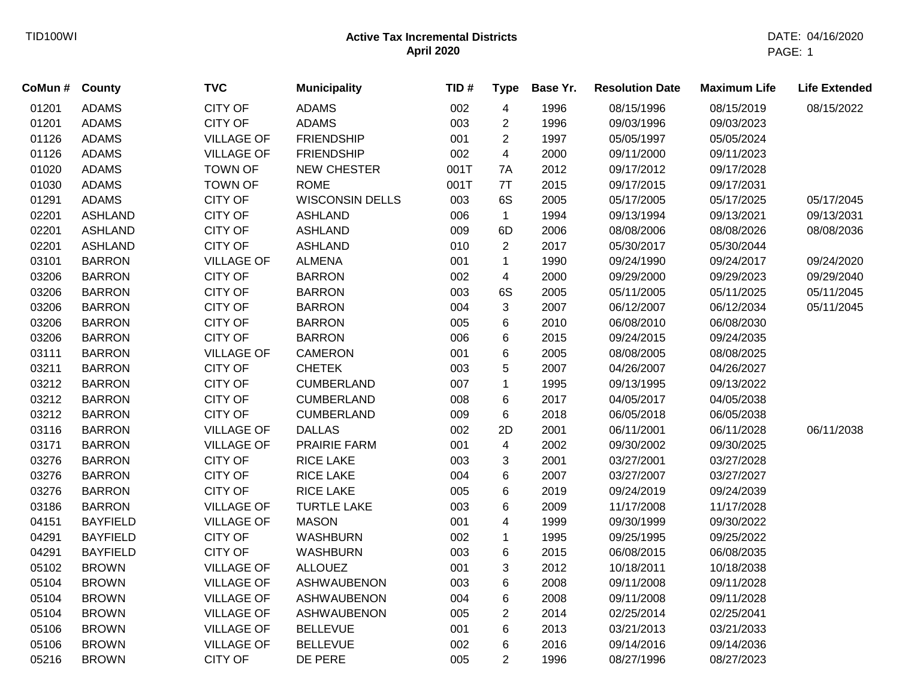TID100WI

**Active Tax Incremental Districts**
**April 2020**

DATE: 04/16/2020

| CoMun # | County | TVC | Municipality | TID # | Type | Base Yr. | Resolution Date | Maximum Life | Life Extended |
|---|---|---|---|---|---|---|---|---|---|
| 01201 | ADAMS | CITY OF | ADAMS | 002 | 4 | 1996 | 08/15/1996 | 08/15/2019 | 08/15/2022 |
| 01201 | ADAMS | CITY OF | ADAMS | 003 | 2 | 1996 | 09/03/1996 | 09/03/2023 | |
| 01126 | ADAMS | VILLAGE OF | FRIENDSHIP | 001 | 2 | 1997 | 05/05/1997 | 05/05/2024 | |
| 01126 | ADAMS | VILLAGE OF | FRIENDSHIP | 002 | 4 | 2000 | 09/11/2000 | 09/11/2023 | |
| 01020 | ADAMS | TOWN OF | NEW CHESTER | 001T | 7A | 2012 | 09/17/2012 | 09/17/2028 | |
| 01030 | ADAMS | TOWN OF | ROME | 001T | 7T | 2015 | 09/17/2015 | 09/17/2031 | |
| 01291 | ADAMS | CITY OF | WISCONSIN DELLS | 003 | 6S | 2005 | 05/17/2005 | 05/17/2025 | 05/17/2045 |
| 02201 | ASHLAND | CITY OF | ASHLAND | 006 | 1 | 1994 | 09/13/1994 | 09/13/2021 | 09/13/2031 |
| 02201 | ASHLAND | CITY OF | ASHLAND | 009 | 6D | 2006 | 08/08/2006 | 08/08/2026 | 08/08/2036 |
| 02201 | ASHLAND | CITY OF | ASHLAND | 010 | 2 | 2017 | 05/30/2017 | 05/30/2044 | |
| 03101 | BARRON | VILLAGE OF | ALMENA | 001 | 1 | 1990 | 09/24/1990 | 09/24/2017 | 09/24/2020 |
| 03206 | BARRON | CITY OF | BARRON | 002 | 4 | 2000 | 09/29/2000 | 09/29/2023 | 09/29/2040 |
| 03206 | BARRON | CITY OF | BARRON | 003 | 6S | 2005 | 05/11/2005 | 05/11/2025 | 05/11/2045 |
| 03206 | BARRON | CITY OF | BARRON | 004 | 3 | 2007 | 06/12/2007 | 06/12/2034 | 05/11/2045 |
| 03206 | BARRON | CITY OF | BARRON | 005 | 6 | 2010 | 06/08/2010 | 06/08/2030 | |
| 03206 | BARRON | CITY OF | BARRON | 006 | 6 | 2015 | 09/24/2015 | 09/24/2035 | |
| 03111 | BARRON | VILLAGE OF | CAMERON | 001 | 6 | 2005 | 08/08/2005 | 08/08/2025 | |
| 03211 | BARRON | CITY OF | CHETEK | 003 | 5 | 2007 | 04/26/2007 | 04/26/2027 | |
| 03212 | BARRON | CITY OF | CUMBERLAND | 007 | 1 | 1995 | 09/13/1995 | 09/13/2022 | |
| 03212 | BARRON | CITY OF | CUMBERLAND | 008 | 6 | 2017 | 04/05/2017 | 04/05/2038 | |
| 03212 | BARRON | CITY OF | CUMBERLAND | 009 | 6 | 2018 | 06/05/2018 | 06/05/2038 | |
| 03116 | BARRON | VILLAGE OF | DALLAS | 002 | 2D | 2001 | 06/11/2001 | 06/11/2028 | 06/11/2038 |
| 03171 | BARRON | VILLAGE OF | PRAIRIE FARM | 001 | 4 | 2002 | 09/30/2002 | 09/30/2025 | |
| 03276 | BARRON | CITY OF | RICE LAKE | 003 | 3 | 2001 | 03/27/2001 | 03/27/2028 | |
| 03276 | BARRON | CITY OF | RICE LAKE | 004 | 6 | 2007 | 03/27/2007 | 03/27/2027 | |
| 03276 | BARRON | CITY OF | RICE LAKE | 005 | 6 | 2019 | 09/24/2019 | 09/24/2039 | |
| 03186 | BARRON | VILLAGE OF | TURTLE LAKE | 003 | 6 | 2009 | 11/17/2008 | 11/17/2028 | |
| 04151 | BAYFIELD | VILLAGE OF | MASON | 001 | 4 | 1999 | 09/30/1999 | 09/30/2022 | |
| 04291 | BAYFIELD | CITY OF | WASHBURN | 002 | 1 | 1995 | 09/25/1995 | 09/25/2022 | |
| 04291 | BAYFIELD | CITY OF | WASHBURN | 003 | 6 | 2015 | 06/08/2015 | 06/08/2035 | |
| 05102 | BROWN | VILLAGE OF | ALLOUEZ | 001 | 3 | 2012 | 10/18/2011 | 10/18/2038 | |
| 05104 | BROWN | VILLAGE OF | ASHWAUBENON | 003 | 6 | 2008 | 09/11/2008 | 09/11/2028 | |
| 05104 | BROWN | VILLAGE OF | ASHWAUBENON | 004 | 6 | 2008 | 09/11/2008 | 09/11/2028 | |
| 05104 | BROWN | VILLAGE OF | ASHWAUBENON | 005 | 2 | 2014 | 02/25/2014 | 02/25/2041 | |
| 05106 | BROWN | VILLAGE OF | BELLEVUE | 001 | 6 | 2013 | 03/21/2013 | 03/21/2033 | |
| 05106 | BROWN | VILLAGE OF | BELLEVUE | 002 | 6 | 2016 | 09/14/2016 | 09/14/2036 | |
| 05216 | BROWN | CITY OF | DE PERE | 005 | 2 | 1996 | 08/27/1996 | 08/27/2023 | |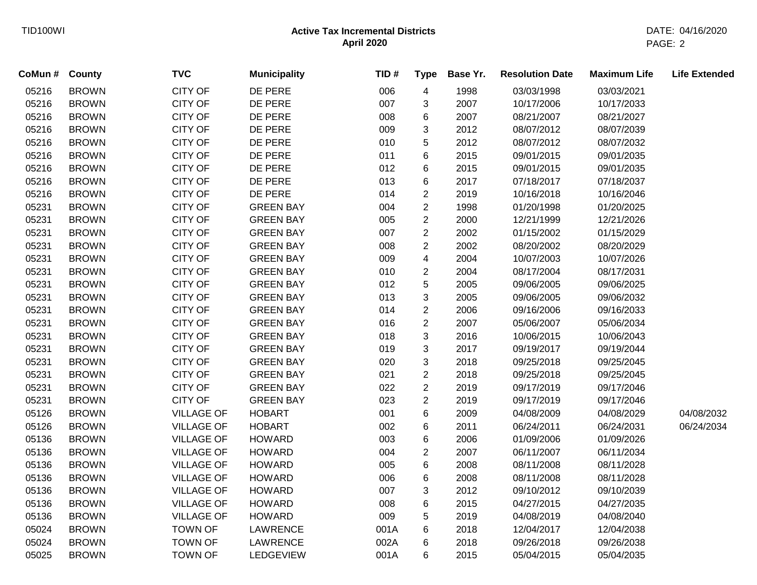# Active Tax Incremental Districts
## April 2020

| CoMun # | County | TVC | Municipality | TID # | Type | Base Yr. | Resolution Date | Maximum Life | Life Extended |
|---|---|---|---|---|---|---|---|---|---|
| 05216 | BROWN | CITY OF | DE PERE | 006 | 4 | 1998 | 03/03/1998 | 03/03/2021 | |
| 05216 | BROWN | CITY OF | DE PERE | 007 | 3 | 2007 | 10/17/2006 | 10/17/2033 | |
| 05216 | BROWN | CITY OF | DE PERE | 008 | 6 | 2007 | 08/21/2007 | 08/21/2027 | |
| 05216 | BROWN | CITY OF | DE PERE | 009 | 3 | 2012 | 08/07/2012 | 08/07/2039 | |
| 05216 | BROWN | CITY OF | DE PERE | 010 | 5 | 2012 | 08/07/2012 | 08/07/2032 | |
| 05216 | BROWN | CITY OF | DE PERE | 011 | 6 | 2015 | 09/01/2015 | 09/01/2035 | |
| 05216 | BROWN | CITY OF | DE PERE | 012 | 6 | 2015 | 09/01/2015 | 09/01/2035 | |
| 05216 | BROWN | CITY OF | DE PERE | 013 | 6 | 2017 | 07/18/2017 | 07/18/2037 | |
| 05216 | BROWN | CITY OF | DE PERE | 014 | 2 | 2019 | 10/16/2018 | 10/16/2046 | |
| 05231 | BROWN | CITY OF | GREEN BAY | 004 | 2 | 1998 | 01/20/1998 | 01/20/2025 | |
| 05231 | BROWN | CITY OF | GREEN BAY | 005 | 2 | 2000 | 12/21/1999 | 12/21/2026 | |
| 05231 | BROWN | CITY OF | GREEN BAY | 007 | 2 | 2002 | 01/15/2002 | 01/15/2029 | |
| 05231 | BROWN | CITY OF | GREEN BAY | 008 | 2 | 2002 | 08/20/2002 | 08/20/2029 | |
| 05231 | BROWN | CITY OF | GREEN BAY | 009 | 4 | 2004 | 10/07/2003 | 10/07/2026 | |
| 05231 | BROWN | CITY OF | GREEN BAY | 010 | 2 | 2004 | 08/17/2004 | 08/17/2031 | |
| 05231 | BROWN | CITY OF | GREEN BAY | 012 | 5 | 2005 | 09/06/2005 | 09/06/2025 | |
| 05231 | BROWN | CITY OF | GREEN BAY | 013 | 3 | 2005 | 09/06/2005 | 09/06/2032 | |
| 05231 | BROWN | CITY OF | GREEN BAY | 014 | 2 | 2006 | 09/16/2006 | 09/16/2033 | |
| 05231 | BROWN | CITY OF | GREEN BAY | 016 | 2 | 2007 | 05/06/2007 | 05/06/2034 | |
| 05231 | BROWN | CITY OF | GREEN BAY | 018 | 3 | 2016 | 10/06/2015 | 10/06/2043 | |
| 05231 | BROWN | CITY OF | GREEN BAY | 019 | 3 | 2017 | 09/19/2017 | 09/19/2044 | |
| 05231 | BROWN | CITY OF | GREEN BAY | 020 | 3 | 2018 | 09/25/2018 | 09/25/2045 | |
| 05231 | BROWN | CITY OF | GREEN BAY | 021 | 2 | 2018 | 09/25/2018 | 09/25/2045 | |
| 05231 | BROWN | CITY OF | GREEN BAY | 022 | 2 | 2019 | 09/17/2019 | 09/17/2046 | |
| 05231 | BROWN | CITY OF | GREEN BAY | 023 | 2 | 2019 | 09/17/2019 | 09/17/2046 | |
| 05126 | BROWN | VILLAGE OF | HOBART | 001 | 6 | 2009 | 04/08/2009 | 04/08/2029 | 04/08/2032 |
| 05126 | BROWN | VILLAGE OF | HOBART | 002 | 6 | 2011 | 06/24/2011 | 06/24/2031 | 06/24/2034 |
| 05136 | BROWN | VILLAGE OF | HOWARD | 003 | 6 | 2006 | 01/09/2006 | 01/09/2026 | |
| 05136 | BROWN | VILLAGE OF | HOWARD | 004 | 2 | 2007 | 06/11/2007 | 06/11/2034 | |
| 05136 | BROWN | VILLAGE OF | HOWARD | 005 | 6 | 2008 | 08/11/2008 | 08/11/2028 | |
| 05136 | BROWN | VILLAGE OF | HOWARD | 006 | 6 | 2008 | 08/11/2008 | 08/11/2028 | |
| 05136 | BROWN | VILLAGE OF | HOWARD | 007 | 3 | 2012 | 09/10/2012 | 09/10/2039 | |
| 05136 | BROWN | VILLAGE OF | HOWARD | 008 | 6 | 2015 | 04/27/2015 | 04/27/2035 | |
| 05136 | BROWN | VILLAGE OF | HOWARD | 009 | 5 | 2019 | 04/08/2019 | 04/08/2040 | |
| 05024 | BROWN | TOWN OF | LAWRENCE | 001A | 6 | 2018 | 12/04/2017 | 12/04/2038 | |
| 05024 | BROWN | TOWN OF | LAWRENCE | 002A | 6 | 2018 | 09/26/2018 | 09/26/2038 | |
| 05025 | BROWN | TOWN OF | LEDGEVIEW | 001A | 6 | 2015 | 05/04/2015 | 05/04/2035 | |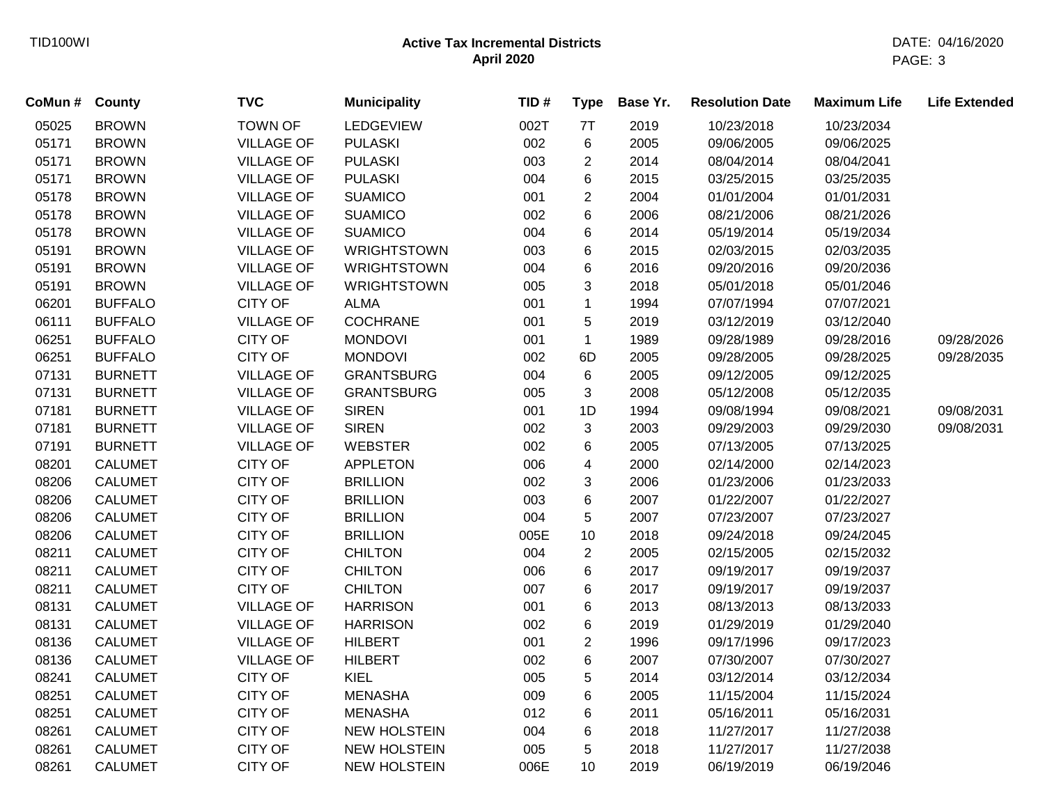## Active Tax Incremental Districts
### April 2020

| CoMun # | County | TVC | Municipality | TID # | Type | Base Yr. | Resolution Date | Maximum Life | Life Extended |
|---|---|---|---|---|---|---|---|---|---|
| 05025 | BROWN | TOWN OF | LEDGEVIEW | 002T | 7T | 2019 | 10/23/2018 | 10/23/2034 | |
| 05171 | BROWN | VILLAGE OF | PULASKI | 002 | 6 | 2005 | 09/06/2005 | 09/06/2025 | |
| 05171 | BROWN | VILLAGE OF | PULASKI | 003 | 2 | 2014 | 08/04/2014 | 08/04/2041 | |
| 05171 | BROWN | VILLAGE OF | PULASKI | 004 | 6 | 2015 | 03/25/2015 | 03/25/2035 | |
| 05178 | BROWN | VILLAGE OF | SUAMICO | 001 | 2 | 2004 | 01/01/2004 | 01/01/2031 | |
| 05178 | BROWN | VILLAGE OF | SUAMICO | 002 | 6 | 2006 | 08/21/2006 | 08/21/2026 | |
| 05178 | BROWN | VILLAGE OF | SUAMICO | 004 | 6 | 2014 | 05/19/2014 | 05/19/2034 | |
| 05191 | BROWN | VILLAGE OF | WRIGHTSTOWN | 003 | 6 | 2015 | 02/03/2015 | 02/03/2035 | |
| 05191 | BROWN | VILLAGE OF | WRIGHTSTOWN | 004 | 6 | 2016 | 09/20/2016 | 09/20/2036 | |
| 05191 | BROWN | VILLAGE OF | WRIGHTSTOWN | 005 | 3 | 2018 | 05/01/2018 | 05/01/2046 | |
| 06201 | BUFFALO | CITY OF | ALMA | 001 | 1 | 1994 | 07/07/1994 | 07/07/2021 | |
| 06111 | BUFFALO | VILLAGE OF | COCHRANE | 001 | 5 | 2019 | 03/12/2019 | 03/12/2040 | |
| 06251 | BUFFALO | CITY OF | MONDOVI | 001 | 1 | 1989 | 09/28/1989 | 09/28/2016 | 09/28/2026 |
| 06251 | BUFFALO | CITY OF | MONDOVI | 002 | 6D | 2005 | 09/28/2005 | 09/28/2025 | 09/28/2035 |
| 07131 | BURNETT | VILLAGE OF | GRANTSBURG | 004 | 6 | 2005 | 09/12/2005 | 09/12/2025 | |
| 07131 | BURNETT | VILLAGE OF | GRANTSBURG | 005 | 3 | 2008 | 05/12/2008 | 05/12/2035 | |
| 07181 | BURNETT | VILLAGE OF | SIREN | 001 | 1D | 1994 | 09/08/1994 | 09/08/2021 | 09/08/2031 |
| 07181 | BURNETT | VILLAGE OF | SIREN | 002 | 3 | 2003 | 09/29/2003 | 09/29/2030 | 09/08/2031 |
| 07191 | BURNETT | VILLAGE OF | WEBSTER | 002 | 6 | 2005 | 07/13/2005 | 07/13/2025 | |
| 08201 | CALUMET | CITY OF | APPLETON | 006 | 4 | 2000 | 02/14/2000 | 02/14/2023 | |
| 08206 | CALUMET | CITY OF | BRILLION | 002 | 3 | 2006 | 01/23/2006 | 01/23/2033 | |
| 08206 | CALUMET | CITY OF | BRILLION | 003 | 6 | 2007 | 01/22/2007 | 01/22/2027 | |
| 08206 | CALUMET | CITY OF | BRILLION | 004 | 5 | 2007 | 07/23/2007 | 07/23/2027 | |
| 08206 | CALUMET | CITY OF | BRILLION | 005E | 10 | 2018 | 09/24/2018 | 09/24/2045 | |
| 08211 | CALUMET | CITY OF | CHILTON | 004 | 2 | 2005 | 02/15/2005 | 02/15/2032 | |
| 08211 | CALUMET | CITY OF | CHILTON | 006 | 6 | 2017 | 09/19/2017 | 09/19/2037 | |
| 08211 | CALUMET | CITY OF | CHILTON | 007 | 6 | 2017 | 09/19/2017 | 09/19/2037 | |
| 08131 | CALUMET | VILLAGE OF | HARRISON | 001 | 6 | 2013 | 08/13/2013 | 08/13/2033 | |
| 08131 | CALUMET | VILLAGE OF | HARRISON | 002 | 6 | 2019 | 01/29/2019 | 01/29/2040 | |
| 08136 | CALUMET | VILLAGE OF | HILBERT | 001 | 2 | 1996 | 09/17/1996 | 09/17/2023 | |
| 08136 | CALUMET | VILLAGE OF | HILBERT | 002 | 6 | 2007 | 07/30/2007 | 07/30/2027 | |
| 08241 | CALUMET | CITY OF | KIEL | 005 | 5 | 2014 | 03/12/2014 | 03/12/2034 | |
| 08251 | CALUMET | CITY OF | MENASHA | 009 | 6 | 2005 | 11/15/2004 | 11/15/2024 | |
| 08251 | CALUMET | CITY OF | MENASHA | 012 | 6 | 2011 | 05/16/2011 | 05/16/2031 | |
| 08261 | CALUMET | CITY OF | NEW HOLSTEIN | 004 | 6 | 2018 | 11/27/2017 | 11/27/2038 | |
| 08261 | CALUMET | CITY OF | NEW HOLSTEIN | 005 | 5 | 2018 | 11/27/2017 | 11/27/2038 | |
| 08261 | CALUMET | CITY OF | NEW HOLSTEIN | 006E | 10 | 2019 | 06/19/2019 | 06/19/2046 | |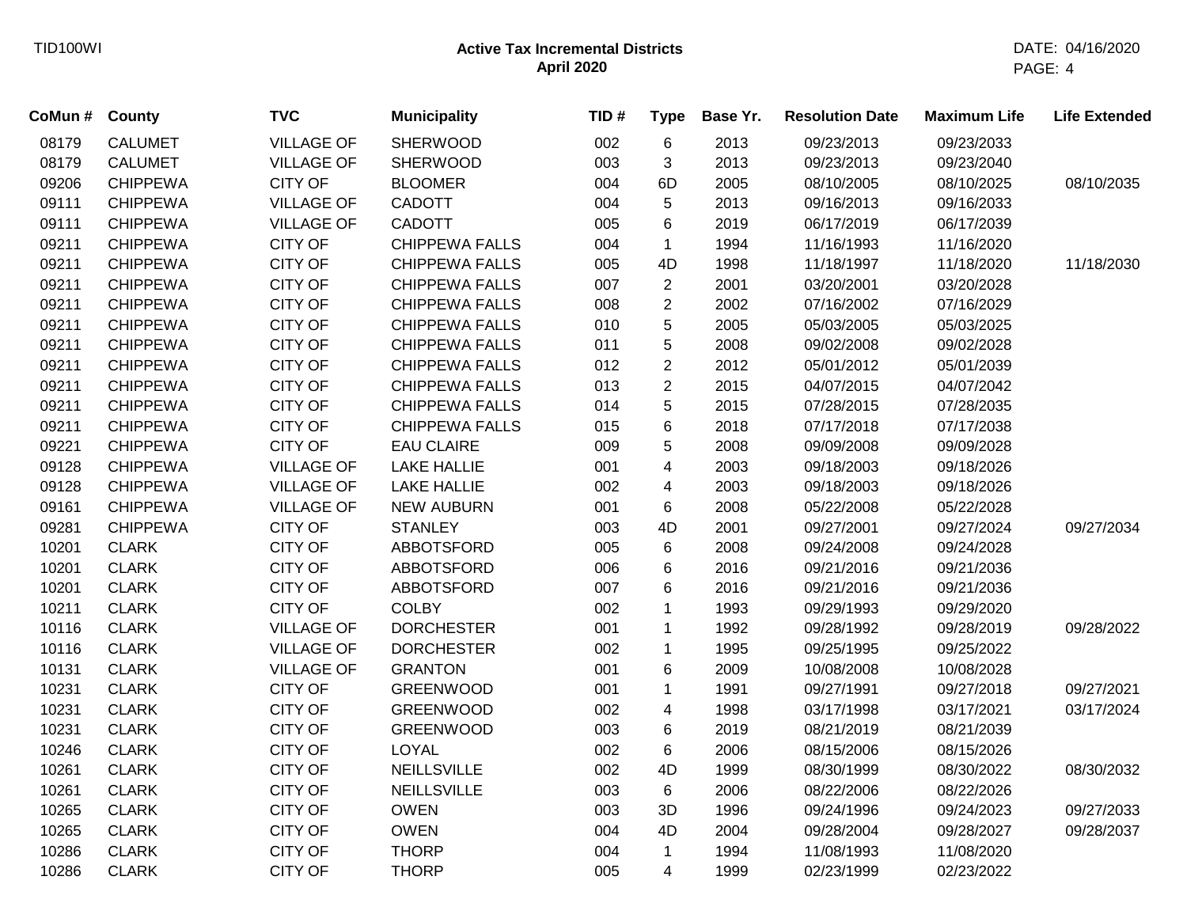# Active Tax Incremental Districts
## April 2020

| CoMun # | County | TVC | Municipality | TID # | Type | Base Yr. | Resolution Date | Maximum Life | Life Extended |
|---|---|---|---|---|---|---|---|---|---|
| 08179 | CALUMET | VILLAGE OF | SHERWOOD | 002 | 6 | 2013 | 09/23/2013 | 09/23/2033 | |
| 08179 | CALUMET | VILLAGE OF | SHERWOOD | 003 | 3 | 2013 | 09/23/2013 | 09/23/2040 | |
| 09206 | CHIPPEWA | CITY OF | BLOOMER | 004 | 6D | 2005 | 08/10/2005 | 08/10/2025 | 08/10/2035 |
| 09111 | CHIPPEWA | VILLAGE OF | CADOTT | 004 | 5 | 2013 | 09/16/2013 | 09/16/2033 | |
| 09111 | CHIPPEWA | VILLAGE OF | CADOTT | 005 | 6 | 2019 | 06/17/2019 | 06/17/2039 | |
| 09211 | CHIPPEWA | CITY OF | CHIPPEWA FALLS | 004 | 1 | 1994 | 11/16/1993 | 11/16/2020 | |
| 09211 | CHIPPEWA | CITY OF | CHIPPEWA FALLS | 005 | 4D | 1998 | 11/18/1997 | 11/18/2020 | 11/18/2030 |
| 09211 | CHIPPEWA | CITY OF | CHIPPEWA FALLS | 007 | 2 | 2001 | 03/20/2001 | 03/20/2028 | |
| 09211 | CHIPPEWA | CITY OF | CHIPPEWA FALLS | 008 | 2 | 2002 | 07/16/2002 | 07/16/2029 | |
| 09211 | CHIPPEWA | CITY OF | CHIPPEWA FALLS | 010 | 5 | 2005 | 05/03/2005 | 05/03/2025 | |
| 09211 | CHIPPEWA | CITY OF | CHIPPEWA FALLS | 011 | 5 | 2008 | 09/02/2008 | 09/02/2028 | |
| 09211 | CHIPPEWA | CITY OF | CHIPPEWA FALLS | 012 | 2 | 2012 | 05/01/2012 | 05/01/2039 | |
| 09211 | CHIPPEWA | CITY OF | CHIPPEWA FALLS | 013 | 2 | 2015 | 04/07/2015 | 04/07/2042 | |
| 09211 | CHIPPEWA | CITY OF | CHIPPEWA FALLS | 014 | 5 | 2015 | 07/28/2015 | 07/28/2035 | |
| 09211 | CHIPPEWA | CITY OF | CHIPPEWA FALLS | 015 | 6 | 2018 | 07/17/2018 | 07/17/2038 | |
| 09221 | CHIPPEWA | CITY OF | EAU CLAIRE | 009 | 5 | 2008 | 09/09/2008 | 09/09/2028 | |
| 09128 | CHIPPEWA | VILLAGE OF | LAKE HALLIE | 001 | 4 | 2003 | 09/18/2003 | 09/18/2026 | |
| 09128 | CHIPPEWA | VILLAGE OF | LAKE HALLIE | 002 | 4 | 2003 | 09/18/2003 | 09/18/2026 | |
| 09161 | CHIPPEWA | VILLAGE OF | NEW AUBURN | 001 | 6 | 2008 | 05/22/2008 | 05/22/2028 | |
| 09281 | CHIPPEWA | CITY OF | STANLEY | 003 | 4D | 2001 | 09/27/2001 | 09/27/2024 | 09/27/2034 |
| 10201 | CLARK | CITY OF | ABBOTSFORD | 005 | 6 | 2008 | 09/24/2008 | 09/24/2028 | |
| 10201 | CLARK | CITY OF | ABBOTSFORD | 006 | 6 | 2016 | 09/21/2016 | 09/21/2036 | |
| 10201 | CLARK | CITY OF | ABBOTSFORD | 007 | 6 | 2016 | 09/21/2016 | 09/21/2036 | |
| 10211 | CLARK | CITY OF | COLBY | 002 | 1 | 1993 | 09/29/1993 | 09/29/2020 | |
| 10116 | CLARK | VILLAGE OF | DORCHESTER | 001 | 1 | 1992 | 09/28/1992 | 09/28/2019 | 09/28/2022 |
| 10116 | CLARK | VILLAGE OF | DORCHESTER | 002 | 1 | 1995 | 09/25/1995 | 09/25/2022 | |
| 10131 | CLARK | VILLAGE OF | GRANTON | 001 | 6 | 2009 | 10/08/2008 | 10/08/2028 | |
| 10231 | CLARK | CITY OF | GREENWOOD | 001 | 1 | 1991 | 09/27/1991 | 09/27/2018 | 09/27/2021 |
| 10231 | CLARK | CITY OF | GREENWOOD | 002 | 4 | 1998 | 03/17/1998 | 03/17/2021 | 03/17/2024 |
| 10231 | CLARK | CITY OF | GREENWOOD | 003 | 6 | 2019 | 08/21/2019 | 08/21/2039 | |
| 10246 | CLARK | CITY OF | LOYAL | 002 | 6 | 2006 | 08/15/2006 | 08/15/2026 | |
| 10261 | CLARK | CITY OF | NEILLSVILLE | 002 | 4D | 1999 | 08/30/1999 | 08/30/2022 | 08/30/2032 |
| 10261 | CLARK | CITY OF | NEILLSVILLE | 003 | 6 | 2006 | 08/22/2006 | 08/22/2026 | |
| 10265 | CLARK | CITY OF | OWEN | 003 | 3D | 1996 | 09/24/1996 | 09/24/2023 | 09/27/2033 |
| 10265 | CLARK | CITY OF | OWEN | 004 | 4D | 2004 | 09/28/2004 | 09/28/2027 | 09/28/2037 |
| 10286 | CLARK | CITY OF | THORP | 004 | 1 | 1994 | 11/08/1993 | 11/08/2020 | |
| 10286 | CLARK | CITY OF | THORP | 005 | 4 | 1999 | 02/23/1999 | 02/23/2022 | |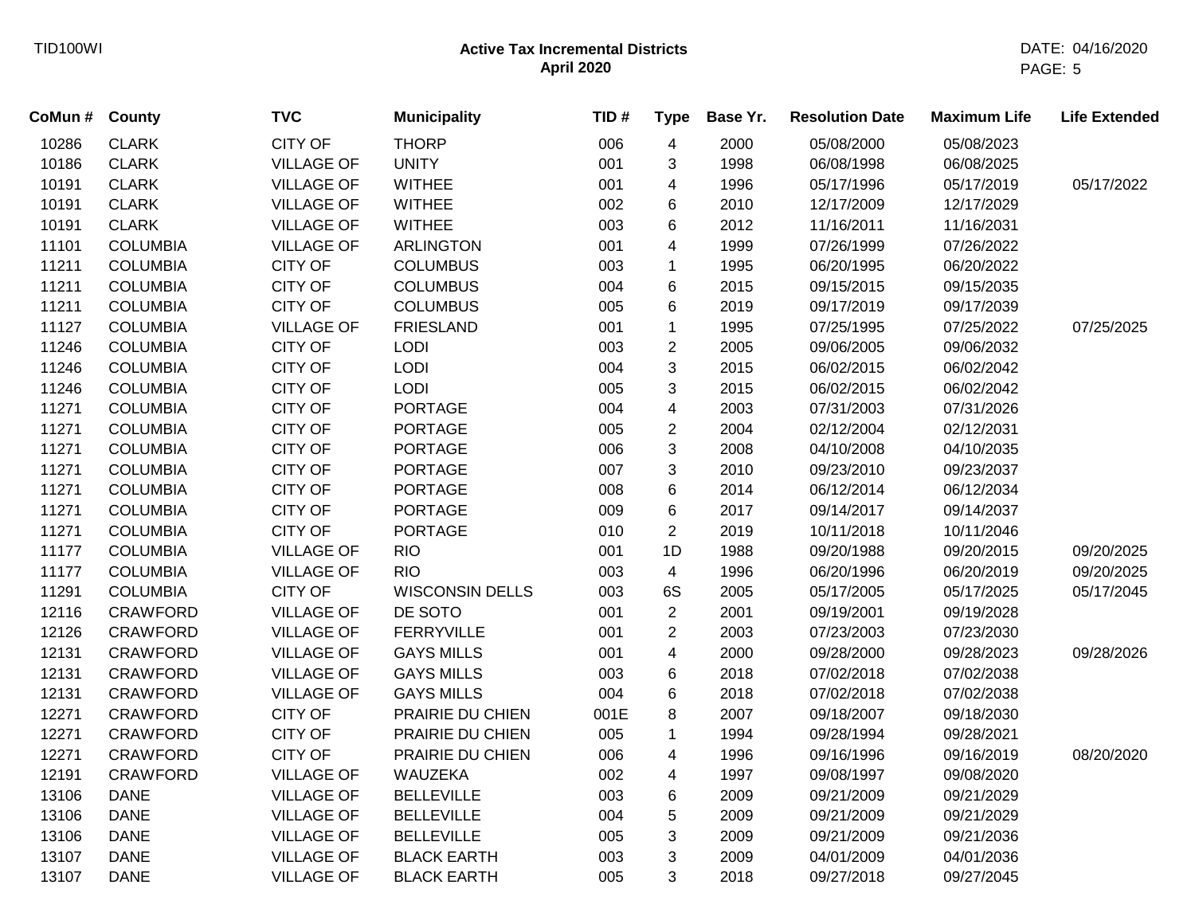# Active Tax Incremental Districts
## April 2020

| CoMun # | County | TVC | Municipality | TID # | Type | Base Yr. | Resolution Date | Maximum Life | Life Extended |
|---|---|---|---|---|---|---|---|---|---|
| 10286 | CLARK | CITY OF | THORP | 006 | 4 | 2000 | 05/08/2000 | 05/08/2023 | |
| 10186 | CLARK | VILLAGE OF | UNITY | 001 | 3 | 1998 | 06/08/1998 | 06/08/2025 | |
| 10191 | CLARK | VILLAGE OF | WITHEE | 001 | 4 | 1996 | 05/17/1996 | 05/17/2019 | 05/17/2022 |
| 10191 | CLARK | VILLAGE OF | WITHEE | 002 | 6 | 2010 | 12/17/2009 | 12/17/2029 | |
| 10191 | CLARK | VILLAGE OF | WITHEE | 003 | 6 | 2012 | 11/16/2011 | 11/16/2031 | |
| 11101 | COLUMBIA | VILLAGE OF | ARLINGTON | 001 | 4 | 1999 | 07/26/1999 | 07/26/2022 | |
| 11211 | COLUMBIA | CITY OF | COLUMBUS | 003 | 1 | 1995 | 06/20/1995 | 06/20/2022 | |
| 11211 | COLUMBIA | CITY OF | COLUMBUS | 004 | 6 | 2015 | 09/15/2015 | 09/15/2035 | |
| 11211 | COLUMBIA | CITY OF | COLUMBUS | 005 | 6 | 2019 | 09/17/2019 | 09/17/2039 | |
| 11127 | COLUMBIA | VILLAGE OF | FRIESLAND | 001 | 1 | 1995 | 07/25/1995 | 07/25/2022 | 07/25/2025 |
| 11246 | COLUMBIA | CITY OF | LODI | 003 | 2 | 2005 | 09/06/2005 | 09/06/2032 | |
| 11246 | COLUMBIA | CITY OF | LODI | 004 | 3 | 2015 | 06/02/2015 | 06/02/2042 | |
| 11246 | COLUMBIA | CITY OF | LODI | 005 | 3 | 2015 | 06/02/2015 | 06/02/2042 | |
| 11271 | COLUMBIA | CITY OF | PORTAGE | 004 | 4 | 2003 | 07/31/2003 | 07/31/2026 | |
| 11271 | COLUMBIA | CITY OF | PORTAGE | 005 | 2 | 2004 | 02/12/2004 | 02/12/2031 | |
| 11271 | COLUMBIA | CITY OF | PORTAGE | 006 | 3 | 2008 | 04/10/2008 | 04/10/2035 | |
| 11271 | COLUMBIA | CITY OF | PORTAGE | 007 | 3 | 2010 | 09/23/2010 | 09/23/2037 | |
| 11271 | COLUMBIA | CITY OF | PORTAGE | 008 | 6 | 2014 | 06/12/2014 | 06/12/2034 | |
| 11271 | COLUMBIA | CITY OF | PORTAGE | 009 | 6 | 2017 | 09/14/2017 | 09/14/2037 | |
| 11271 | COLUMBIA | CITY OF | PORTAGE | 010 | 2 | 2019 | 10/11/2018 | 10/11/2046 | |
| 11177 | COLUMBIA | VILLAGE OF | RIO | 001 | 1D | 1988 | 09/20/1988 | 09/20/2015 | 09/20/2025 |
| 11177 | COLUMBIA | VILLAGE OF | RIO | 003 | 4 | 1996 | 06/20/1996 | 06/20/2019 | 09/20/2025 |
| 11291 | COLUMBIA | CITY OF | WISCONSIN DELLS | 003 | 6S | 2005 | 05/17/2005 | 05/17/2025 | 05/17/2045 |
| 12116 | CRAWFORD | VILLAGE OF | DE SOTO | 001 | 2 | 2001 | 09/19/2001 | 09/19/2028 | |
| 12126 | CRAWFORD | VILLAGE OF | FERRYVILLE | 001 | 2 | 2003 | 07/23/2003 | 07/23/2030 | |
| 12131 | CRAWFORD | VILLAGE OF | GAYS MILLS | 001 | 4 | 2000 | 09/28/2000 | 09/28/2023 | 09/28/2026 |
| 12131 | CRAWFORD | VILLAGE OF | GAYS MILLS | 003 | 6 | 2018 | 07/02/2018 | 07/02/2038 | |
| 12131 | CRAWFORD | VILLAGE OF | GAYS MILLS | 004 | 6 | 2018 | 07/02/2018 | 07/02/2038 | |
| 12271 | CRAWFORD | CITY OF | PRAIRIE DU CHIEN | 001E | 8 | 2007 | 09/18/2007 | 09/18/2030 | |
| 12271 | CRAWFORD | CITY OF | PRAIRIE DU CHIEN | 005 | 1 | 1994 | 09/28/1994 | 09/28/2021 | |
| 12271 | CRAWFORD | CITY OF | PRAIRIE DU CHIEN | 006 | 4 | 1996 | 09/16/1996 | 09/16/2019 | 08/20/2020 |
| 12191 | CRAWFORD | VILLAGE OF | WAUZEKA | 002 | 4 | 1997 | 09/08/1997 | 09/08/2020 | |
| 13106 | DANE | VILLAGE OF | BELLEVILLE | 003 | 6 | 2009 | 09/21/2009 | 09/21/2029 | |
| 13106 | DANE | VILLAGE OF | BELLEVILLE | 004 | 5 | 2009 | 09/21/2009 | 09/21/2029 | |
| 13106 | DANE | VILLAGE OF | BELLEVILLE | 005 | 3 | 2009 | 09/21/2009 | 09/21/2036 | |
| 13107 | DANE | VILLAGE OF | BLACK EARTH | 003 | 3 | 2009 | 04/01/2009 | 04/01/2036 | |
| 13107 | DANE | VILLAGE OF | BLACK EARTH | 005 | 3 | 2018 | 09/27/2018 | 09/27/2045 | |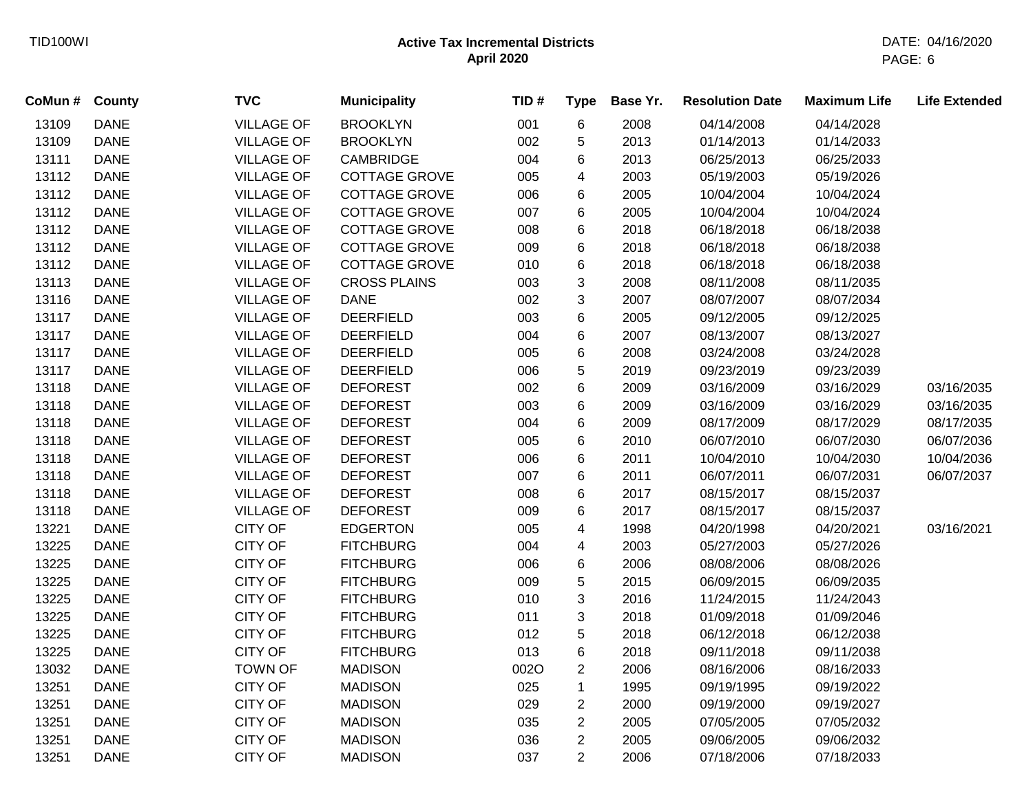# Active Tax Incremental Districts

## April 2020

| CoMun # | County | TVC | Municipality | TID # | Type | Base Yr. | Resolution Date | Maximum Life | Life Extended |
|---|---|---|---|---|---|---|---|---|---|
| 13109 | DANE | VILLAGE OF | BROOKLYN | 001 | 6 | 2008 | 04/14/2008 | 04/14/2028 | |
| 13109 | DANE | VILLAGE OF | BROOKLYN | 002 | 5 | 2013 | 01/14/2013 | 01/14/2033 | |
| 13111 | DANE | VILLAGE OF | CAMBRIDGE | 004 | 6 | 2013 | 06/25/2013 | 06/25/2033 | |
| 13112 | DANE | VILLAGE OF | COTTAGE GROVE | 005 | 4 | 2003 | 05/19/2003 | 05/19/2026 | |
| 13112 | DANE | VILLAGE OF | COTTAGE GROVE | 006 | 6 | 2005 | 10/04/2004 | 10/04/2024 | |
| 13112 | DANE | VILLAGE OF | COTTAGE GROVE | 007 | 6 | 2005 | 10/04/2004 | 10/04/2024 | |
| 13112 | DANE | VILLAGE OF | COTTAGE GROVE | 008 | 6 | 2018 | 06/18/2018 | 06/18/2038 | |
| 13112 | DANE | VILLAGE OF | COTTAGE GROVE | 009 | 6 | 2018 | 06/18/2018 | 06/18/2038 | |
| 13112 | DANE | VILLAGE OF | COTTAGE GROVE | 010 | 6 | 2018 | 06/18/2018 | 06/18/2038 | |
| 13113 | DANE | VILLAGE OF | CROSS PLAINS | 003 | 3 | 2008 | 08/11/2008 | 08/11/2035 | |
| 13116 | DANE | VILLAGE OF | DANE | 002 | 3 | 2007 | 08/07/2007 | 08/07/2034 | |
| 13117 | DANE | VILLAGE OF | DEERFIELD | 003 | 6 | 2005 | 09/12/2005 | 09/12/2025 | |
| 13117 | DANE | VILLAGE OF | DEERFIELD | 004 | 6 | 2007 | 08/13/2007 | 08/13/2027 | |
| 13117 | DANE | VILLAGE OF | DEERFIELD | 005 | 6 | 2008 | 03/24/2008 | 03/24/2028 | |
| 13117 | DANE | VILLAGE OF | DEERFIELD | 006 | 5 | 2019 | 09/23/2019 | 09/23/2039 | |
| 13118 | DANE | VILLAGE OF | DEFOREST | 002 | 6 | 2009 | 03/16/2009 | 03/16/2029 | 03/16/2035 |
| 13118 | DANE | VILLAGE OF | DEFOREST | 003 | 6 | 2009 | 03/16/2009 | 03/16/2029 | 03/16/2035 |
| 13118 | DANE | VILLAGE OF | DEFOREST | 004 | 6 | 2009 | 08/17/2009 | 08/17/2029 | 08/17/2035 |
| 13118 | DANE | VILLAGE OF | DEFOREST | 005 | 6 | 2010 | 06/07/2010 | 06/07/2030 | 06/07/2036 |
| 13118 | DANE | VILLAGE OF | DEFOREST | 006 | 6 | 2011 | 10/04/2010 | 10/04/2030 | 10/04/2036 |
| 13118 | DANE | VILLAGE OF | DEFOREST | 007 | 6 | 2011 | 06/07/2011 | 06/07/2031 | 06/07/2037 |
| 13118 | DANE | VILLAGE OF | DEFOREST | 008 | 6 | 2017 | 08/15/2017 | 08/15/2037 | |
| 13118 | DANE | VILLAGE OF | DEFOREST | 009 | 6 | 2017 | 08/15/2017 | 08/15/2037 | |
| 13221 | DANE | CITY OF | EDGERTON | 005 | 4 | 1998 | 04/20/1998 | 04/20/2021 | 03/16/2021 |
| 13225 | DANE | CITY OF | FITCHBURG | 004 | 4 | 2003 | 05/27/2003 | 05/27/2026 | |
| 13225 | DANE | CITY OF | FITCHBURG | 006 | 6 | 2006 | 08/08/2006 | 08/08/2026 | |
| 13225 | DANE | CITY OF | FITCHBURG | 009 | 5 | 2015 | 06/09/2015 | 06/09/2035 | |
| 13225 | DANE | CITY OF | FITCHBURG | 010 | 3 | 2016 | 11/24/2015 | 11/24/2043 | |
| 13225 | DANE | CITY OF | FITCHBURG | 011 | 3 | 2018 | 01/09/2018 | 01/09/2046 | |
| 13225 | DANE | CITY OF | FITCHBURG | 012 | 5 | 2018 | 06/12/2018 | 06/12/2038 | |
| 13225 | DANE | CITY OF | FITCHBURG | 013 | 6 | 2018 | 09/11/2018 | 09/11/2038 | |
| 13032 | DANE | TOWN OF | MADISON | 002O | 2 | 2006 | 08/16/2006 | 08/16/2033 | |
| 13251 | DANE | CITY OF | MADISON | 025 | 1 | 1995 | 09/19/1995 | 09/19/2022 | |
| 13251 | DANE | CITY OF | MADISON | 029 | 2 | 2000 | 09/19/2000 | 09/19/2027 | |
| 13251 | DANE | CITY OF | MADISON | 035 | 2 | 2005 | 07/05/2005 | 07/05/2032 | |
| 13251 | DANE | CITY OF | MADISON | 036 | 2 | 2005 | 09/06/2005 | 09/06/2032 | |
| 13251 | DANE | CITY OF | MADISON | 037 | 2 | 2006 | 07/18/2006 | 07/18/2033 | |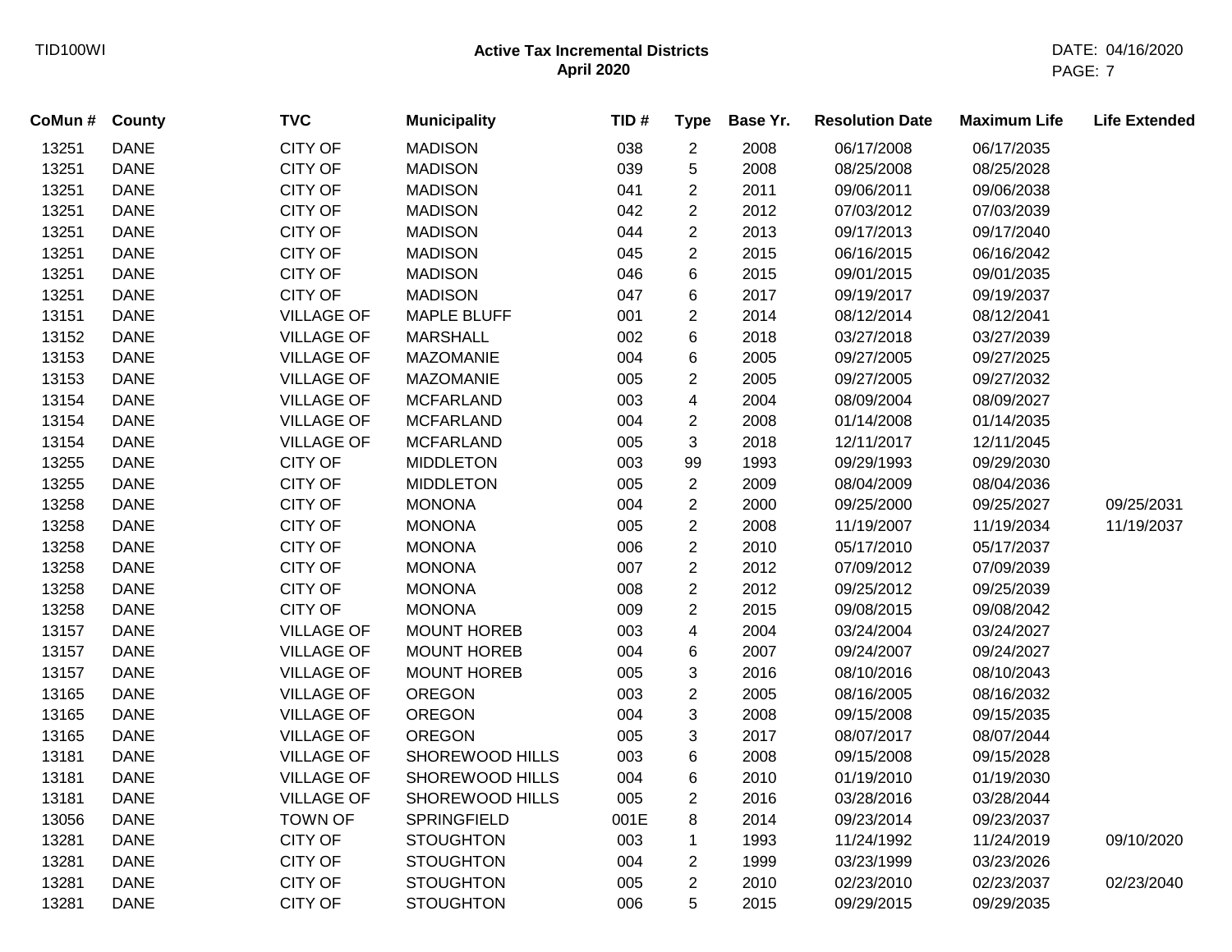# Active Tax Incremental Districts
## April 2020

| CoMun # | County | TVC | Municipality | TID # | Type | Base Yr. | Resolution Date | Maximum Life | Life Extended |
|---|---|---|---|---|---|---|---|---|---|
| 13251 | DANE | CITY OF | MADISON | 038 | 2 | 2008 | 06/17/2008 | 06/17/2035 | |
| 13251 | DANE | CITY OF | MADISON | 039 | 5 | 2008 | 08/25/2008 | 08/25/2028 | |
| 13251 | DANE | CITY OF | MADISON | 041 | 2 | 2011 | 09/06/2011 | 09/06/2038 | |
| 13251 | DANE | CITY OF | MADISON | 042 | 2 | 2012 | 07/03/2012 | 07/03/2039 | |
| 13251 | DANE | CITY OF | MADISON | 044 | 2 | 2013 | 09/17/2013 | 09/17/2040 | |
| 13251 | DANE | CITY OF | MADISON | 045 | 2 | 2015 | 06/16/2015 | 06/16/2042 | |
| 13251 | DANE | CITY OF | MADISON | 046 | 6 | 2015 | 09/01/2015 | 09/01/2035 | |
| 13251 | DANE | CITY OF | MADISON | 047 | 6 | 2017 | 09/19/2017 | 09/19/2037 | |
| 13151 | DANE | VILLAGE OF | MAPLE BLUFF | 001 | 2 | 2014 | 08/12/2014 | 08/12/2041 | |
| 13152 | DANE | VILLAGE OF | MARSHALL | 002 | 6 | 2018 | 03/27/2018 | 03/27/2039 | |
| 13153 | DANE | VILLAGE OF | MAZOMANIE | 004 | 6 | 2005 | 09/27/2005 | 09/27/2025 | |
| 13153 | DANE | VILLAGE OF | MAZOMANIE | 005 | 2 | 2005 | 09/27/2005 | 09/27/2032 | |
| 13154 | DANE | VILLAGE OF | MCFARLAND | 003 | 4 | 2004 | 08/09/2004 | 08/09/2027 | |
| 13154 | DANE | VILLAGE OF | MCFARLAND | 004 | 2 | 2008 | 01/14/2008 | 01/14/2035 | |
| 13154 | DANE | VILLAGE OF | MCFARLAND | 005 | 3 | 2018 | 12/11/2017 | 12/11/2045 | |
| 13255 | DANE | CITY OF | MIDDLETON | 003 | 99 | 1993 | 09/29/1993 | 09/29/2030 | |
| 13255 | DANE | CITY OF | MIDDLETON | 005 | 2 | 2009 | 08/04/2009 | 08/04/2036 | |
| 13258 | DANE | CITY OF | MONONA | 004 | 2 | 2000 | 09/25/2000 | 09/25/2027 | 09/25/2031 |
| 13258 | DANE | CITY OF | MONONA | 005 | 2 | 2008 | 11/19/2007 | 11/19/2034 | 11/19/2037 |
| 13258 | DANE | CITY OF | MONONA | 006 | 2 | 2010 | 05/17/2010 | 05/17/2037 | |
| 13258 | DANE | CITY OF | MONONA | 007 | 2 | 2012 | 07/09/2012 | 07/09/2039 | |
| 13258 | DANE | CITY OF | MONONA | 008 | 2 | 2012 | 09/25/2012 | 09/25/2039 | |
| 13258 | DANE | CITY OF | MONONA | 009 | 2 | 2015 | 09/08/2015 | 09/08/2042 | |
| 13157 | DANE | VILLAGE OF | MOUNT HOREB | 003 | 4 | 2004 | 03/24/2004 | 03/24/2027 | |
| 13157 | DANE | VILLAGE OF | MOUNT HOREB | 004 | 6 | 2007 | 09/24/2007 | 09/24/2027 | |
| 13157 | DANE | VILLAGE OF | MOUNT HOREB | 005 | 3 | 2016 | 08/10/2016 | 08/10/2043 | |
| 13165 | DANE | VILLAGE OF | OREGON | 003 | 2 | 2005 | 08/16/2005 | 08/16/2032 | |
| 13165 | DANE | VILLAGE OF | OREGON | 004 | 3 | 2008 | 09/15/2008 | 09/15/2035 | |
| 13165 | DANE | VILLAGE OF | OREGON | 005 | 3 | 2017 | 08/07/2017 | 08/07/2044 | |
| 13181 | DANE | VILLAGE OF | SHOREWOOD HILLS | 003 | 6 | 2008 | 09/15/2008 | 09/15/2028 | |
| 13181 | DANE | VILLAGE OF | SHOREWOOD HILLS | 004 | 6 | 2010 | 01/19/2010 | 01/19/2030 | |
| 13181 | DANE | VILLAGE OF | SHOREWOOD HILLS | 005 | 2 | 2016 | 03/28/2016 | 03/28/2044 | |
| 13056 | DANE | TOWN OF | SPRINGFIELD | 001E | 8 | 2014 | 09/23/2014 | 09/23/2037 | |
| 13281 | DANE | CITY OF | STOUGHTON | 003 | 1 | 1993 | 11/24/1992 | 11/24/2019 | 09/10/2020 |
| 13281 | DANE | CITY OF | STOUGHTON | 004 | 2 | 1999 | 03/23/1999 | 03/23/2026 | |
| 13281 | DANE | CITY OF | STOUGHTON | 005 | 2 | 2010 | 02/23/2010 | 02/23/2037 | 02/23/2040 |
| 13281 | DANE | CITY OF | STOUGHTON | 006 | 5 | 2015 | 09/29/2015 | 09/29/2035 | |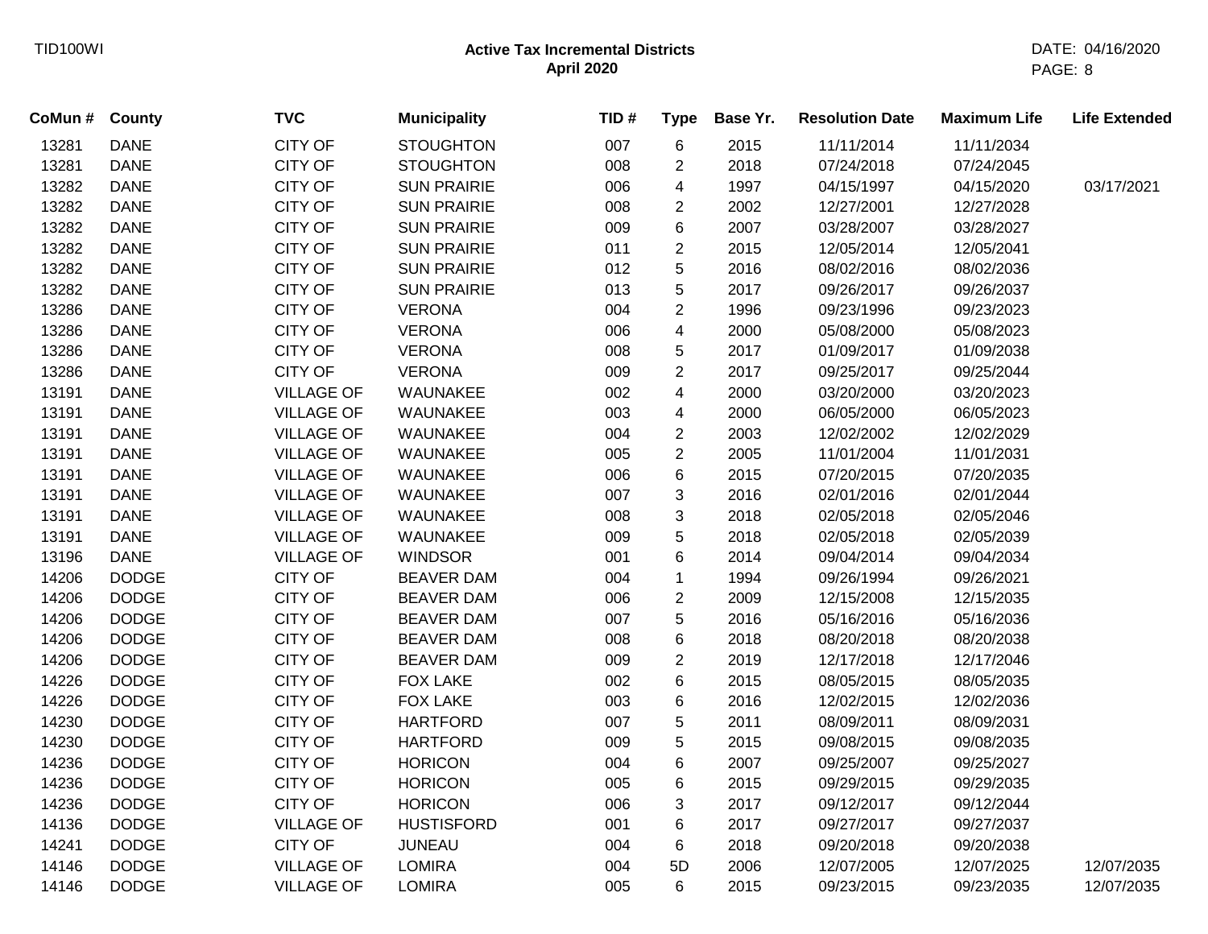| CoMun # | County | TVC | Municipality | TID # | Type | Base Yr. | Resolution Date | Maximum Life | Life Extended |
|---|---|---|---|---|---|---|---|---|---|
| 13281 | DANE | CITY OF | STOUGHTON | 007 | 6 | 2015 | 11/11/2014 | 11/11/2034 | |
| 13281 | DANE | CITY OF | STOUGHTON | 008 | 2 | 2018 | 07/24/2018 | 07/24/2045 | |
| 13282 | DANE | CITY OF | SUN PRAIRIE | 006 | 4 | 1997 | 04/15/1997 | 04/15/2020 | 03/17/2021 |
| 13282 | DANE | CITY OF | SUN PRAIRIE | 008 | 2 | 2002 | 12/27/2001 | 12/27/2028 | |
| 13282 | DANE | CITY OF | SUN PRAIRIE | 009 | 6 | 2007 | 03/28/2007 | 03/28/2027 | |
| 13282 | DANE | CITY OF | SUN PRAIRIE | 011 | 2 | 2015 | 12/05/2014 | 12/05/2041 | |
| 13282 | DANE | CITY OF | SUN PRAIRIE | 012 | 5 | 2016 | 08/02/2016 | 08/02/2036 | |
| 13282 | DANE | CITY OF | SUN PRAIRIE | 013 | 5 | 2017 | 09/26/2017 | 09/26/2037 | |
| 13286 | DANE | CITY OF | VERONA | 004 | 2 | 1996 | 09/23/1996 | 09/23/2023 | |
| 13286 | DANE | CITY OF | VERONA | 006 | 4 | 2000 | 05/08/2000 | 05/08/2023 | |
| 13286 | DANE | CITY OF | VERONA | 008 | 5 | 2017 | 01/09/2017 | 01/09/2038 | |
| 13286 | DANE | CITY OF | VERONA | 009 | 2 | 2017 | 09/25/2017 | 09/25/2044 | |
| 13191 | DANE | VILLAGE OF | WAUNAKEE | 002 | 4 | 2000 | 03/20/2000 | 03/20/2023 | |
| 13191 | DANE | VILLAGE OF | WAUNAKEE | 003 | 4 | 2000 | 06/05/2000 | 06/05/2023 | |
| 13191 | DANE | VILLAGE OF | WAUNAKEE | 004 | 2 | 2003 | 12/02/2002 | 12/02/2029 | |
| 13191 | DANE | VILLAGE OF | WAUNAKEE | 005 | 2 | 2005 | 11/01/2004 | 11/01/2031 | |
| 13191 | DANE | VILLAGE OF | WAUNAKEE | 006 | 6 | 2015 | 07/20/2015 | 07/20/2035 | |
| 13191 | DANE | VILLAGE OF | WAUNAKEE | 007 | 3 | 2016 | 02/01/2016 | 02/01/2044 | |
| 13191 | DANE | VILLAGE OF | WAUNAKEE | 008 | 3 | 2018 | 02/05/2018 | 02/05/2046 | |
| 13191 | DANE | VILLAGE OF | WAUNAKEE | 009 | 5 | 2018 | 02/05/2018 | 02/05/2039 | |
| 13196 | DANE | VILLAGE OF | WINDSOR | 001 | 6 | 2014 | 09/04/2014 | 09/04/2034 | |
| 14206 | DODGE | CITY OF | BEAVER DAM | 004 | 1 | 1994 | 09/26/1994 | 09/26/2021 | |
| 14206 | DODGE | CITY OF | BEAVER DAM | 006 | 2 | 2009 | 12/15/2008 | 12/15/2035 | |
| 14206 | DODGE | CITY OF | BEAVER DAM | 007 | 5 | 2016 | 05/16/2016 | 05/16/2036 | |
| 14206 | DODGE | CITY OF | BEAVER DAM | 008 | 6 | 2018 | 08/20/2018 | 08/20/2038 | |
| 14206 | DODGE | CITY OF | BEAVER DAM | 009 | 2 | 2019 | 12/17/2018 | 12/17/2046 | |
| 14226 | DODGE | CITY OF | FOX LAKE | 002 | 6 | 2015 | 08/05/2015 | 08/05/2035 | |
| 14226 | DODGE | CITY OF | FOX LAKE | 003 | 6 | 2016 | 12/02/2015 | 12/02/2036 | |
| 14230 | DODGE | CITY OF | HARTFORD | 007 | 5 | 2011 | 08/09/2011 | 08/09/2031 | |
| 14230 | DODGE | CITY OF | HARTFORD | 009 | 5 | 2015 | 09/08/2015 | 09/08/2035 | |
| 14236 | DODGE | CITY OF | HORICON | 004 | 6 | 2007 | 09/25/2007 | 09/25/2027 | |
| 14236 | DODGE | CITY OF | HORICON | 005 | 6 | 2015 | 09/29/2015 | 09/29/2035 | |
| 14236 | DODGE | CITY OF | HORICON | 006 | 3 | 2017 | 09/12/2017 | 09/12/2044 | |
| 14136 | DODGE | VILLAGE OF | HUSTISFORD | 001 | 6 | 2017 | 09/27/2017 | 09/27/2037 | |
| 14241 | DODGE | CITY OF | JUNEAU | 004 | 6 | 2018 | 09/20/2018 | 09/20/2038 | |
| 14146 | DODGE | VILLAGE OF | LOMIRA | 004 | 5D | 2006 | 12/07/2005 | 12/07/2025 | 12/07/2035 |
| 14146 | DODGE | VILLAGE OF | LOMIRA | 005 | 6 | 2015 | 09/23/2015 | 09/23/2035 | 12/07/2035 |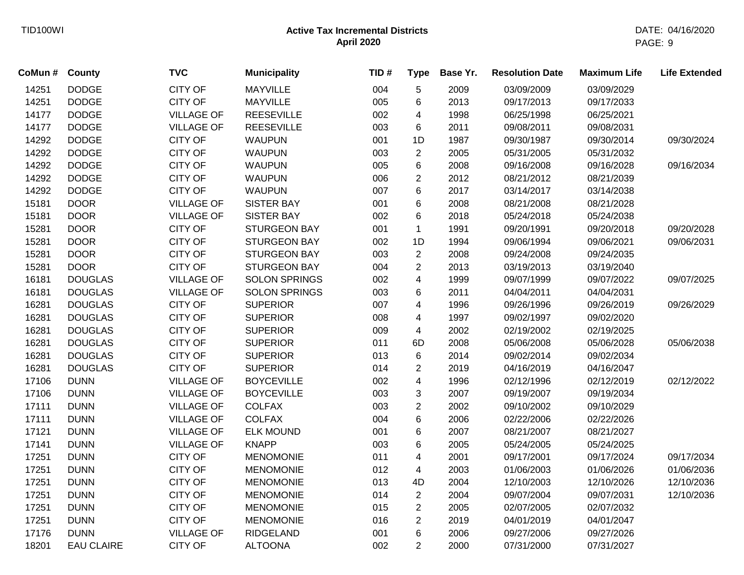TID100WI

**Active Tax Incremental Districts**
**April 2020**

DATE: 04/16/2020

| CoMun # | County | TVC | Municipality | TID # | Type | Base Yr. | Resolution Date | Maximum Life | Life Extended |
|---|---|---|---|---|---|---|---|---|---|
| 14251 | DODGE | CITY OF | MAYVILLE | 004 | 5 | 2009 | 03/09/2009 | 03/09/2029 | |
| 14251 | DODGE | CITY OF | MAYVILLE | 005 | 6 | 2013 | 09/17/2013 | 09/17/2033 | |
| 14177 | DODGE | VILLAGE OF | REESEVILLE | 002 | 4 | 1998 | 06/25/1998 | 06/25/2021 | |
| 14177 | DODGE | VILLAGE OF | REESEVILLE | 003 | 6 | 2011 | 09/08/2011 | 09/08/2031 | |
| 14292 | DODGE | CITY OF | WAUPUN | 001 | 1D | 1987 | 09/30/1987 | 09/30/2014 | 09/30/2024 |
| 14292 | DODGE | CITY OF | WAUPUN | 003 | 2 | 2005 | 05/31/2005 | 05/31/2032 | |
| 14292 | DODGE | CITY OF | WAUPUN | 005 | 6 | 2008 | 09/16/2008 | 09/16/2028 | 09/16/2034 |
| 14292 | DODGE | CITY OF | WAUPUN | 006 | 2 | 2012 | 08/21/2012 | 08/21/2039 | |
| 14292 | DODGE | CITY OF | WAUPUN | 007 | 6 | 2017 | 03/14/2017 | 03/14/2038 | |
| 15181 | DOOR | VILLAGE OF | SISTER BAY | 001 | 6 | 2008 | 08/21/2008 | 08/21/2028 | |
| 15181 | DOOR | VILLAGE OF | SISTER BAY | 002 | 6 | 2018 | 05/24/2018 | 05/24/2038 | |
| 15281 | DOOR | CITY OF | STURGEON BAY | 001 | 1 | 1991 | 09/20/1991 | 09/20/2018 | 09/20/2028 |
| 15281 | DOOR | CITY OF | STURGEON BAY | 002 | 1D | 1994 | 09/06/1994 | 09/06/2021 | 09/06/2031 |
| 15281 | DOOR | CITY OF | STURGEON BAY | 003 | 2 | 2008 | 09/24/2008 | 09/24/2035 | |
| 15281 | DOOR | CITY OF | STURGEON BAY | 004 | 2 | 2013 | 03/19/2013 | 03/19/2040 | |
| 16181 | DOUGLAS | VILLAGE OF | SOLON SPRINGS | 002 | 4 | 1999 | 09/07/1999 | 09/07/2022 | 09/07/2025 |
| 16181 | DOUGLAS | VILLAGE OF | SOLON SPRINGS | 003 | 6 | 2011 | 04/04/2011 | 04/04/2031 | |
| 16281 | DOUGLAS | CITY OF | SUPERIOR | 007 | 4 | 1996 | 09/26/1996 | 09/26/2019 | 09/26/2029 |
| 16281 | DOUGLAS | CITY OF | SUPERIOR | 008 | 4 | 1997 | 09/02/1997 | 09/02/2020 | |
| 16281 | DOUGLAS | CITY OF | SUPERIOR | 009 | 4 | 2002 | 02/19/2002 | 02/19/2025 | |
| 16281 | DOUGLAS | CITY OF | SUPERIOR | 011 | 6D | 2008 | 05/06/2008 | 05/06/2028 | 05/06/2038 |
| 16281 | DOUGLAS | CITY OF | SUPERIOR | 013 | 6 | 2014 | 09/02/2014 | 09/02/2034 | |
| 16281 | DOUGLAS | CITY OF | SUPERIOR | 014 | 2 | 2019 | 04/16/2019 | 04/16/2047 | |
| 17106 | DUNN | VILLAGE OF | BOYCEVILLE | 002 | 4 | 1996 | 02/12/1996 | 02/12/2019 | 02/12/2022 |
| 17106 | DUNN | VILLAGE OF | BOYCEVILLE | 003 | 3 | 2007 | 09/19/2007 | 09/19/2034 | |
| 17111 | DUNN | VILLAGE OF | COLFAX | 003 | 2 | 2002 | 09/10/2002 | 09/10/2029 | |
| 17111 | DUNN | VILLAGE OF | COLFAX | 004 | 6 | 2006 | 02/22/2006 | 02/22/2026 | |
| 17121 | DUNN | VILLAGE OF | ELK MOUND | 001 | 6 | 2007 | 08/21/2007 | 08/21/2027 | |
| 17141 | DUNN | VILLAGE OF | KNAPP | 003 | 6 | 2005 | 05/24/2005 | 05/24/2025 | |
| 17251 | DUNN | CITY OF | MENOMONIE | 011 | 4 | 2001 | 09/17/2001 | 09/17/2024 | 09/17/2034 |
| 17251 | DUNN | CITY OF | MENOMONIE | 012 | 4 | 2003 | 01/06/2003 | 01/06/2026 | 01/06/2036 |
| 17251 | DUNN | CITY OF | MENOMONIE | 013 | 4D | 2004 | 12/10/2003 | 12/10/2026 | 12/10/2036 |
| 17251 | DUNN | CITY OF | MENOMONIE | 014 | 2 | 2004 | 09/07/2004 | 09/07/2031 | 12/10/2036 |
| 17251 | DUNN | CITY OF | MENOMONIE | 015 | 2 | 2005 | 02/07/2005 | 02/07/2032 | |
| 17251 | DUNN | CITY OF | MENOMONIE | 016 | 2 | 2019 | 04/01/2019 | 04/01/2047 | |
| 17176 | DUNN | VILLAGE OF | RIDGELAND | 001 | 6 | 2006 | 09/27/2006 | 09/27/2026 | |
| 18201 | EAU CLAIRE | CITY OF | ALTOONA | 002 | 2 | 2000 | 07/31/2000 | 07/31/2027 | |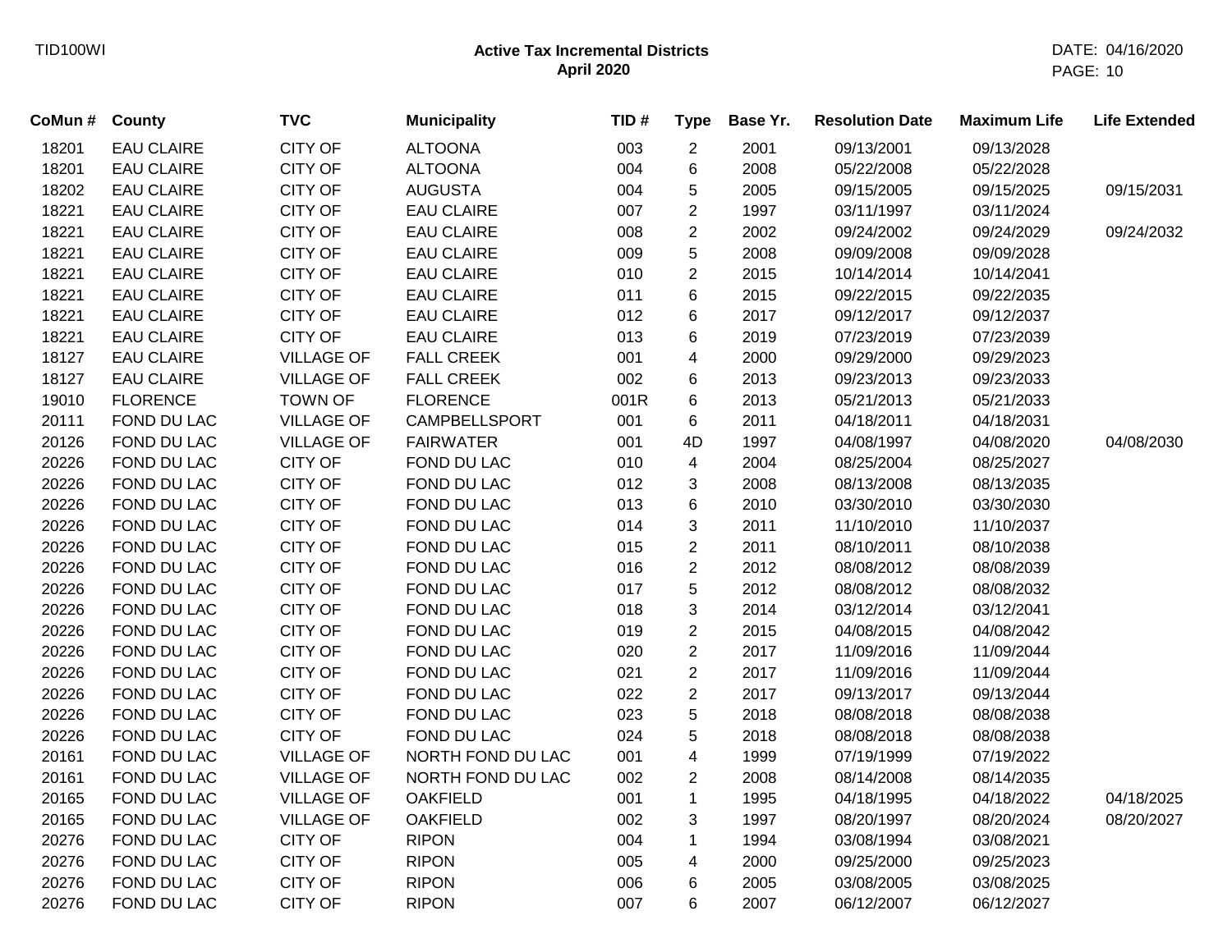# Active Tax Incremental Districts
## April 2020

| CoMun # | County | TVC | Municipality | TID # | Type | Base Yr. | Resolution Date | Maximum Life | Life Extended |
|---|---|---|---|---|---|---|---|---|---|
| 18201 | EAU CLAIRE | CITY OF | ALTOONA | 003 | 2 | 2001 | 09/13/2001 | 09/13/2028 | |
| 18201 | EAU CLAIRE | CITY OF | ALTOONA | 004 | 6 | 2008 | 05/22/2008 | 05/22/2028 | |
| 18202 | EAU CLAIRE | CITY OF | AUGUSTA | 004 | 5 | 2005 | 09/15/2005 | 09/15/2025 | 09/15/2031 |
| 18221 | EAU CLAIRE | CITY OF | EAU CLAIRE | 007 | 2 | 1997 | 03/11/1997 | 03/11/2024 | |
| 18221 | EAU CLAIRE | CITY OF | EAU CLAIRE | 008 | 2 | 2002 | 09/24/2002 | 09/24/2029 | 09/24/2032 |
| 18221 | EAU CLAIRE | CITY OF | EAU CLAIRE | 009 | 5 | 2008 | 09/09/2008 | 09/09/2028 | |
| 18221 | EAU CLAIRE | CITY OF | EAU CLAIRE | 010 | 2 | 2015 | 10/14/2014 | 10/14/2041 | |
| 18221 | EAU CLAIRE | CITY OF | EAU CLAIRE | 011 | 6 | 2015 | 09/22/2015 | 09/22/2035 | |
| 18221 | EAU CLAIRE | CITY OF | EAU CLAIRE | 012 | 6 | 2017 | 09/12/2017 | 09/12/2037 | |
| 18221 | EAU CLAIRE | CITY OF | EAU CLAIRE | 013 | 6 | 2019 | 07/23/2019 | 07/23/2039 | |
| 18127 | EAU CLAIRE | VILLAGE OF | FALL CREEK | 001 | 4 | 2000 | 09/29/2000 | 09/29/2023 | |
| 18127 | EAU CLAIRE | VILLAGE OF | FALL CREEK | 002 | 6 | 2013 | 09/23/2013 | 09/23/2033 | |
| 19010 | FLORENCE | TOWN OF | FLORENCE | 001R | 6 | 2013 | 05/21/2013 | 05/21/2033 | |
| 20111 | FOND DU LAC | VILLAGE OF | CAMPBELLSPORT | 001 | 6 | 2011 | 04/18/2011 | 04/18/2031 | |
| 20126 | FOND DU LAC | VILLAGE OF | FAIRWATER | 001 | 4D | 1997 | 04/08/1997 | 04/08/2020 | 04/08/2030 |
| 20226 | FOND DU LAC | CITY OF | FOND DU LAC | 010 | 4 | 2004 | 08/25/2004 | 08/25/2027 | |
| 20226 | FOND DU LAC | CITY OF | FOND DU LAC | 012 | 3 | 2008 | 08/13/2008 | 08/13/2035 | |
| 20226 | FOND DU LAC | CITY OF | FOND DU LAC | 013 | 6 | 2010 | 03/30/2010 | 03/30/2030 | |
| 20226 | FOND DU LAC | CITY OF | FOND DU LAC | 014 | 3 | 2011 | 11/10/2010 | 11/10/2037 | |
| 20226 | FOND DU LAC | CITY OF | FOND DU LAC | 015 | 2 | 2011 | 08/10/2011 | 08/10/2038 | |
| 20226 | FOND DU LAC | CITY OF | FOND DU LAC | 016 | 2 | 2012 | 08/08/2012 | 08/08/2039 | |
| 20226 | FOND DU LAC | CITY OF | FOND DU LAC | 017 | 5 | 2012 | 08/08/2012 | 08/08/2032 | |
| 20226 | FOND DU LAC | CITY OF | FOND DU LAC | 018 | 3 | 2014 | 03/12/2014 | 03/12/2041 | |
| 20226 | FOND DU LAC | CITY OF | FOND DU LAC | 019 | 2 | 2015 | 04/08/2015 | 04/08/2042 | |
| 20226 | FOND DU LAC | CITY OF | FOND DU LAC | 020 | 2 | 2017 | 11/09/2016 | 11/09/2044 | |
| 20226 | FOND DU LAC | CITY OF | FOND DU LAC | 021 | 2 | 2017 | 11/09/2016 | 11/09/2044 | |
| 20226 | FOND DU LAC | CITY OF | FOND DU LAC | 022 | 2 | 2017 | 09/13/2017 | 09/13/2044 | |
| 20226 | FOND DU LAC | CITY OF | FOND DU LAC | 023 | 5 | 2018 | 08/08/2018 | 08/08/2038 | |
| 20226 | FOND DU LAC | CITY OF | FOND DU LAC | 024 | 5 | 2018 | 08/08/2018 | 08/08/2038 | |
| 20161 | FOND DU LAC | VILLAGE OF | NORTH FOND DU LAC | 001 | 4 | 1999 | 07/19/1999 | 07/19/2022 | |
| 20161 | FOND DU LAC | VILLAGE OF | NORTH FOND DU LAC | 002 | 2 | 2008 | 08/14/2008 | 08/14/2035 | |
| 20165 | FOND DU LAC | VILLAGE OF | OAKFIELD | 001 | 1 | 1995 | 04/18/1995 | 04/18/2022 | 04/18/2025 |
| 20165 | FOND DU LAC | VILLAGE OF | OAKFIELD | 002 | 3 | 1997 | 08/20/1997 | 08/20/2024 | 08/20/2027 |
| 20276 | FOND DU LAC | CITY OF | RIPON | 004 | 1 | 1994 | 03/08/1994 | 03/08/2021 | |
| 20276 | FOND DU LAC | CITY OF | RIPON | 005 | 4 | 2000 | 09/25/2000 | 09/25/2023 | |
| 20276 | FOND DU LAC | CITY OF | RIPON | 006 | 6 | 2005 | 03/08/2005 | 03/08/2025 | |
| 20276 | FOND DU LAC | CITY OF | RIPON | 007 | 6 | 2007 | 06/12/2007 | 06/12/2027 | |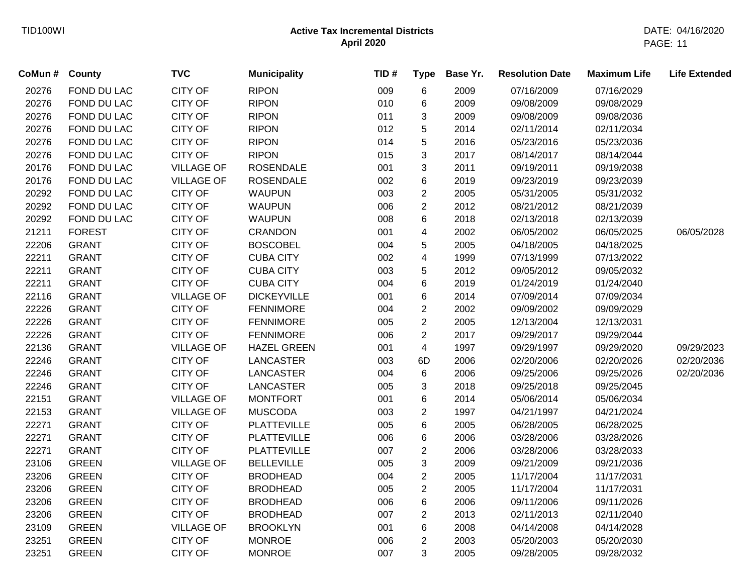# Active Tax Incremental Districts

**April 2020**

| CoMun # | County | TVC | Municipality | TID # | Type | Base Yr. | Resolution Date | Maximum Life | Life Extended |
|---|---|---|---|---|---|---|---|---|---|
| 20276 | FOND DU LAC | CITY OF | RIPON | 009 | 6 | 2009 | 07/16/2009 | 07/16/2029 | |
| 20276 | FOND DU LAC | CITY OF | RIPON | 010 | 6 | 2009 | 09/08/2009 | 09/08/2029 | |
| 20276 | FOND DU LAC | CITY OF | RIPON | 011 | 3 | 2009 | 09/08/2009 | 09/08/2036 | |
| 20276 | FOND DU LAC | CITY OF | RIPON | 012 | 5 | 2014 | 02/11/2014 | 02/11/2034 | |
| 20276 | FOND DU LAC | CITY OF | RIPON | 014 | 5 | 2016 | 05/23/2016 | 05/23/2036 | |
| 20276 | FOND DU LAC | CITY OF | RIPON | 015 | 3 | 2017 | 08/14/2017 | 08/14/2044 | |
| 20176 | FOND DU LAC | VILLAGE OF | ROSENDALE | 001 | 3 | 2011 | 09/19/2011 | 09/19/2038 | |
| 20176 | FOND DU LAC | VILLAGE OF | ROSENDALE | 002 | 6 | 2019 | 09/23/2019 | 09/23/2039 | |
| 20292 | FOND DU LAC | CITY OF | WAUPUN | 003 | 2 | 2005 | 05/31/2005 | 05/31/2032 | |
| 20292 | FOND DU LAC | CITY OF | WAUPUN | 006 | 2 | 2012 | 08/21/2012 | 08/21/2039 | |
| 20292 | FOND DU LAC | CITY OF | WAUPUN | 008 | 6 | 2018 | 02/13/2018 | 02/13/2039 | |
| 21211 | FOREST | CITY OF | CRANDON | 001 | 4 | 2002 | 06/05/2002 | 06/05/2025 | 06/05/2028 |
| 22206 | GRANT | CITY OF | BOSCOBEL | 004 | 5 | 2005 | 04/18/2005 | 04/18/2025 | |
| 22211 | GRANT | CITY OF | CUBA CITY | 002 | 4 | 1999 | 07/13/1999 | 07/13/2022 | |
| 22211 | GRANT | CITY OF | CUBA CITY | 003 | 5 | 2012 | 09/05/2012 | 09/05/2032 | |
| 22211 | GRANT | CITY OF | CUBA CITY | 004 | 6 | 2019 | 01/24/2019 | 01/24/2040 | |
| 22116 | GRANT | VILLAGE OF | DICKEYVILLE | 001 | 6 | 2014 | 07/09/2014 | 07/09/2034 | |
| 22226 | GRANT | CITY OF | FENNIMORE | 004 | 2 | 2002 | 09/09/2002 | 09/09/2029 | |
| 22226 | GRANT | CITY OF | FENNIMORE | 005 | 2 | 2005 | 12/13/2004 | 12/13/2031 | |
| 22226 | GRANT | CITY OF | FENNIMORE | 006 | 2 | 2017 | 09/29/2017 | 09/29/2044 | |
| 22136 | GRANT | VILLAGE OF | HAZEL GREEN | 001 | 4 | 1997 | 09/29/1997 | 09/29/2020 | 09/29/2023 |
| 22246 | GRANT | CITY OF | LANCASTER | 003 | 6D | 2006 | 02/20/2006 | 02/20/2026 | 02/20/2036 |
| 22246 | GRANT | CITY OF | LANCASTER | 004 | 6 | 2006 | 09/25/2006 | 09/25/2026 | 02/20/2036 |
| 22246 | GRANT | CITY OF | LANCASTER | 005 | 3 | 2018 | 09/25/2018 | 09/25/2045 | |
| 22151 | GRANT | VILLAGE OF | MONTFORT | 001 | 6 | 2014 | 05/06/2014 | 05/06/2034 | |
| 22153 | GRANT | VILLAGE OF | MUSCODA | 003 | 2 | 1997 | 04/21/1997 | 04/21/2024 | |
| 22271 | GRANT | CITY OF | PLATTEVILLE | 005 | 6 | 2005 | 06/28/2005 | 06/28/2025 | |
| 22271 | GRANT | CITY OF | PLATTEVILLE | 006 | 6 | 2006 | 03/28/2006 | 03/28/2026 | |
| 22271 | GRANT | CITY OF | PLATTEVILLE | 007 | 2 | 2006 | 03/28/2006 | 03/28/2033 | |
| 23106 | GREEN | VILLAGE OF | BELLEVILLE | 005 | 3 | 2009 | 09/21/2009 | 09/21/2036 | |
| 23206 | GREEN | CITY OF | BRODHEAD | 004 | 2 | 2005 | 11/17/2004 | 11/17/2031 | |
| 23206 | GREEN | CITY OF | BRODHEAD | 005 | 2 | 2005 | 11/17/2004 | 11/17/2031 | |
| 23206 | GREEN | CITY OF | BRODHEAD | 006 | 6 | 2006 | 09/11/2006 | 09/11/2026 | |
| 23206 | GREEN | CITY OF | BRODHEAD | 007 | 2 | 2013 | 02/11/2013 | 02/11/2040 | |
| 23109 | GREEN | VILLAGE OF | BROOKLYN | 001 | 6 | 2008 | 04/14/2008 | 04/14/2028 | |
| 23251 | GREEN | CITY OF | MONROE | 006 | 2 | 2003 | 05/20/2003 | 05/20/2030 | |
| 23251 | GREEN | CITY OF | MONROE | 007 | 3 | 2005 | 09/28/2005 | 09/28/2032 | |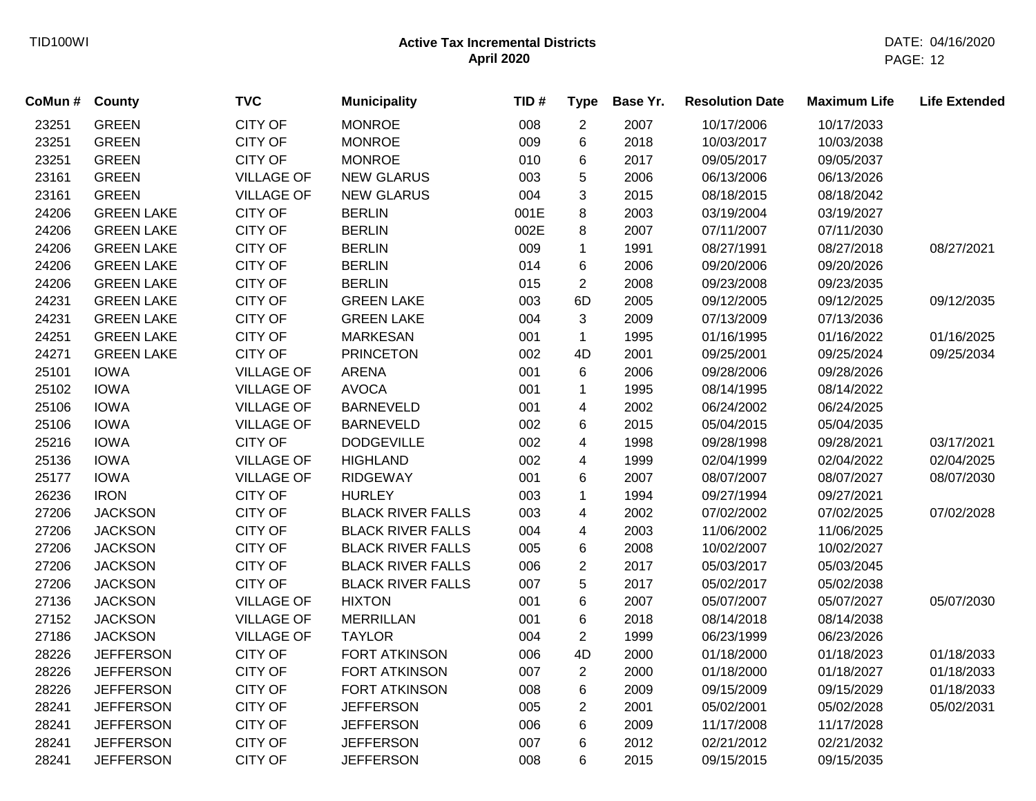| CoMun # | County | TVC | Municipality | TID # | Type | Base Yr. | Resolution Date | Maximum Life | Life Extended |
|---|---|---|---|---|---|---|---|---|---|
| 23251 | GREEN | CITY OF | MONROE | 008 | 2 | 2007 | 10/17/2006 | 10/17/2033 | |
| 23251 | GREEN | CITY OF | MONROE | 009 | 6 | 2018 | 10/03/2017 | 10/03/2038 | |
| 23251 | GREEN | CITY OF | MONROE | 010 | 6 | 2017 | 09/05/2017 | 09/05/2037 | |
| 23161 | GREEN | VILLAGE OF | NEW GLARUS | 003 | 5 | 2006 | 06/13/2006 | 06/13/2026 | |
| 23161 | GREEN | VILLAGE OF | NEW GLARUS | 004 | 3 | 2015 | 08/18/2015 | 08/18/2042 | |
| 24206 | GREEN LAKE | CITY OF | BERLIN | 001E | 8 | 2003 | 03/19/2004 | 03/19/2027 | |
| 24206 | GREEN LAKE | CITY OF | BERLIN | 002E | 8 | 2007 | 07/11/2007 | 07/11/2030 | |
| 24206 | GREEN LAKE | CITY OF | BERLIN | 009 | 1 | 1991 | 08/27/1991 | 08/27/2018 | 08/27/2021 |
| 24206 | GREEN LAKE | CITY OF | BERLIN | 014 | 6 | 2006 | 09/20/2006 | 09/20/2026 | |
| 24206 | GREEN LAKE | CITY OF | BERLIN | 015 | 2 | 2008 | 09/23/2008 | 09/23/2035 | |
| 24231 | GREEN LAKE | CITY OF | GREEN LAKE | 003 | 6D | 2005 | 09/12/2005 | 09/12/2025 | 09/12/2035 |
| 24231 | GREEN LAKE | CITY OF | GREEN LAKE | 004 | 3 | 2009 | 07/13/2009 | 07/13/2036 | |
| 24251 | GREEN LAKE | CITY OF | MARKESAN | 001 | 1 | 1995 | 01/16/1995 | 01/16/2022 | 01/16/2025 |
| 24271 | GREEN LAKE | CITY OF | PRINCETON | 002 | 4D | 2001 | 09/25/2001 | 09/25/2024 | 09/25/2034 |
| 25101 | IOWA | VILLAGE OF | ARENA | 001 | 6 | 2006 | 09/28/2006 | 09/28/2026 | |
| 25102 | IOWA | VILLAGE OF | AVOCA | 001 | 1 | 1995 | 08/14/1995 | 08/14/2022 | |
| 25106 | IOWA | VILLAGE OF | BARNEVELD | 001 | 4 | 2002 | 06/24/2002 | 06/24/2025 | |
| 25106 | IOWA | VILLAGE OF | BARNEVELD | 002 | 6 | 2015 | 05/04/2015 | 05/04/2035 | |
| 25216 | IOWA | CITY OF | DODGEVILLE | 002 | 4 | 1998 | 09/28/1998 | 09/28/2021 | 03/17/2021 |
| 25136 | IOWA | VILLAGE OF | HIGHLAND | 002 | 4 | 1999 | 02/04/1999 | 02/04/2022 | 02/04/2025 |
| 25177 | IOWA | VILLAGE OF | RIDGEWAY | 001 | 6 | 2007 | 08/07/2007 | 08/07/2027 | 08/07/2030 |
| 26236 | IRON | CITY OF | HURLEY | 003 | 1 | 1994 | 09/27/1994 | 09/27/2021 | |
| 27206 | JACKSON | CITY OF | BLACK RIVER FALLS | 003 | 4 | 2002 | 07/02/2002 | 07/02/2025 | 07/02/2028 |
| 27206 | JACKSON | CITY OF | BLACK RIVER FALLS | 004 | 4 | 2003 | 11/06/2002 | 11/06/2025 | |
| 27206 | JACKSON | CITY OF | BLACK RIVER FALLS | 005 | 6 | 2008 | 10/02/2007 | 10/02/2027 | |
| 27206 | JACKSON | CITY OF | BLACK RIVER FALLS | 006 | 2 | 2017 | 05/03/2017 | 05/03/2045 | |
| 27206 | JACKSON | CITY OF | BLACK RIVER FALLS | 007 | 5 | 2017 | 05/02/2017 | 05/02/2038 | |
| 27136 | JACKSON | VILLAGE OF | HIXTON | 001 | 6 | 2007 | 05/07/2007 | 05/07/2027 | 05/07/2030 |
| 27152 | JACKSON | VILLAGE OF | MERRILLAN | 001 | 6 | 2018 | 08/14/2018 | 08/14/2038 | |
| 27186 | JACKSON | VILLAGE OF | TAYLOR | 004 | 2 | 1999 | 06/23/1999 | 06/23/2026 | |
| 28226 | JEFFERSON | CITY OF | FORT ATKINSON | 006 | 4D | 2000 | 01/18/2000 | 01/18/2023 | 01/18/2033 |
| 28226 | JEFFERSON | CITY OF | FORT ATKINSON | 007 | 2 | 2000 | 01/18/2000 | 01/18/2027 | 01/18/2033 |
| 28226 | JEFFERSON | CITY OF | FORT ATKINSON | 008 | 6 | 2009 | 09/15/2009 | 09/15/2029 | 01/18/2033 |
| 28241 | JEFFERSON | CITY OF | JEFFERSON | 005 | 2 | 2001 | 05/02/2001 | 05/02/2028 | 05/02/2031 |
| 28241 | JEFFERSON | CITY OF | JEFFERSON | 006 | 6 | 2009 | 11/17/2008 | 11/17/2028 | |
| 28241 | JEFFERSON | CITY OF | JEFFERSON | 007 | 6 | 2012 | 02/21/2012 | 02/21/2032 | |
| 28241 | JEFFERSON | CITY OF | JEFFERSON | 008 | 6 | 2015 | 09/15/2015 | 09/15/2035 | |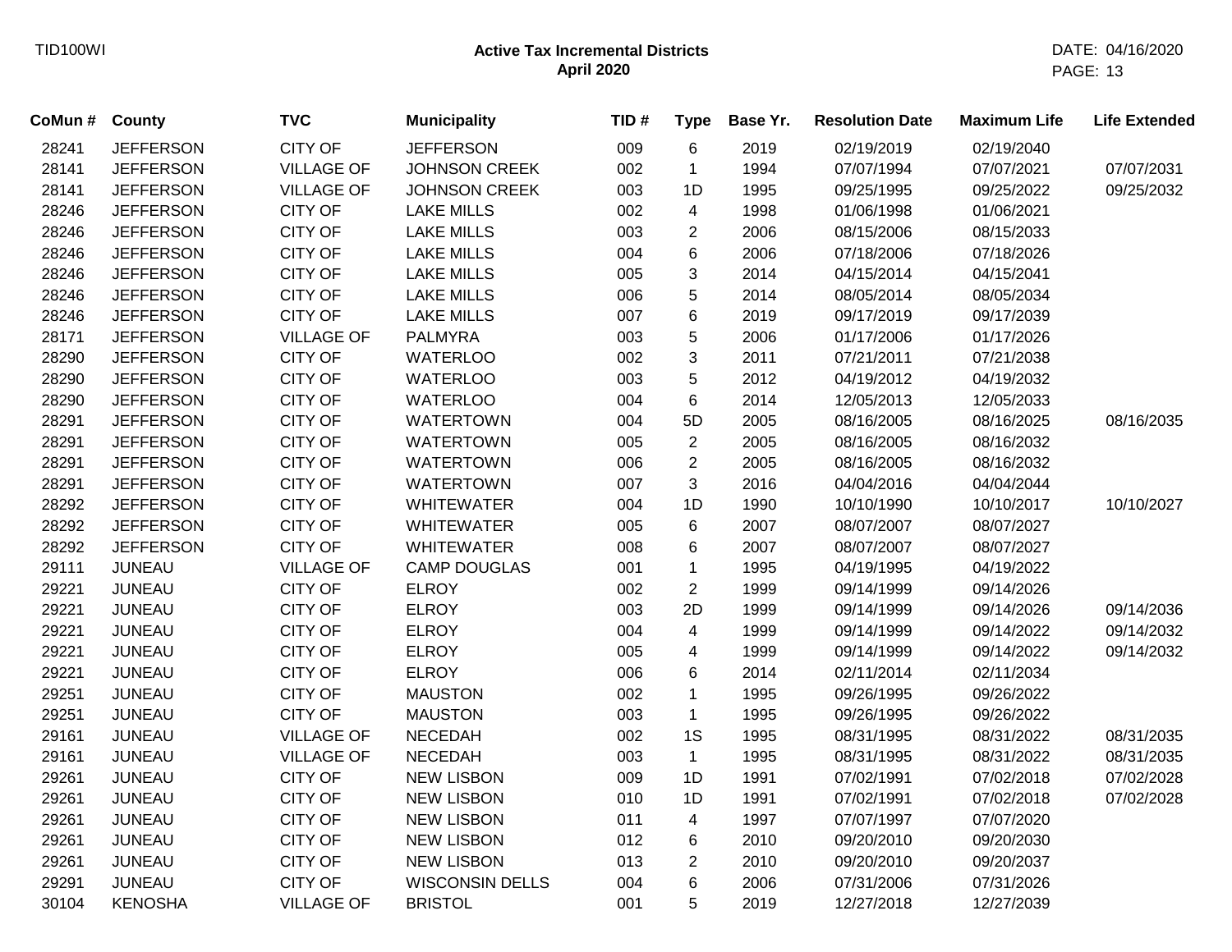# Active Tax Incremental Districts
## April 2020

| CoMun # | County | TVC | Municipality | TID # | Type | Base Yr. | Resolution Date | Maximum Life | Life Extended |
|---|---|---|---|---|---|---|---|---|---|
| 28241 | JEFFERSON | CITY OF | JEFFERSON | 009 | 6 | 2019 | 02/19/2019 | 02/19/2040 | |
| 28141 | JEFFERSON | VILLAGE OF | JOHNSON CREEK | 002 | 1 | 1994 | 07/07/1994 | 07/07/2021 | 07/07/2031 |
| 28141 | JEFFERSON | VILLAGE OF | JOHNSON CREEK | 003 | 1D | 1995 | 09/25/1995 | 09/25/2022 | 09/25/2032 |
| 28246 | JEFFERSON | CITY OF | LAKE MILLS | 002 | 4 | 1998 | 01/06/1998 | 01/06/2021 | |
| 28246 | JEFFERSON | CITY OF | LAKE MILLS | 003 | 2 | 2006 | 08/15/2006 | 08/15/2033 | |
| 28246 | JEFFERSON | CITY OF | LAKE MILLS | 004 | 6 | 2006 | 07/18/2006 | 07/18/2026 | |
| 28246 | JEFFERSON | CITY OF | LAKE MILLS | 005 | 3 | 2014 | 04/15/2014 | 04/15/2041 | |
| 28246 | JEFFERSON | CITY OF | LAKE MILLS | 006 | 5 | 2014 | 08/05/2014 | 08/05/2034 | |
| 28246 | JEFFERSON | CITY OF | LAKE MILLS | 007 | 6 | 2019 | 09/17/2019 | 09/17/2039 | |
| 28171 | JEFFERSON | VILLAGE OF | PALMYRA | 003 | 5 | 2006 | 01/17/2006 | 01/17/2026 | |
| 28290 | JEFFERSON | CITY OF | WATERLOO | 002 | 3 | 2011 | 07/21/2011 | 07/21/2038 | |
| 28290 | JEFFERSON | CITY OF | WATERLOO | 003 | 5 | 2012 | 04/19/2012 | 04/19/2032 | |
| 28290 | JEFFERSON | CITY OF | WATERLOO | 004 | 6 | 2014 | 12/05/2013 | 12/05/2033 | |
| 28291 | JEFFERSON | CITY OF | WATERTOWN | 004 | 5D | 2005 | 08/16/2005 | 08/16/2025 | 08/16/2035 |
| 28291 | JEFFERSON | CITY OF | WATERTOWN | 005 | 2 | 2005 | 08/16/2005 | 08/16/2032 | |
| 28291 | JEFFERSON | CITY OF | WATERTOWN | 006 | 2 | 2005 | 08/16/2005 | 08/16/2032 | |
| 28291 | JEFFERSON | CITY OF | WATERTOWN | 007 | 3 | 2016 | 04/04/2016 | 04/04/2044 | |
| 28292 | JEFFERSON | CITY OF | WHITEWATER | 004 | 1D | 1990 | 10/10/1990 | 10/10/2017 | 10/10/2027 |
| 28292 | JEFFERSON | CITY OF | WHITEWATER | 005 | 6 | 2007 | 08/07/2007 | 08/07/2027 | |
| 28292 | JEFFERSON | CITY OF | WHITEWATER | 008 | 6 | 2007 | 08/07/2007 | 08/07/2027 | |
| 29111 | JUNEAU | VILLAGE OF | CAMP DOUGLAS | 001 | 1 | 1995 | 04/19/1995 | 04/19/2022 | |
| 29221 | JUNEAU | CITY OF | ELROY | 002 | 2 | 1999 | 09/14/1999 | 09/14/2026 | |
| 29221 | JUNEAU | CITY OF | ELROY | 003 | 2D | 1999 | 09/14/1999 | 09/14/2026 | 09/14/2036 |
| 29221 | JUNEAU | CITY OF | ELROY | 004 | 4 | 1999 | 09/14/1999 | 09/14/2022 | 09/14/2032 |
| 29221 | JUNEAU | CITY OF | ELROY | 005 | 4 | 1999 | 09/14/1999 | 09/14/2022 | 09/14/2032 |
| 29221 | JUNEAU | CITY OF | ELROY | 006 | 6 | 2014 | 02/11/2014 | 02/11/2034 | |
| 29251 | JUNEAU | CITY OF | MAUSTON | 002 | 1 | 1995 | 09/26/1995 | 09/26/2022 | |
| 29251 | JUNEAU | CITY OF | MAUSTON | 003 | 1 | 1995 | 09/26/1995 | 09/26/2022 | |
| 29161 | JUNEAU | VILLAGE OF | NECEDAH | 002 | 1S | 1995 | 08/31/1995 | 08/31/2022 | 08/31/2035 |
| 29161 | JUNEAU | VILLAGE OF | NECEDAH | 003 | 1 | 1995 | 08/31/1995 | 08/31/2022 | 08/31/2035 |
| 29261 | JUNEAU | CITY OF | NEW LISBON | 009 | 1D | 1991 | 07/02/1991 | 07/02/2018 | 07/02/2028 |
| 29261 | JUNEAU | CITY OF | NEW LISBON | 010 | 1D | 1991 | 07/02/1991 | 07/02/2018 | 07/02/2028 |
| 29261 | JUNEAU | CITY OF | NEW LISBON | 011 | 4 | 1997 | 07/07/1997 | 07/07/2020 | |
| 29261 | JUNEAU | CITY OF | NEW LISBON | 012 | 6 | 2010 | 09/20/2010 | 09/20/2030 | |
| 29261 | JUNEAU | CITY OF | NEW LISBON | 013 | 2 | 2010 | 09/20/2010 | 09/20/2037 | |
| 29291 | JUNEAU | CITY OF | WISCONSIN DELLS | 004 | 6 | 2006 | 07/31/2006 | 07/31/2026 | |
| 30104 | KENOSHA | VILLAGE OF | BRISTOL | 001 | 5 | 2019 | 12/27/2018 | 12/27/2039 | |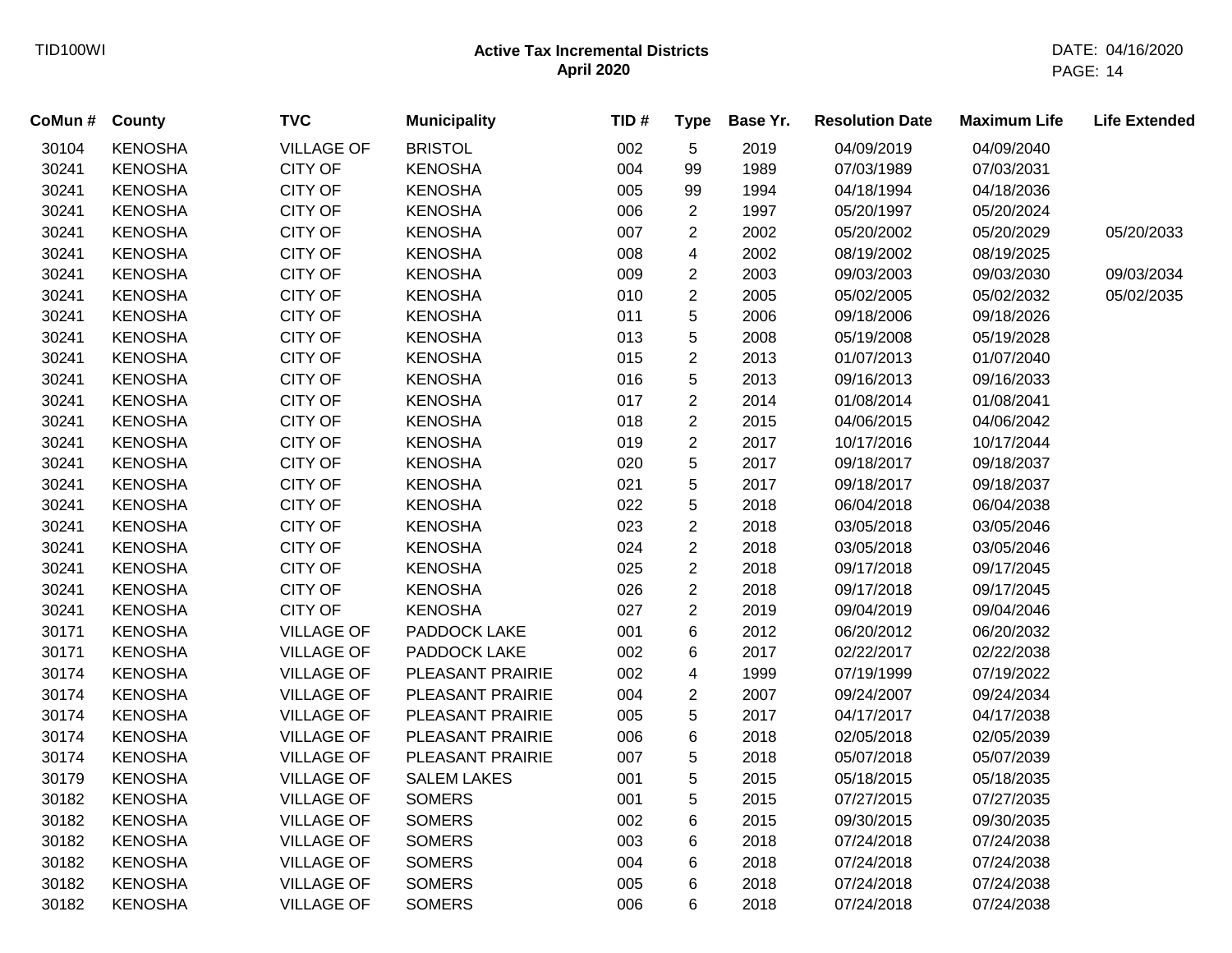# Active Tax Incremental Districts
## April 2020

| CoMun # | County | TVC | Municipality | TID # | Type | Base Yr. | Resolution Date | Maximum Life | Life Extended |
|---|---|---|---|---|---|---|---|---|---|
| 30104 | KENOSHA | VILLAGE OF | BRISTOL | 002 | 5 | 2019 | 04/09/2019 | 04/09/2040 | |
| 30241 | KENOSHA | CITY OF | KENOSHA | 004 | 99 | 1989 | 07/03/1989 | 07/03/2031 | |
| 30241 | KENOSHA | CITY OF | KENOSHA | 005 | 99 | 1994 | 04/18/1994 | 04/18/2036 | |
| 30241 | KENOSHA | CITY OF | KENOSHA | 006 | 2 | 1997 | 05/20/1997 | 05/20/2024 | |
| 30241 | KENOSHA | CITY OF | KENOSHA | 007 | 2 | 2002 | 05/20/2002 | 05/20/2029 | 05/20/2033 |
| 30241 | KENOSHA | CITY OF | KENOSHA | 008 | 4 | 2002 | 08/19/2002 | 08/19/2025 | |
| 30241 | KENOSHA | CITY OF | KENOSHA | 009 | 2 | 2003 | 09/03/2003 | 09/03/2030 | 09/03/2034 |
| 30241 | KENOSHA | CITY OF | KENOSHA | 010 | 2 | 2005 | 05/02/2005 | 05/02/2032 | 05/02/2035 |
| 30241 | KENOSHA | CITY OF | KENOSHA | 011 | 5 | 2006 | 09/18/2006 | 09/18/2026 | |
| 30241 | KENOSHA | CITY OF | KENOSHA | 013 | 5 | 2008 | 05/19/2008 | 05/19/2028 | |
| 30241 | KENOSHA | CITY OF | KENOSHA | 015 | 2 | 2013 | 01/07/2013 | 01/07/2040 | |
| 30241 | KENOSHA | CITY OF | KENOSHA | 016 | 5 | 2013 | 09/16/2013 | 09/16/2033 | |
| 30241 | KENOSHA | CITY OF | KENOSHA | 017 | 2 | 2014 | 01/08/2014 | 01/08/2041 | |
| 30241 | KENOSHA | CITY OF | KENOSHA | 018 | 2 | 2015 | 04/06/2015 | 04/06/2042 | |
| 30241 | KENOSHA | CITY OF | KENOSHA | 019 | 2 | 2017 | 10/17/2016 | 10/17/2044 | |
| 30241 | KENOSHA | CITY OF | KENOSHA | 020 | 5 | 2017 | 09/18/2017 | 09/18/2037 | |
| 30241 | KENOSHA | CITY OF | KENOSHA | 021 | 5 | 2017 | 09/18/2017 | 09/18/2037 | |
| 30241 | KENOSHA | CITY OF | KENOSHA | 022 | 5 | 2018 | 06/04/2018 | 06/04/2038 | |
| 30241 | KENOSHA | CITY OF | KENOSHA | 023 | 2 | 2018 | 03/05/2018 | 03/05/2046 | |
| 30241 | KENOSHA | CITY OF | KENOSHA | 024 | 2 | 2018 | 03/05/2018 | 03/05/2046 | |
| 30241 | KENOSHA | CITY OF | KENOSHA | 025 | 2 | 2018 | 09/17/2018 | 09/17/2045 | |
| 30241 | KENOSHA | CITY OF | KENOSHA | 026 | 2 | 2018 | 09/17/2018 | 09/17/2045 | |
| 30241 | KENOSHA | CITY OF | KENOSHA | 027 | 2 | 2019 | 09/04/2019 | 09/04/2046 | |
| 30171 | KENOSHA | VILLAGE OF | PADDOCK LAKE | 001 | 6 | 2012 | 06/20/2012 | 06/20/2032 | |
| 30171 | KENOSHA | VILLAGE OF | PADDOCK LAKE | 002 | 6 | 2017 | 02/22/2017 | 02/22/2038 | |
| 30174 | KENOSHA | VILLAGE OF | PLEASANT PRAIRIE | 002 | 4 | 1999 | 07/19/1999 | 07/19/2022 | |
| 30174 | KENOSHA | VILLAGE OF | PLEASANT PRAIRIE | 004 | 2 | 2007 | 09/24/2007 | 09/24/2034 | |
| 30174 | KENOSHA | VILLAGE OF | PLEASANT PRAIRIE | 005 | 5 | 2017 | 04/17/2017 | 04/17/2038 | |
| 30174 | KENOSHA | VILLAGE OF | PLEASANT PRAIRIE | 006 | 6 | 2018 | 02/05/2018 | 02/05/2039 | |
| 30174 | KENOSHA | VILLAGE OF | PLEASANT PRAIRIE | 007 | 5 | 2018 | 05/07/2018 | 05/07/2039 | |
| 30179 | KENOSHA | VILLAGE OF | SALEM LAKES | 001 | 5 | 2015 | 05/18/2015 | 05/18/2035 | |
| 30182 | KENOSHA | VILLAGE OF | SOMERS | 001 | 5 | 2015 | 07/27/2015 | 07/27/2035 | |
| 30182 | KENOSHA | VILLAGE OF | SOMERS | 002 | 6 | 2015 | 09/30/2015 | 09/30/2035 | |
| 30182 | KENOSHA | VILLAGE OF | SOMERS | 003 | 6 | 2018 | 07/24/2018 | 07/24/2038 | |
| 30182 | KENOSHA | VILLAGE OF | SOMERS | 004 | 6 | 2018 | 07/24/2018 | 07/24/2038 | |
| 30182 | KENOSHA | VILLAGE OF | SOMERS | 005 | 6 | 2018 | 07/24/2018 | 07/24/2038 | |
| 30182 | KENOSHA | VILLAGE OF | SOMERS | 006 | 6 | 2018 | 07/24/2018 | 07/24/2038 | |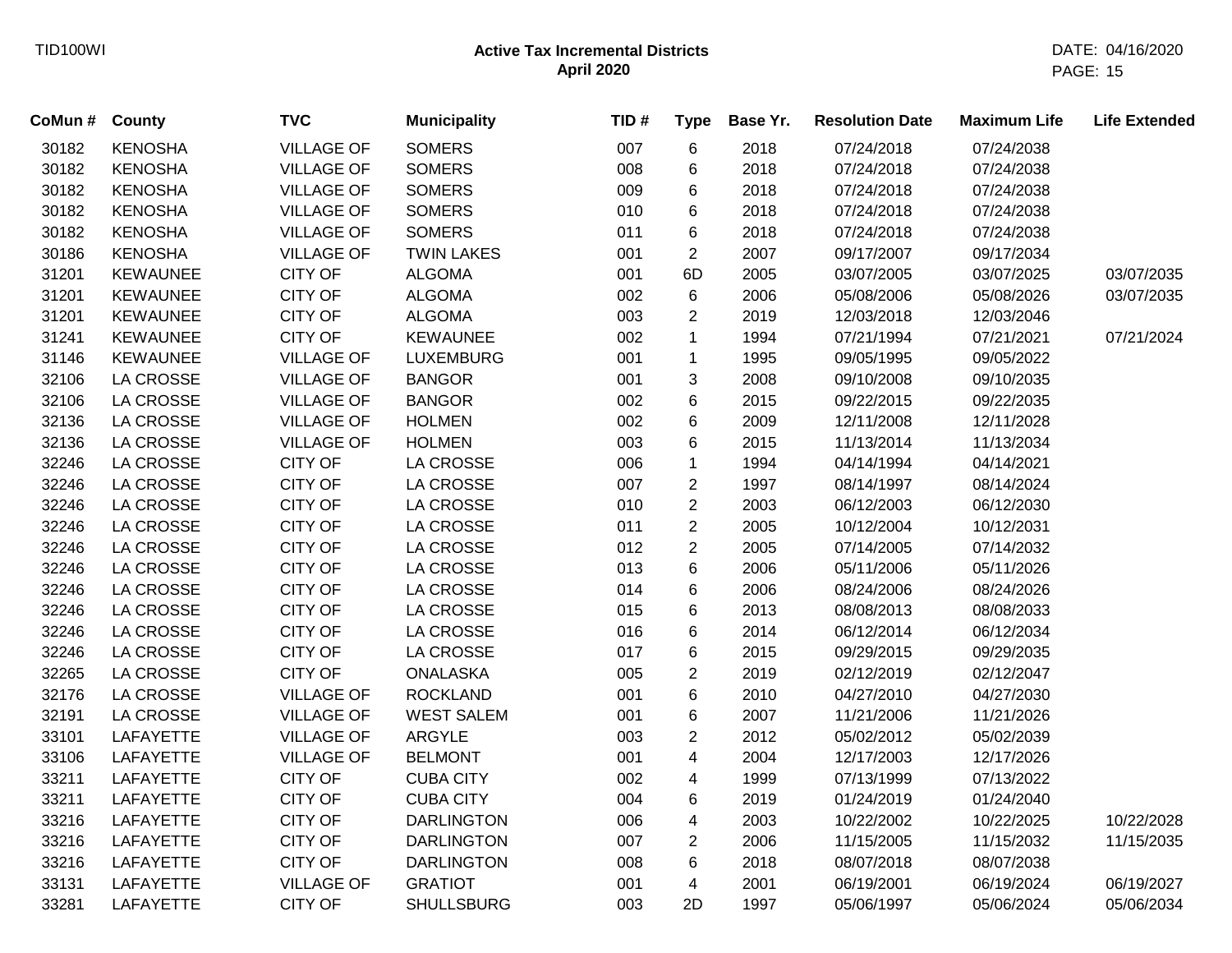TID100WI

## Active Tax Incremental Districts
**April 2020**

DATE: 04/16/2020

| CoMun # | County | TVC | Municipality | TID # | Type | Base Yr. | Resolution Date | Maximum Life | Life Extended |
|---|---|---|---|---|---|---|---|---|---|
| 30182 | KENOSHA | VILLAGE OF | SOMERS | 007 | 6 | 2018 | 07/24/2018 | 07/24/2038 | |
| 30182 | KENOSHA | VILLAGE OF | SOMERS | 008 | 6 | 2018 | 07/24/2018 | 07/24/2038 | |
| 30182 | KENOSHA | VILLAGE OF | SOMERS | 009 | 6 | 2018 | 07/24/2018 | 07/24/2038 | |
| 30182 | KENOSHA | VILLAGE OF | SOMERS | 010 | 6 | 2018 | 07/24/2018 | 07/24/2038 | |
| 30182 | KENOSHA | VILLAGE OF | SOMERS | 011 | 6 | 2018 | 07/24/2018 | 07/24/2038 | |
| 30186 | KENOSHA | VILLAGE OF | TWIN LAKES | 001 | 2 | 2007 | 09/17/2007 | 09/17/2034 | |
| 31201 | KEWAUNEE | CITY OF | ALGOMA | 001 | 6D | 2005 | 03/07/2005 | 03/07/2025 | 03/07/2035 |
| 31201 | KEWAUNEE | CITY OF | ALGOMA | 002 | 6 | 2006 | 05/08/2006 | 05/08/2026 | 03/07/2035 |
| 31201 | KEWAUNEE | CITY OF | ALGOMA | 003 | 2 | 2019 | 12/03/2018 | 12/03/2046 | |
| 31241 | KEWAUNEE | CITY OF | KEWAUNEE | 002 | 1 | 1994 | 07/21/1994 | 07/21/2021 | 07/21/2024 |
| 31146 | KEWAUNEE | VILLAGE OF | LUXEMBURG | 001 | 1 | 1995 | 09/05/1995 | 09/05/2022 | |
| 32106 | LA CROSSE | VILLAGE OF | BANGOR | 001 | 3 | 2008 | 09/10/2008 | 09/10/2035 | |
| 32106 | LA CROSSE | VILLAGE OF | BANGOR | 002 | 6 | 2015 | 09/22/2015 | 09/22/2035 | |
| 32136 | LA CROSSE | VILLAGE OF | HOLMEN | 002 | 6 | 2009 | 12/11/2008 | 12/11/2028 | |
| 32136 | LA CROSSE | VILLAGE OF | HOLMEN | 003 | 6 | 2015 | 11/13/2014 | 11/13/2034 | |
| 32246 | LA CROSSE | CITY OF | LA CROSSE | 006 | 1 | 1994 | 04/14/1994 | 04/14/2021 | |
| 32246 | LA CROSSE | CITY OF | LA CROSSE | 007 | 2 | 1997 | 08/14/1997 | 08/14/2024 | |
| 32246 | LA CROSSE | CITY OF | LA CROSSE | 010 | 2 | 2003 | 06/12/2003 | 06/12/2030 | |
| 32246 | LA CROSSE | CITY OF | LA CROSSE | 011 | 2 | 2005 | 10/12/2004 | 10/12/2031 | |
| 32246 | LA CROSSE | CITY OF | LA CROSSE | 012 | 2 | 2005 | 07/14/2005 | 07/14/2032 | |
| 32246 | LA CROSSE | CITY OF | LA CROSSE | 013 | 6 | 2006 | 05/11/2006 | 05/11/2026 | |
| 32246 | LA CROSSE | CITY OF | LA CROSSE | 014 | 6 | 2006 | 08/24/2006 | 08/24/2026 | |
| 32246 | LA CROSSE | CITY OF | LA CROSSE | 015 | 6 | 2013 | 08/08/2013 | 08/08/2033 | |
| 32246 | LA CROSSE | CITY OF | LA CROSSE | 016 | 6 | 2014 | 06/12/2014 | 06/12/2034 | |
| 32246 | LA CROSSE | CITY OF | LA CROSSE | 017 | 6 | 2015 | 09/29/2015 | 09/29/2035 | |
| 32265 | LA CROSSE | CITY OF | ONALASKA | 005 | 2 | 2019 | 02/12/2019 | 02/12/2047 | |
| 32176 | LA CROSSE | VILLAGE OF | ROCKLAND | 001 | 6 | 2010 | 04/27/2010 | 04/27/2030 | |
| 32191 | LA CROSSE | VILLAGE OF | WEST SALEM | 001 | 6 | 2007 | 11/21/2006 | 11/21/2026 | |
| 33101 | LAFAYETTE | VILLAGE OF | ARGYLE | 003 | 2 | 2012 | 05/02/2012 | 05/02/2039 | |
| 33106 | LAFAYETTE | VILLAGE OF | BELMONT | 001 | 4 | 2004 | 12/17/2003 | 12/17/2026 | |
| 33211 | LAFAYETTE | CITY OF | CUBA CITY | 002 | 4 | 1999 | 07/13/1999 | 07/13/2022 | |
| 33211 | LAFAYETTE | CITY OF | CUBA CITY | 004 | 6 | 2019 | 01/24/2019 | 01/24/2040 | |
| 33216 | LAFAYETTE | CITY OF | DARLINGTON | 006 | 4 | 2003 | 10/22/2002 | 10/22/2025 | 10/22/2028 |
| 33216 | LAFAYETTE | CITY OF | DARLINGTON | 007 | 2 | 2006 | 11/15/2005 | 11/15/2032 | 11/15/2035 |
| 33216 | LAFAYETTE | CITY OF | DARLINGTON | 008 | 6 | 2018 | 08/07/2018 | 08/07/2038 | |
| 33131 | LAFAYETTE | VILLAGE OF | GRATIOT | 001 | 4 | 2001 | 06/19/2001 | 06/19/2024 | 06/19/2027 |
| 33281 | LAFAYETTE | CITY OF | SHULLSBURG | 003 | 2D | 1997 | 05/06/1997 | 05/06/2024 | 05/06/2034 |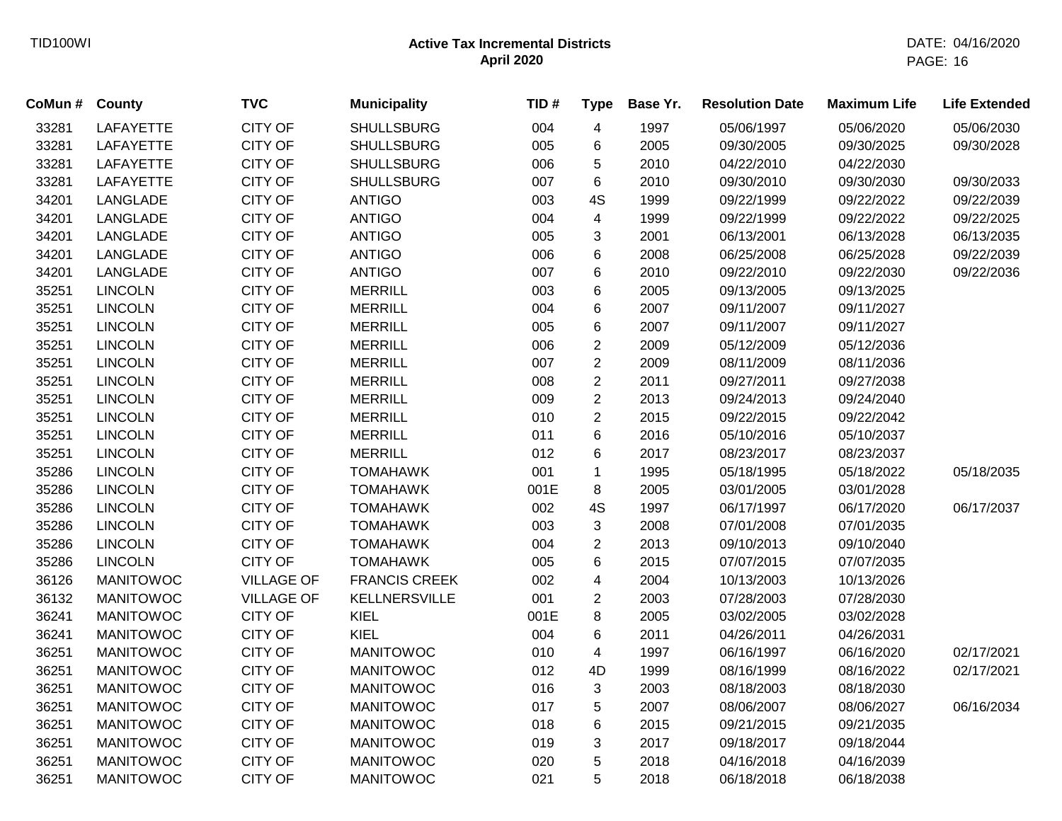| CoMun # | County | TVC | Municipality | TID # | Type | Base Yr. | Resolution Date | Maximum Life | Life Extended |
|---|---|---|---|---|---|---|---|---|---|
| 33281 | LAFAYETTE | CITY OF | SHULLSBURG | 004 | 4 | 1997 | 05/06/1997 | 05/06/2020 | 05/06/2030 |
| 33281 | LAFAYETTE | CITY OF | SHULLSBURG | 005 | 6 | 2005 | 09/30/2005 | 09/30/2025 | 09/30/2028 |
| 33281 | LAFAYETTE | CITY OF | SHULLSBURG | 006 | 5 | 2010 | 04/22/2010 | 04/22/2030 | |
| 33281 | LAFAYETTE | CITY OF | SHULLSBURG | 007 | 6 | 2010 | 09/30/2010 | 09/30/2030 | 09/30/2033 |
| 34201 | LANGLADE | CITY OF | ANTIGO | 003 | 4S | 1999 | 09/22/1999 | 09/22/2022 | 09/22/2039 |
| 34201 | LANGLADE | CITY OF | ANTIGO | 004 | 4 | 1999 | 09/22/1999 | 09/22/2022 | 09/22/2025 |
| 34201 | LANGLADE | CITY OF | ANTIGO | 005 | 3 | 2001 | 06/13/2001 | 06/13/2028 | 06/13/2035 |
| 34201 | LANGLADE | CITY OF | ANTIGO | 006 | 6 | 2008 | 06/25/2008 | 06/25/2028 | 09/22/2039 |
| 34201 | LANGLADE | CITY OF | ANTIGO | 007 | 6 | 2010 | 09/22/2010 | 09/22/2030 | 09/22/2036 |
| 35251 | LINCOLN | CITY OF | MERRILL | 003 | 6 | 2005 | 09/13/2005 | 09/13/2025 | |
| 35251 | LINCOLN | CITY OF | MERRILL | 004 | 6 | 2007 | 09/11/2007 | 09/11/2027 | |
| 35251 | LINCOLN | CITY OF | MERRILL | 005 | 6 | 2007 | 09/11/2007 | 09/11/2027 | |
| 35251 | LINCOLN | CITY OF | MERRILL | 006 | 2 | 2009 | 05/12/2009 | 05/12/2036 | |
| 35251 | LINCOLN | CITY OF | MERRILL | 007 | 2 | 2009 | 08/11/2009 | 08/11/2036 | |
| 35251 | LINCOLN | CITY OF | MERRILL | 008 | 2 | 2011 | 09/27/2011 | 09/27/2038 | |
| 35251 | LINCOLN | CITY OF | MERRILL | 009 | 2 | 2013 | 09/24/2013 | 09/24/2040 | |
| 35251 | LINCOLN | CITY OF | MERRILL | 010 | 2 | 2015 | 09/22/2015 | 09/22/2042 | |
| 35251 | LINCOLN | CITY OF | MERRILL | 011 | 6 | 2016 | 05/10/2016 | 05/10/2037 | |
| 35251 | LINCOLN | CITY OF | MERRILL | 012 | 6 | 2017 | 08/23/2017 | 08/23/2037 | |
| 35286 | LINCOLN | CITY OF | TOMAHAWK | 001 | 1 | 1995 | 05/18/1995 | 05/18/2022 | 05/18/2035 |
| 35286 | LINCOLN | CITY OF | TOMAHAWK | 001E | 8 | 2005 | 03/01/2005 | 03/01/2028 | |
| 35286 | LINCOLN | CITY OF | TOMAHAWK | 002 | 4S | 1997 | 06/17/1997 | 06/17/2020 | 06/17/2037 |
| 35286 | LINCOLN | CITY OF | TOMAHAWK | 003 | 3 | 2008 | 07/01/2008 | 07/01/2035 | |
| 35286 | LINCOLN | CITY OF | TOMAHAWK | 004 | 2 | 2013 | 09/10/2013 | 09/10/2040 | |
| 35286 | LINCOLN | CITY OF | TOMAHAWK | 005 | 6 | 2015 | 07/07/2015 | 07/07/2035 | |
| 36126 | MANITOWOC | VILLAGE OF | FRANCIS CREEK | 002 | 4 | 2004 | 10/13/2003 | 10/13/2026 | |
| 36132 | MANITOWOC | VILLAGE OF | KELLNERSVILLE | 001 | 2 | 2003 | 07/28/2003 | 07/28/2030 | |
| 36241 | MANITOWOC | CITY OF | KIEL | 001E | 8 | 2005 | 03/02/2005 | 03/02/2028 | |
| 36241 | MANITOWOC | CITY OF | KIEL | 004 | 6 | 2011 | 04/26/2011 | 04/26/2031 | |
| 36251 | MANITOWOC | CITY OF | MANITOWOC | 010 | 4 | 1997 | 06/16/1997 | 06/16/2020 | 02/17/2021 |
| 36251 | MANITOWOC | CITY OF | MANITOWOC | 012 | 4D | 1999 | 08/16/1999 | 08/16/2022 | 02/17/2021 |
| 36251 | MANITOWOC | CITY OF | MANITOWOC | 016 | 3 | 2003 | 08/18/2003 | 08/18/2030 | |
| 36251 | MANITOWOC | CITY OF | MANITOWOC | 017 | 5 | 2007 | 08/06/2007 | 08/06/2027 | 06/16/2034 |
| 36251 | MANITOWOC | CITY OF | MANITOWOC | 018 | 6 | 2015 | 09/21/2015 | 09/21/2035 | |
| 36251 | MANITOWOC | CITY OF | MANITOWOC | 019 | 3 | 2017 | 09/18/2017 | 09/18/2044 | |
| 36251 | MANITOWOC | CITY OF | MANITOWOC | 020 | 5 | 2018 | 04/16/2018 | 04/16/2039 | |
| 36251 | MANITOWOC | CITY OF | MANITOWOC | 021 | 5 | 2018 | 06/18/2018 | 06/18/2038 | |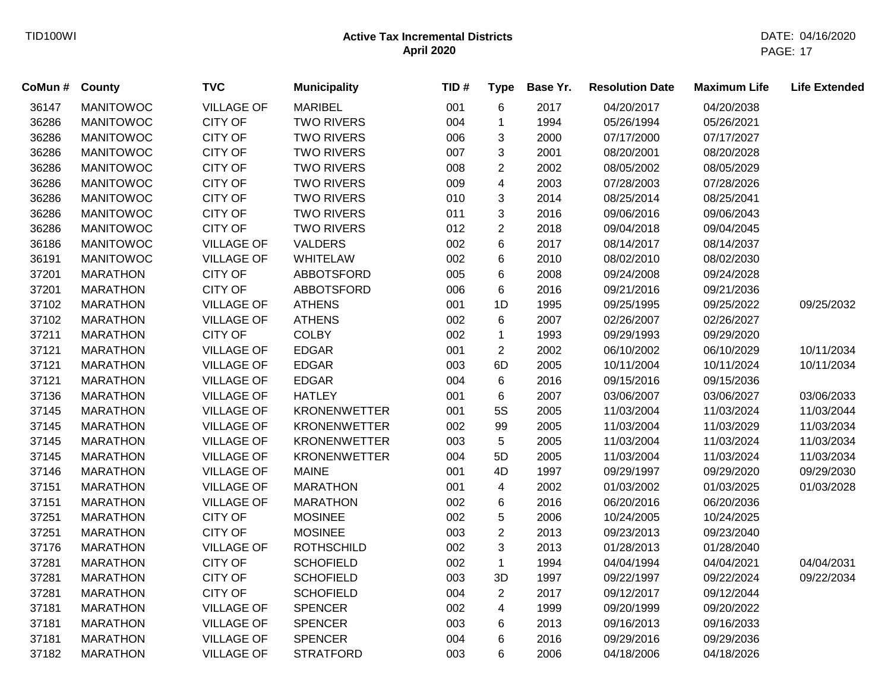TID100WI

**Active Tax Incremental Districts**
**April 2020**

DATE: 04/16/2020

| CoMun # | County | TVC | Municipality | TID # | Type | Base Yr. | Resolution Date | Maximum Life | Life Extended |
|---|---|---|---|---|---|---|---|---|---|
| 36147 | MANITOWOC | VILLAGE OF | MARIBEL | 001 | 6 | 2017 | 04/20/2017 | 04/20/2038 | |
| 36286 | MANITOWOC | CITY OF | TWO RIVERS | 004 | 1 | 1994 | 05/26/1994 | 05/26/2021 | |
| 36286 | MANITOWOC | CITY OF | TWO RIVERS | 006 | 3 | 2000 | 07/17/2000 | 07/17/2027 | |
| 36286 | MANITOWOC | CITY OF | TWO RIVERS | 007 | 3 | 2001 | 08/20/2001 | 08/20/2028 | |
| 36286 | MANITOWOC | CITY OF | TWO RIVERS | 008 | 2 | 2002 | 08/05/2002 | 08/05/2029 | |
| 36286 | MANITOWOC | CITY OF | TWO RIVERS | 009 | 4 | 2003 | 07/28/2003 | 07/28/2026 | |
| 36286 | MANITOWOC | CITY OF | TWO RIVERS | 010 | 3 | 2014 | 08/25/2014 | 08/25/2041 | |
| 36286 | MANITOWOC | CITY OF | TWO RIVERS | 011 | 3 | 2016 | 09/06/2016 | 09/06/2043 | |
| 36286 | MANITOWOC | CITY OF | TWO RIVERS | 012 | 2 | 2018 | 09/04/2018 | 09/04/2045 | |
| 36186 | MANITOWOC | VILLAGE OF | VALDERS | 002 | 6 | 2017 | 08/14/2017 | 08/14/2037 | |
| 36191 | MANITOWOC | VILLAGE OF | WHITELAW | 002 | 6 | 2010 | 08/02/2010 | 08/02/2030 | |
| 37201 | MARATHON | CITY OF | ABBOTSFORD | 005 | 6 | 2008 | 09/24/2008 | 09/24/2028 | |
| 37201 | MARATHON | CITY OF | ABBOTSFORD | 006 | 6 | 2016 | 09/21/2016 | 09/21/2036 | |
| 37102 | MARATHON | VILLAGE OF | ATHENS | 001 | 1D | 1995 | 09/25/1995 | 09/25/2022 | 09/25/2032 |
| 37102 | MARATHON | VILLAGE OF | ATHENS | 002 | 6 | 2007 | 02/26/2007 | 02/26/2027 | |
| 37211 | MARATHON | CITY OF | COLBY | 002 | 1 | 1993 | 09/29/1993 | 09/29/2020 | |
| 37121 | MARATHON | VILLAGE OF | EDGAR | 001 | 2 | 2002 | 06/10/2002 | 06/10/2029 | 10/11/2034 |
| 37121 | MARATHON | VILLAGE OF | EDGAR | 003 | 6D | 2005 | 10/11/2004 | 10/11/2024 | 10/11/2034 |
| 37121 | MARATHON | VILLAGE OF | EDGAR | 004 | 6 | 2016 | 09/15/2016 | 09/15/2036 | |
| 37136 | MARATHON | VILLAGE OF | HATLEY | 001 | 6 | 2007 | 03/06/2007 | 03/06/2027 | 03/06/2033 |
| 37145 | MARATHON | VILLAGE OF | KRONENWETTER | 001 | 5S | 2005 | 11/03/2004 | 11/03/2024 | 11/03/2044 |
| 37145 | MARATHON | VILLAGE OF | KRONENWETTER | 002 | 99 | 2005 | 11/03/2004 | 11/03/2029 | 11/03/2034 |
| 37145 | MARATHON | VILLAGE OF | KRONENWETTER | 003 | 5 | 2005 | 11/03/2004 | 11/03/2024 | 11/03/2034 |
| 37145 | MARATHON | VILLAGE OF | KRONENWETTER | 004 | 5D | 2005 | 11/03/2004 | 11/03/2024 | 11/03/2034 |
| 37146 | MARATHON | VILLAGE OF | MAINE | 001 | 4D | 1997 | 09/29/1997 | 09/29/2020 | 09/29/2030 |
| 37151 | MARATHON | VILLAGE OF | MARATHON | 001 | 4 | 2002 | 01/03/2002 | 01/03/2025 | 01/03/2028 |
| 37151 | MARATHON | VILLAGE OF | MARATHON | 002 | 6 | 2016 | 06/20/2016 | 06/20/2036 | |
| 37251 | MARATHON | CITY OF | MOSINEE | 002 | 5 | 2006 | 10/24/2005 | 10/24/2025 | |
| 37251 | MARATHON | CITY OF | MOSINEE | 003 | 2 | 2013 | 09/23/2013 | 09/23/2040 | |
| 37176 | MARATHON | VILLAGE OF | ROTHSCHILD | 002 | 3 | 2013 | 01/28/2013 | 01/28/2040 | |
| 37281 | MARATHON | CITY OF | SCHOFIELD | 002 | 1 | 1994 | 04/04/1994 | 04/04/2021 | 04/04/2031 |
| 37281 | MARATHON | CITY OF | SCHOFIELD | 003 | 3D | 1997 | 09/22/1997 | 09/22/2024 | 09/22/2034 |
| 37281 | MARATHON | CITY OF | SCHOFIELD | 004 | 2 | 2017 | 09/12/2017 | 09/12/2044 | |
| 37181 | MARATHON | VILLAGE OF | SPENCER | 002 | 4 | 1999 | 09/20/1999 | 09/20/2022 | |
| 37181 | MARATHON | VILLAGE OF | SPENCER | 003 | 6 | 2013 | 09/16/2013 | 09/16/2033 | |
| 37181 | MARATHON | VILLAGE OF | SPENCER | 004 | 6 | 2016 | 09/29/2016 | 09/29/2036 | |
| 37182 | MARATHON | VILLAGE OF | STRATFORD | 003 | 6 | 2006 | 04/18/2006 | 04/18/2026 | |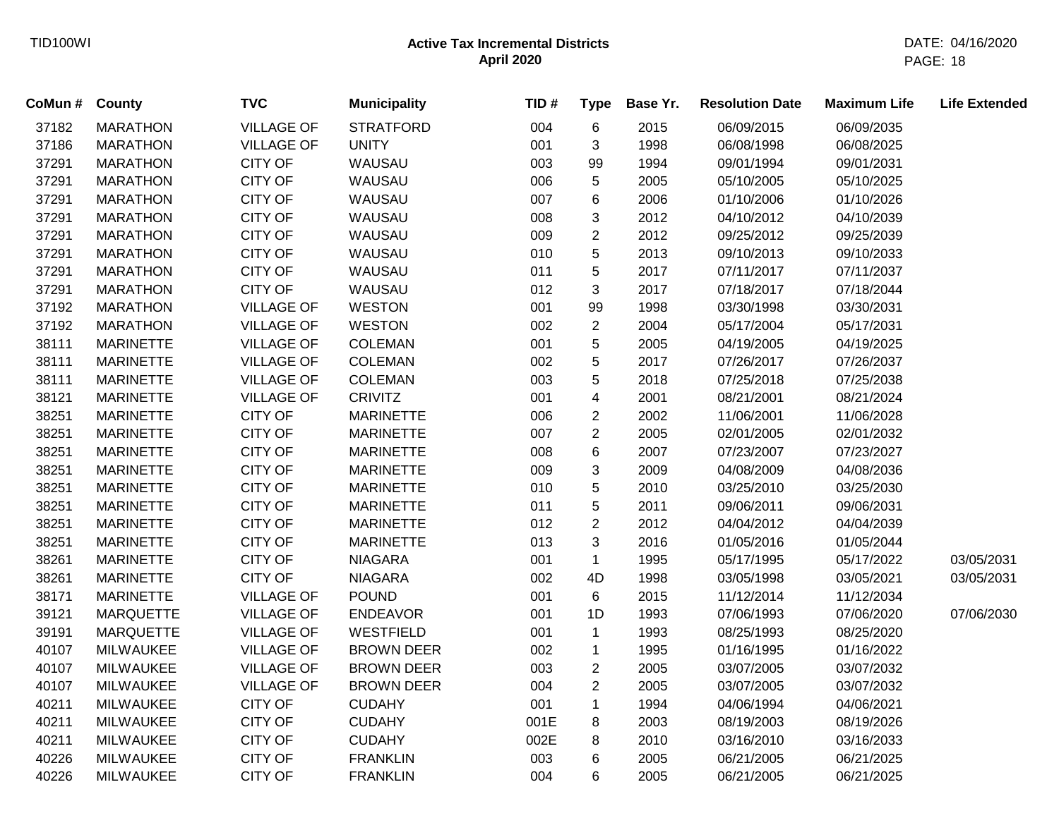**Active Tax Incremental Districts**
**April 2020**

| CoMun # | County | TVC | Municipality | TID # | Type | Base Yr. | Resolution Date | Maximum Life | Life Extended |
|---|---|---|---|---|---|---|---|---|---|
| 37182 | MARATHON | VILLAGE OF | STRATFORD | 004 | 6 | 2015 | 06/09/2015 | 06/09/2035 | |
| 37186 | MARATHON | VILLAGE OF | UNITY | 001 | 3 | 1998 | 06/08/1998 | 06/08/2025 | |
| 37291 | MARATHON | CITY OF | WAUSAU | 003 | 99 | 1994 | 09/01/1994 | 09/01/2031 | |
| 37291 | MARATHON | CITY OF | WAUSAU | 006 | 5 | 2005 | 05/10/2005 | 05/10/2025 | |
| 37291 | MARATHON | CITY OF | WAUSAU | 007 | 6 | 2006 | 01/10/2006 | 01/10/2026 | |
| 37291 | MARATHON | CITY OF | WAUSAU | 008 | 3 | 2012 | 04/10/2012 | 04/10/2039 | |
| 37291 | MARATHON | CITY OF | WAUSAU | 009 | 2 | 2012 | 09/25/2012 | 09/25/2039 | |
| 37291 | MARATHON | CITY OF | WAUSAU | 010 | 5 | 2013 | 09/10/2013 | 09/10/2033 | |
| 37291 | MARATHON | CITY OF | WAUSAU | 011 | 5 | 2017 | 07/11/2017 | 07/11/2037 | |
| 37291 | MARATHON | CITY OF | WAUSAU | 012 | 3 | 2017 | 07/18/2017 | 07/18/2044 | |
| 37192 | MARATHON | VILLAGE OF | WESTON | 001 | 99 | 1998 | 03/30/1998 | 03/30/2031 | |
| 37192 | MARATHON | VILLAGE OF | WESTON | 002 | 2 | 2004 | 05/17/2004 | 05/17/2031 | |
| 38111 | MARINETTE | VILLAGE OF | COLEMAN | 001 | 5 | 2005 | 04/19/2005 | 04/19/2025 | |
| 38111 | MARINETTE | VILLAGE OF | COLEMAN | 002 | 5 | 2017 | 07/26/2017 | 07/26/2037 | |
| 38111 | MARINETTE | VILLAGE OF | COLEMAN | 003 | 5 | 2018 | 07/25/2018 | 07/25/2038 | |
| 38121 | MARINETTE | VILLAGE OF | CRIVITZ | 001 | 4 | 2001 | 08/21/2001 | 08/21/2024 | |
| 38251 | MARINETTE | CITY OF | MARINETTE | 006 | 2 | 2002 | 11/06/2001 | 11/06/2028 | |
| 38251 | MARINETTE | CITY OF | MARINETTE | 007 | 2 | 2005 | 02/01/2005 | 02/01/2032 | |
| 38251 | MARINETTE | CITY OF | MARINETTE | 008 | 6 | 2007 | 07/23/2007 | 07/23/2027 | |
| 38251 | MARINETTE | CITY OF | MARINETTE | 009 | 3 | 2009 | 04/08/2009 | 04/08/2036 | |
| 38251 | MARINETTE | CITY OF | MARINETTE | 010 | 5 | 2010 | 03/25/2010 | 03/25/2030 | |
| 38251 | MARINETTE | CITY OF | MARINETTE | 011 | 5 | 2011 | 09/06/2011 | 09/06/2031 | |
| 38251 | MARINETTE | CITY OF | MARINETTE | 012 | 2 | 2012 | 04/04/2012 | 04/04/2039 | |
| 38251 | MARINETTE | CITY OF | MARINETTE | 013 | 3 | 2016 | 01/05/2016 | 01/05/2044 | |
| 38261 | MARINETTE | CITY OF | NIAGARA | 001 | 1 | 1995 | 05/17/1995 | 05/17/2022 | 03/05/2031 |
| 38261 | MARINETTE | CITY OF | NIAGARA | 002 | 4D | 1998 | 03/05/1998 | 03/05/2021 | 03/05/2031 |
| 38171 | MARINETTE | VILLAGE OF | POUND | 001 | 6 | 2015 | 11/12/2014 | 11/12/2034 | |
| 39121 | MARQUETTE | VILLAGE OF | ENDEAVOR | 001 | 1D | 1993 | 07/06/1993 | 07/06/2020 | 07/06/2030 |
| 39191 | MARQUETTE | VILLAGE OF | WESTFIELD | 001 | 1 | 1993 | 08/25/1993 | 08/25/2020 | |
| 40107 | MILWAUKEE | VILLAGE OF | BROWN DEER | 002 | 1 | 1995 | 01/16/1995 | 01/16/2022 | |
| 40107 | MILWAUKEE | VILLAGE OF | BROWN DEER | 003 | 2 | 2005 | 03/07/2005 | 03/07/2032 | |
| 40107 | MILWAUKEE | VILLAGE OF | BROWN DEER | 004 | 2 | 2005 | 03/07/2005 | 03/07/2032 | |
| 40211 | MILWAUKEE | CITY OF | CUDAHY | 001 | 1 | 1994 | 04/06/1994 | 04/06/2021 | |
| 40211 | MILWAUKEE | CITY OF | CUDAHY | 001E | 8 | 2003 | 08/19/2003 | 08/19/2026 | |
| 40211 | MILWAUKEE | CITY OF | CUDAHY | 002E | 8 | 2010 | 03/16/2010 | 03/16/2033 | |
| 40226 | MILWAUKEE | CITY OF | FRANKLIN | 003 | 6 | 2005 | 06/21/2005 | 06/21/2025 | |
| 40226 | MILWAUKEE | CITY OF | FRANKLIN | 004 | 6 | 2005 | 06/21/2005 | 06/21/2025 | |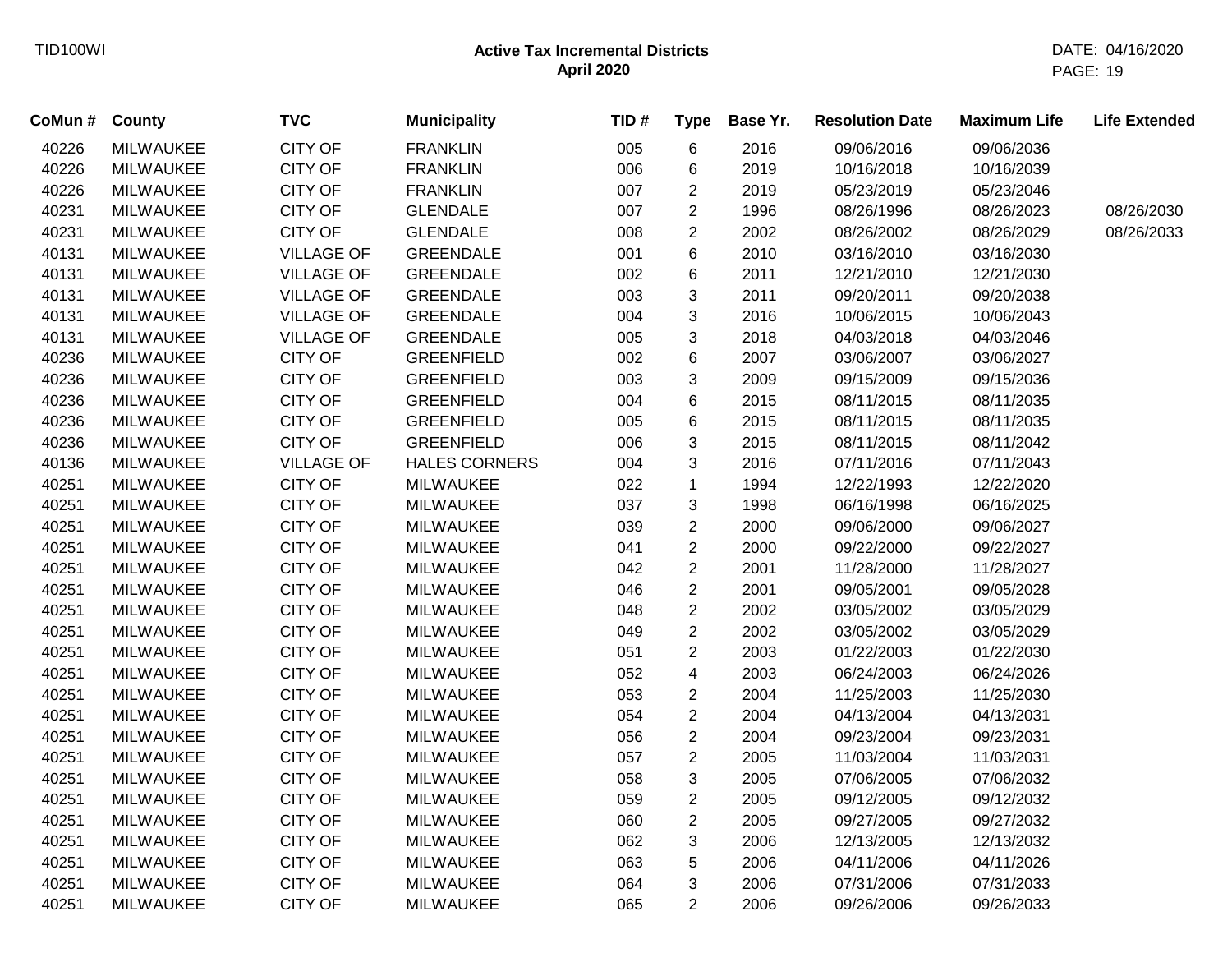# Active Tax Incremental Districts
## April 2020

| CoMun # | County | TVC | Municipality | TID # | Type | Base Yr. | Resolution Date | Maximum Life | Life Extended |
|---|---|---|---|---|---|---|---|---|---|
| 40226 | MILWAUKEE | CITY OF | FRANKLIN | 005 | 6 | 2016 | 09/06/2016 | 09/06/2036 | |
| 40226 | MILWAUKEE | CITY OF | FRANKLIN | 006 | 6 | 2019 | 10/16/2018 | 10/16/2039 | |
| 40226 | MILWAUKEE | CITY OF | FRANKLIN | 007 | 2 | 2019 | 05/23/2019 | 05/23/2046 | |
| 40231 | MILWAUKEE | CITY OF | GLENDALE | 007 | 2 | 1996 | 08/26/1996 | 08/26/2023 | 08/26/2030 |
| 40231 | MILWAUKEE | CITY OF | GLENDALE | 008 | 2 | 2002 | 08/26/2002 | 08/26/2029 | 08/26/2033 |
| 40131 | MILWAUKEE | VILLAGE OF | GREENDALE | 001 | 6 | 2010 | 03/16/2010 | 03/16/2030 | |
| 40131 | MILWAUKEE | VILLAGE OF | GREENDALE | 002 | 6 | 2011 | 12/21/2010 | 12/21/2030 | |
| 40131 | MILWAUKEE | VILLAGE OF | GREENDALE | 003 | 3 | 2011 | 09/20/2011 | 09/20/2038 | |
| 40131 | MILWAUKEE | VILLAGE OF | GREENDALE | 004 | 3 | 2016 | 10/06/2015 | 10/06/2043 | |
| 40131 | MILWAUKEE | VILLAGE OF | GREENDALE | 005 | 3 | 2018 | 04/03/2018 | 04/03/2046 | |
| 40236 | MILWAUKEE | CITY OF | GREENFIELD | 002 | 6 | 2007 | 03/06/2007 | 03/06/2027 | |
| 40236 | MILWAUKEE | CITY OF | GREENFIELD | 003 | 3 | 2009 | 09/15/2009 | 09/15/2036 | |
| 40236 | MILWAUKEE | CITY OF | GREENFIELD | 004 | 6 | 2015 | 08/11/2015 | 08/11/2035 | |
| 40236 | MILWAUKEE | CITY OF | GREENFIELD | 005 | 6 | 2015 | 08/11/2015 | 08/11/2035 | |
| 40236 | MILWAUKEE | CITY OF | GREENFIELD | 006 | 3 | 2015 | 08/11/2015 | 08/11/2042 | |
| 40136 | MILWAUKEE | VILLAGE OF | HALES CORNERS | 004 | 3 | 2016 | 07/11/2016 | 07/11/2043 | |
| 40251 | MILWAUKEE | CITY OF | MILWAUKEE | 022 | 1 | 1994 | 12/22/1993 | 12/22/2020 | |
| 40251 | MILWAUKEE | CITY OF | MILWAUKEE | 037 | 3 | 1998 | 06/16/1998 | 06/16/2025 | |
| 40251 | MILWAUKEE | CITY OF | MILWAUKEE | 039 | 2 | 2000 | 09/06/2000 | 09/06/2027 | |
| 40251 | MILWAUKEE | CITY OF | MILWAUKEE | 041 | 2 | 2000 | 09/22/2000 | 09/22/2027 | |
| 40251 | MILWAUKEE | CITY OF | MILWAUKEE | 042 | 2 | 2001 | 11/28/2000 | 11/28/2027 | |
| 40251 | MILWAUKEE | CITY OF | MILWAUKEE | 046 | 2 | 2001 | 09/05/2001 | 09/05/2028 | |
| 40251 | MILWAUKEE | CITY OF | MILWAUKEE | 048 | 2 | 2002 | 03/05/2002 | 03/05/2029 | |
| 40251 | MILWAUKEE | CITY OF | MILWAUKEE | 049 | 2 | 2002 | 03/05/2002 | 03/05/2029 | |
| 40251 | MILWAUKEE | CITY OF | MILWAUKEE | 051 | 2 | 2003 | 01/22/2003 | 01/22/2030 | |
| 40251 | MILWAUKEE | CITY OF | MILWAUKEE | 052 | 4 | 2003 | 06/24/2003 | 06/24/2026 | |
| 40251 | MILWAUKEE | CITY OF | MILWAUKEE | 053 | 2 | 2004 | 11/25/2003 | 11/25/2030 | |
| 40251 | MILWAUKEE | CITY OF | MILWAUKEE | 054 | 2 | 2004 | 04/13/2004 | 04/13/2031 | |
| 40251 | MILWAUKEE | CITY OF | MILWAUKEE | 056 | 2 | 2004 | 09/23/2004 | 09/23/2031 | |
| 40251 | MILWAUKEE | CITY OF | MILWAUKEE | 057 | 2 | 2005 | 11/03/2004 | 11/03/2031 | |
| 40251 | MILWAUKEE | CITY OF | MILWAUKEE | 058 | 3 | 2005 | 07/06/2005 | 07/06/2032 | |
| 40251 | MILWAUKEE | CITY OF | MILWAUKEE | 059 | 2 | 2005 | 09/12/2005 | 09/12/2032 | |
| 40251 | MILWAUKEE | CITY OF | MILWAUKEE | 060 | 2 | 2005 | 09/27/2005 | 09/27/2032 | |
| 40251 | MILWAUKEE | CITY OF | MILWAUKEE | 062 | 3 | 2006 | 12/13/2005 | 12/13/2032 | |
| 40251 | MILWAUKEE | CITY OF | MILWAUKEE | 063 | 5 | 2006 | 04/11/2006 | 04/11/2026 | |
| 40251 | MILWAUKEE | CITY OF | MILWAUKEE | 064 | 3 | 2006 | 07/31/2006 | 07/31/2033 | |
| 40251 | MILWAUKEE | CITY OF | MILWAUKEE | 065 | 2 | 2006 | 09/26/2006 | 09/26/2033 | |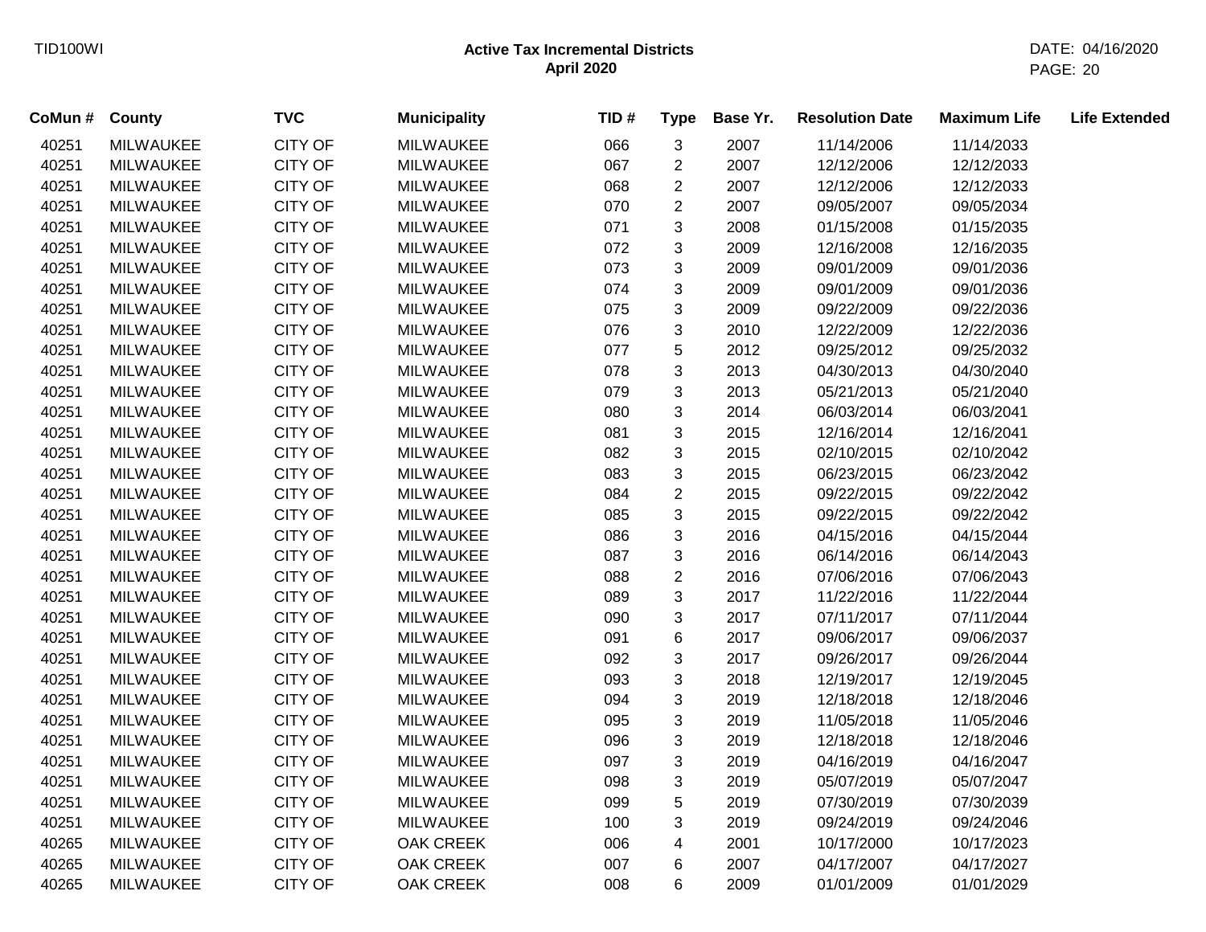# Active Tax Incremental Districts
## April 2020

| CoMun # | County | TVC | Municipality | TID # | Type | Base Yr. | Resolution Date | Maximum Life | Life Extended |
|---|---|---|---|---|---|---|---|---|---|
| 40251 | MILWAUKEE | CITY OF | MILWAUKEE | 066 | 3 | 2007 | 11/14/2006 | 11/14/2033 | |
| 40251 | MILWAUKEE | CITY OF | MILWAUKEE | 067 | 2 | 2007 | 12/12/2006 | 12/12/2033 | |
| 40251 | MILWAUKEE | CITY OF | MILWAUKEE | 068 | 2 | 2007 | 12/12/2006 | 12/12/2033 | |
| 40251 | MILWAUKEE | CITY OF | MILWAUKEE | 070 | 2 | 2007 | 09/05/2007 | 09/05/2034 | |
| 40251 | MILWAUKEE | CITY OF | MILWAUKEE | 071 | 3 | 2008 | 01/15/2008 | 01/15/2035 | |
| 40251 | MILWAUKEE | CITY OF | MILWAUKEE | 072 | 3 | 2009 | 12/16/2008 | 12/16/2035 | |
| 40251 | MILWAUKEE | CITY OF | MILWAUKEE | 073 | 3 | 2009 | 09/01/2009 | 09/01/2036 | |
| 40251 | MILWAUKEE | CITY OF | MILWAUKEE | 074 | 3 | 2009 | 09/01/2009 | 09/01/2036 | |
| 40251 | MILWAUKEE | CITY OF | MILWAUKEE | 075 | 3 | 2009 | 09/22/2009 | 09/22/2036 | |
| 40251 | MILWAUKEE | CITY OF | MILWAUKEE | 076 | 3 | 2010 | 12/22/2009 | 12/22/2036 | |
| 40251 | MILWAUKEE | CITY OF | MILWAUKEE | 077 | 5 | 2012 | 09/25/2012 | 09/25/2032 | |
| 40251 | MILWAUKEE | CITY OF | MILWAUKEE | 078 | 3 | 2013 | 04/30/2013 | 04/30/2040 | |
| 40251 | MILWAUKEE | CITY OF | MILWAUKEE | 079 | 3 | 2013 | 05/21/2013 | 05/21/2040 | |
| 40251 | MILWAUKEE | CITY OF | MILWAUKEE | 080 | 3 | 2014 | 06/03/2014 | 06/03/2041 | |
| 40251 | MILWAUKEE | CITY OF | MILWAUKEE | 081 | 3 | 2015 | 12/16/2014 | 12/16/2041 | |
| 40251 | MILWAUKEE | CITY OF | MILWAUKEE | 082 | 3 | 2015 | 02/10/2015 | 02/10/2042 | |
| 40251 | MILWAUKEE | CITY OF | MILWAUKEE | 083 | 3 | 2015 | 06/23/2015 | 06/23/2042 | |
| 40251 | MILWAUKEE | CITY OF | MILWAUKEE | 084 | 2 | 2015 | 09/22/2015 | 09/22/2042 | |
| 40251 | MILWAUKEE | CITY OF | MILWAUKEE | 085 | 3 | 2015 | 09/22/2015 | 09/22/2042 | |
| 40251 | MILWAUKEE | CITY OF | MILWAUKEE | 086 | 3 | 2016 | 04/15/2016 | 04/15/2044 | |
| 40251 | MILWAUKEE | CITY OF | MILWAUKEE | 087 | 3 | 2016 | 06/14/2016 | 06/14/2043 | |
| 40251 | MILWAUKEE | CITY OF | MILWAUKEE | 088 | 2 | 2016 | 07/06/2016 | 07/06/2043 | |
| 40251 | MILWAUKEE | CITY OF | MILWAUKEE | 089 | 3 | 2017 | 11/22/2016 | 11/22/2044 | |
| 40251 | MILWAUKEE | CITY OF | MILWAUKEE | 090 | 3 | 2017 | 07/11/2017 | 07/11/2044 | |
| 40251 | MILWAUKEE | CITY OF | MILWAUKEE | 091 | 6 | 2017 | 09/06/2017 | 09/06/2037 | |
| 40251 | MILWAUKEE | CITY OF | MILWAUKEE | 092 | 3 | 2017 | 09/26/2017 | 09/26/2044 | |
| 40251 | MILWAUKEE | CITY OF | MILWAUKEE | 093 | 3 | 2018 | 12/19/2017 | 12/19/2045 | |
| 40251 | MILWAUKEE | CITY OF | MILWAUKEE | 094 | 3 | 2019 | 12/18/2018 | 12/18/2046 | |
| 40251 | MILWAUKEE | CITY OF | MILWAUKEE | 095 | 3 | 2019 | 11/05/2018 | 11/05/2046 | |
| 40251 | MILWAUKEE | CITY OF | MILWAUKEE | 096 | 3 | 2019 | 12/18/2018 | 12/18/2046 | |
| 40251 | MILWAUKEE | CITY OF | MILWAUKEE | 097 | 3 | 2019 | 04/16/2019 | 04/16/2047 | |
| 40251 | MILWAUKEE | CITY OF | MILWAUKEE | 098 | 3 | 2019 | 05/07/2019 | 05/07/2047 | |
| 40251 | MILWAUKEE | CITY OF | MILWAUKEE | 099 | 5 | 2019 | 07/30/2019 | 07/30/2039 | |
| 40251 | MILWAUKEE | CITY OF | MILWAUKEE | 100 | 3 | 2019 | 09/24/2019 | 09/24/2046 | |
| 40265 | MILWAUKEE | CITY OF | OAK CREEK | 006 | 4 | 2001 | 10/17/2000 | 10/17/2023 | |
| 40265 | MILWAUKEE | CITY OF | OAK CREEK | 007 | 6 | 2007 | 04/17/2007 | 04/17/2027 | |
| 40265 | MILWAUKEE | CITY OF | OAK CREEK | 008 | 6 | 2009 | 01/01/2009 | 01/01/2029 | |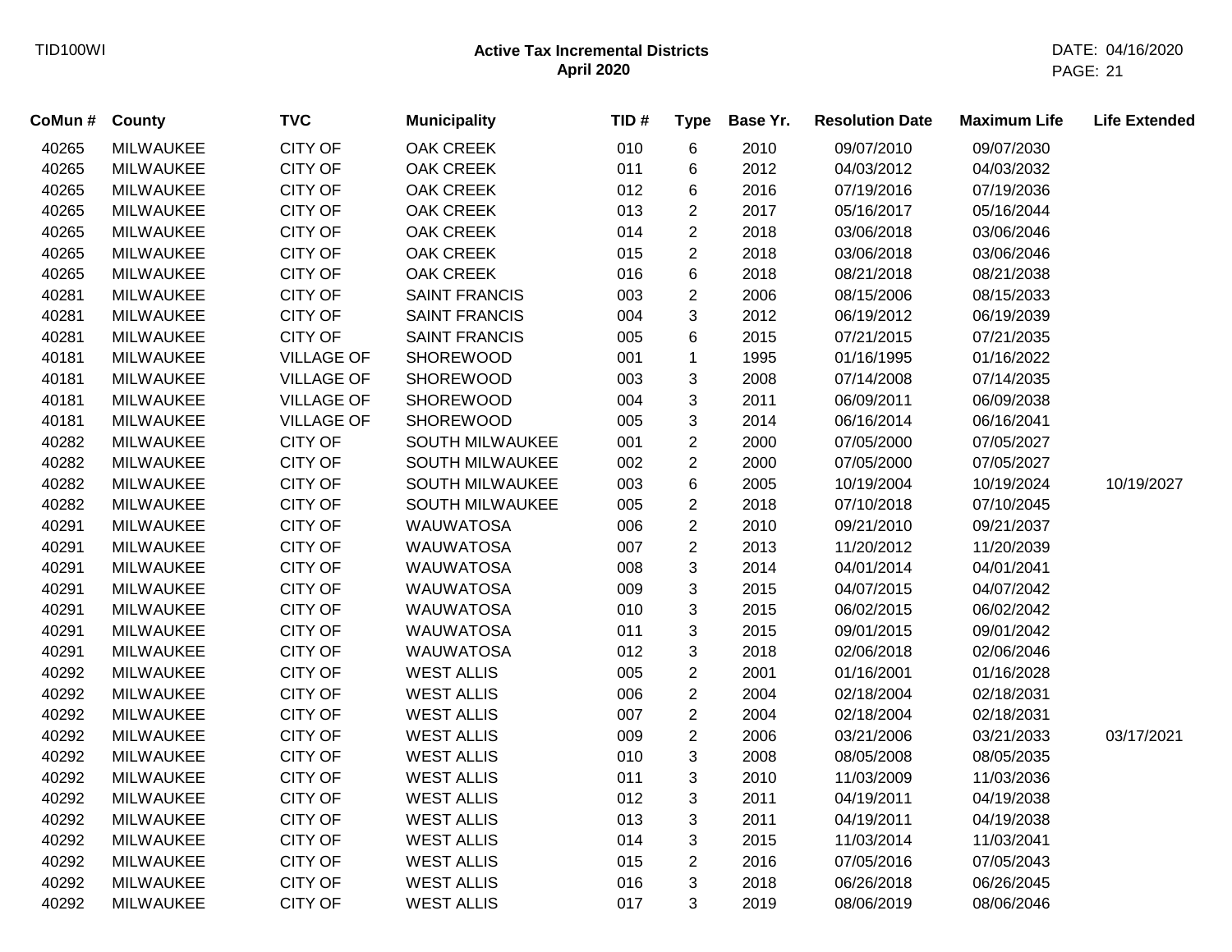TID100WI

**Active Tax Incremental Districts**
**April 2020**

DATE: 04/16/2020

| CoMun # | County | TVC | Municipality | TID # | Type | Base Yr. | Resolution Date | Maximum Life | Life Extended |
|---|---|---|---|---|---|---|---|---|---|
| 40265 | MILWAUKEE | CITY OF | OAK CREEK | 010 | 6 | 2010 | 09/07/2010 | 09/07/2030 | |
| 40265 | MILWAUKEE | CITY OF | OAK CREEK | 011 | 6 | 2012 | 04/03/2012 | 04/03/2032 | |
| 40265 | MILWAUKEE | CITY OF | OAK CREEK | 012 | 6 | 2016 | 07/19/2016 | 07/19/2036 | |
| 40265 | MILWAUKEE | CITY OF | OAK CREEK | 013 | 2 | 2017 | 05/16/2017 | 05/16/2044 | |
| 40265 | MILWAUKEE | CITY OF | OAK CREEK | 014 | 2 | 2018 | 03/06/2018 | 03/06/2046 | |
| 40265 | MILWAUKEE | CITY OF | OAK CREEK | 015 | 2 | 2018 | 03/06/2018 | 03/06/2046 | |
| 40265 | MILWAUKEE | CITY OF | OAK CREEK | 016 | 6 | 2018 | 08/21/2018 | 08/21/2038 | |
| 40281 | MILWAUKEE | CITY OF | SAINT FRANCIS | 003 | 2 | 2006 | 08/15/2006 | 08/15/2033 | |
| 40281 | MILWAUKEE | CITY OF | SAINT FRANCIS | 004 | 3 | 2012 | 06/19/2012 | 06/19/2039 | |
| 40281 | MILWAUKEE | CITY OF | SAINT FRANCIS | 005 | 6 | 2015 | 07/21/2015 | 07/21/2035 | |
| 40181 | MILWAUKEE | VILLAGE OF | SHOREWOOD | 001 | 1 | 1995 | 01/16/1995 | 01/16/2022 | |
| 40181 | MILWAUKEE | VILLAGE OF | SHOREWOOD | 003 | 3 | 2008 | 07/14/2008 | 07/14/2035 | |
| 40181 | MILWAUKEE | VILLAGE OF | SHOREWOOD | 004 | 3 | 2011 | 06/09/2011 | 06/09/2038 | |
| 40181 | MILWAUKEE | VILLAGE OF | SHOREWOOD | 005 | 3 | 2014 | 06/16/2014 | 06/16/2041 | |
| 40282 | MILWAUKEE | CITY OF | SOUTH MILWAUKEE | 001 | 2 | 2000 | 07/05/2000 | 07/05/2027 | |
| 40282 | MILWAUKEE | CITY OF | SOUTH MILWAUKEE | 002 | 2 | 2000 | 07/05/2000 | 07/05/2027 | |
| 40282 | MILWAUKEE | CITY OF | SOUTH MILWAUKEE | 003 | 6 | 2005 | 10/19/2004 | 10/19/2024 | 10/19/2027 |
| 40282 | MILWAUKEE | CITY OF | SOUTH MILWAUKEE | 005 | 2 | 2018 | 07/10/2018 | 07/10/2045 | |
| 40291 | MILWAUKEE | CITY OF | WAUWATOSA | 006 | 2 | 2010 | 09/21/2010 | 09/21/2037 | |
| 40291 | MILWAUKEE | CITY OF | WAUWATOSA | 007 | 2 | 2013 | 11/20/2012 | 11/20/2039 | |
| 40291 | MILWAUKEE | CITY OF | WAUWATOSA | 008 | 3 | 2014 | 04/01/2014 | 04/01/2041 | |
| 40291 | MILWAUKEE | CITY OF | WAUWATOSA | 009 | 3 | 2015 | 04/07/2015 | 04/07/2042 | |
| 40291 | MILWAUKEE | CITY OF | WAUWATOSA | 010 | 3 | 2015 | 06/02/2015 | 06/02/2042 | |
| 40291 | MILWAUKEE | CITY OF | WAUWATOSA | 011 | 3 | 2015 | 09/01/2015 | 09/01/2042 | |
| 40291 | MILWAUKEE | CITY OF | WAUWATOSA | 012 | 3 | 2018 | 02/06/2018 | 02/06/2046 | |
| 40292 | MILWAUKEE | CITY OF | WEST ALLIS | 005 | 2 | 2001 | 01/16/2001 | 01/16/2028 | |
| 40292 | MILWAUKEE | CITY OF | WEST ALLIS | 006 | 2 | 2004 | 02/18/2004 | 02/18/2031 | |
| 40292 | MILWAUKEE | CITY OF | WEST ALLIS | 007 | 2 | 2004 | 02/18/2004 | 02/18/2031 | |
| 40292 | MILWAUKEE | CITY OF | WEST ALLIS | 009 | 2 | 2006 | 03/21/2006 | 03/21/2033 | 03/17/2021 |
| 40292 | MILWAUKEE | CITY OF | WEST ALLIS | 010 | 3 | 2008 | 08/05/2008 | 08/05/2035 | |
| 40292 | MILWAUKEE | CITY OF | WEST ALLIS | 011 | 3 | 2010 | 11/03/2009 | 11/03/2036 | |
| 40292 | MILWAUKEE | CITY OF | WEST ALLIS | 012 | 3 | 2011 | 04/19/2011 | 04/19/2038 | |
| 40292 | MILWAUKEE | CITY OF | WEST ALLIS | 013 | 3 | 2011 | 04/19/2011 | 04/19/2038 | |
| 40292 | MILWAUKEE | CITY OF | WEST ALLIS | 014 | 3 | 2015 | 11/03/2014 | 11/03/2041 | |
| 40292 | MILWAUKEE | CITY OF | WEST ALLIS | 015 | 2 | 2016 | 07/05/2016 | 07/05/2043 | |
| 40292 | MILWAUKEE | CITY OF | WEST ALLIS | 016 | 3 | 2018 | 06/26/2018 | 06/26/2045 | |
| 40292 | MILWAUKEE | CITY OF | WEST ALLIS | 017 | 3 | 2019 | 08/06/2019 | 08/06/2046 | |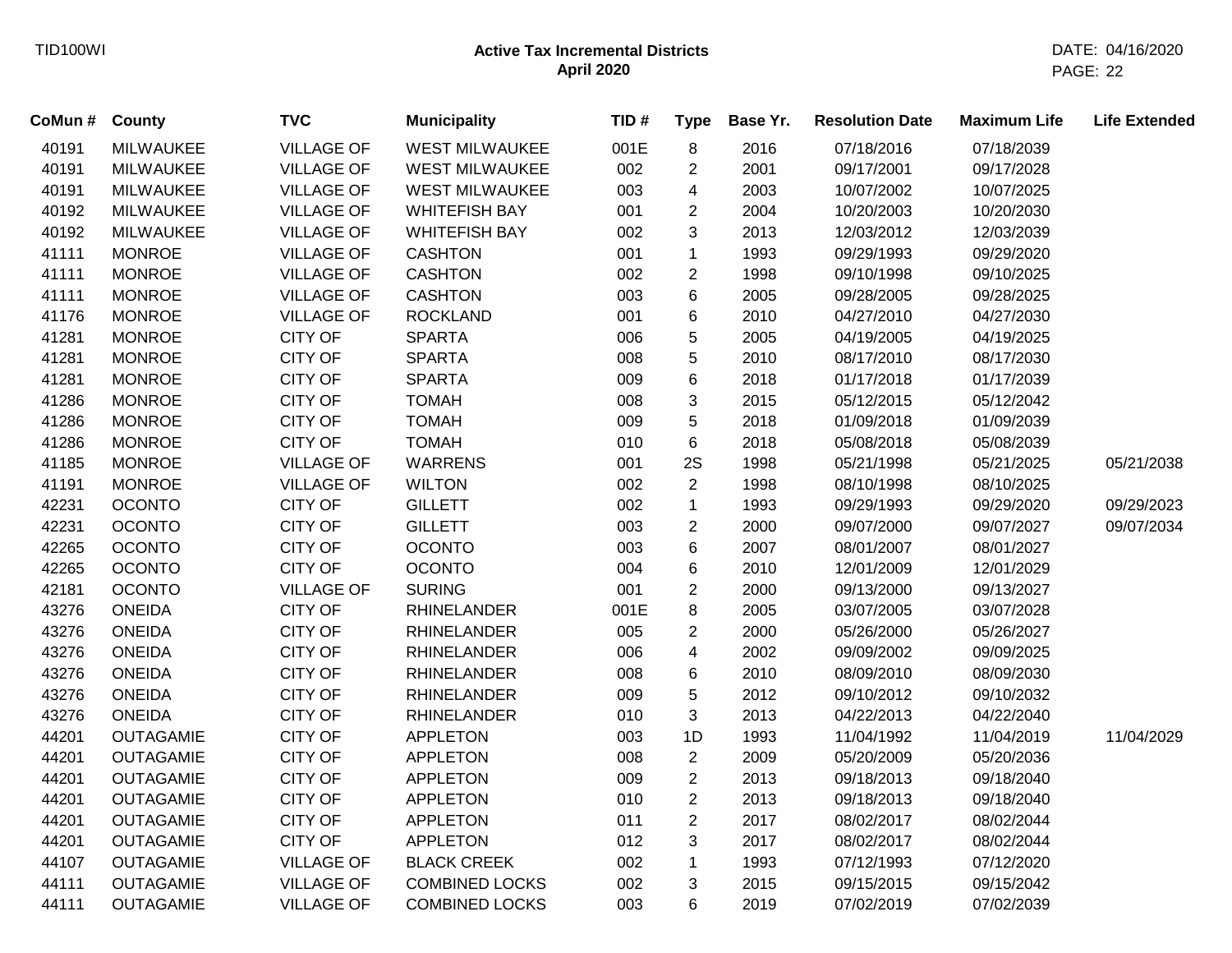## Active Tax Incremental Districts
### April 2020

| CoMun # | County | TVC | Municipality | TID # | Type | Base Yr. | Resolution Date | Maximum Life | Life Extended |
|---|---|---|---|---|---|---|---|---|---|
| 40191 | MILWAUKEE | VILLAGE OF | WEST MILWAUKEE | 001E | 8 | 2016 | 07/18/2016 | 07/18/2039 | |
| 40191 | MILWAUKEE | VILLAGE OF | WEST MILWAUKEE | 002 | 2 | 2001 | 09/17/2001 | 09/17/2028 | |
| 40191 | MILWAUKEE | VILLAGE OF | WEST MILWAUKEE | 003 | 4 | 2003 | 10/07/2002 | 10/07/2025 | |
| 40192 | MILWAUKEE | VILLAGE OF | WHITEFISH BAY | 001 | 2 | 2004 | 10/20/2003 | 10/20/2030 | |
| 40192 | MILWAUKEE | VILLAGE OF | WHITEFISH BAY | 002 | 3 | 2013 | 12/03/2012 | 12/03/2039 | |
| 41111 | MONROE | VILLAGE OF | CASHTON | 001 | 1 | 1993 | 09/29/1993 | 09/29/2020 | |
| 41111 | MONROE | VILLAGE OF | CASHTON | 002 | 2 | 1998 | 09/10/1998 | 09/10/2025 | |
| 41111 | MONROE | VILLAGE OF | CASHTON | 003 | 6 | 2005 | 09/28/2005 | 09/28/2025 | |
| 41176 | MONROE | VILLAGE OF | ROCKLAND | 001 | 6 | 2010 | 04/27/2010 | 04/27/2030 | |
| 41281 | MONROE | CITY OF | SPARTA | 006 | 5 | 2005 | 04/19/2005 | 04/19/2025 | |
| 41281 | MONROE | CITY OF | SPARTA | 008 | 5 | 2010 | 08/17/2010 | 08/17/2030 | |
| 41281 | MONROE | CITY OF | SPARTA | 009 | 6 | 2018 | 01/17/2018 | 01/17/2039 | |
| 41286 | MONROE | CITY OF | TOMAH | 008 | 3 | 2015 | 05/12/2015 | 05/12/2042 | |
| 41286 | MONROE | CITY OF | TOMAH | 009 | 5 | 2018 | 01/09/2018 | 01/09/2039 | |
| 41286 | MONROE | CITY OF | TOMAH | 010 | 6 | 2018 | 05/08/2018 | 05/08/2039 | |
| 41185 | MONROE | VILLAGE OF | WARRENS | 001 | 2S | 1998 | 05/21/1998 | 05/21/2025 | 05/21/2038 |
| 41191 | MONROE | VILLAGE OF | WILTON | 002 | 2 | 1998 | 08/10/1998 | 08/10/2025 | |
| 42231 | OCONTO | CITY OF | GILLETT | 002 | 1 | 1993 | 09/29/1993 | 09/29/2020 | 09/29/2023 |
| 42231 | OCONTO | CITY OF | GILLETT | 003 | 2 | 2000 | 09/07/2000 | 09/07/2027 | 09/07/2034 |
| 42265 | OCONTO | CITY OF | OCONTO | 003 | 6 | 2007 | 08/01/2007 | 08/01/2027 | |
| 42265 | OCONTO | CITY OF | OCONTO | 004 | 6 | 2010 | 12/01/2009 | 12/01/2029 | |
| 42181 | OCONTO | VILLAGE OF | SURING | 001 | 2 | 2000 | 09/13/2000 | 09/13/2027 | |
| 43276 | ONEIDA | CITY OF | RHINELANDER | 001E | 8 | 2005 | 03/07/2005 | 03/07/2028 | |
| 43276 | ONEIDA | CITY OF | RHINELANDER | 005 | 2 | 2000 | 05/26/2000 | 05/26/2027 | |
| 43276 | ONEIDA | CITY OF | RHINELANDER | 006 | 4 | 2002 | 09/09/2002 | 09/09/2025 | |
| 43276 | ONEIDA | CITY OF | RHINELANDER | 008 | 6 | 2010 | 08/09/2010 | 08/09/2030 | |
| 43276 | ONEIDA | CITY OF | RHINELANDER | 009 | 5 | 2012 | 09/10/2012 | 09/10/2032 | |
| 43276 | ONEIDA | CITY OF | RHINELANDER | 010 | 3 | 2013 | 04/22/2013 | 04/22/2040 | |
| 44201 | OUTAGAMIE | CITY OF | APPLETON | 003 | 1D | 1993 | 11/04/1992 | 11/04/2019 | 11/04/2029 |
| 44201 | OUTAGAMIE | CITY OF | APPLETON | 008 | 2 | 2009 | 05/20/2009 | 05/20/2036 | |
| 44201 | OUTAGAMIE | CITY OF | APPLETON | 009 | 2 | 2013 | 09/18/2013 | 09/18/2040 | |
| 44201 | OUTAGAMIE | CITY OF | APPLETON | 010 | 2 | 2013 | 09/18/2013 | 09/18/2040 | |
| 44201 | OUTAGAMIE | CITY OF | APPLETON | 011 | 2 | 2017 | 08/02/2017 | 08/02/2044 | |
| 44201 | OUTAGAMIE | CITY OF | APPLETON | 012 | 3 | 2017 | 08/02/2017 | 08/02/2044 | |
| 44107 | OUTAGAMIE | VILLAGE OF | BLACK CREEK | 002 | 1 | 1993 | 07/12/1993 | 07/12/2020 | |
| 44111 | OUTAGAMIE | VILLAGE OF | COMBINED LOCKS | 002 | 3 | 2015 | 09/15/2015 | 09/15/2042 | |
| 44111 | OUTAGAMIE | VILLAGE OF | COMBINED LOCKS | 003 | 6 | 2019 | 07/02/2019 | 07/02/2039 | |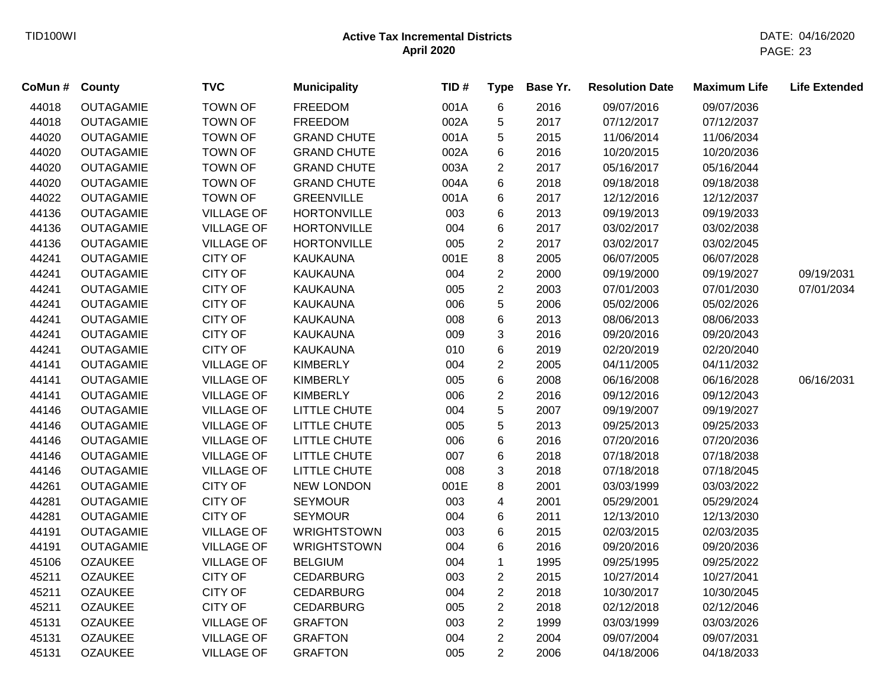# Active Tax Incremental Districts
## April 2020

| CoMun # | County | TVC | Municipality | TID # | Type | Base Yr. | Resolution Date | Maximum Life | Life Extended |
|---|---|---|---|---|---|---|---|---|---|
| 44018 | OUTAGAMIE | TOWN OF | FREEDOM | 001A | 6 | 2016 | 09/07/2016 | 09/07/2036 | |
| 44018 | OUTAGAMIE | TOWN OF | FREEDOM | 002A | 5 | 2017 | 07/12/2017 | 07/12/2037 | |
| 44020 | OUTAGAMIE | TOWN OF | GRAND CHUTE | 001A | 5 | 2015 | 11/06/2014 | 11/06/2034 | |
| 44020 | OUTAGAMIE | TOWN OF | GRAND CHUTE | 002A | 6 | 2016 | 10/20/2015 | 10/20/2036 | |
| 44020 | OUTAGAMIE | TOWN OF | GRAND CHUTE | 003A | 2 | 2017 | 05/16/2017 | 05/16/2044 | |
| 44020 | OUTAGAMIE | TOWN OF | GRAND CHUTE | 004A | 6 | 2018 | 09/18/2018 | 09/18/2038 | |
| 44022 | OUTAGAMIE | TOWN OF | GREENVILLE | 001A | 6 | 2017 | 12/12/2016 | 12/12/2037 | |
| 44136 | OUTAGAMIE | VILLAGE OF | HORTONVILLE | 003 | 6 | 2013 | 09/19/2013 | 09/19/2033 | |
| 44136 | OUTAGAMIE | VILLAGE OF | HORTONVILLE | 004 | 6 | 2017 | 03/02/2017 | 03/02/2038 | |
| 44136 | OUTAGAMIE | VILLAGE OF | HORTONVILLE | 005 | 2 | 2017 | 03/02/2017 | 03/02/2045 | |
| 44241 | OUTAGAMIE | CITY OF | KAUKAUNA | 001E | 8 | 2005 | 06/07/2005 | 06/07/2028 | |
| 44241 | OUTAGAMIE | CITY OF | KAUKAUNA | 004 | 2 | 2000 | 09/19/2000 | 09/19/2027 | 09/19/2031 |
| 44241 | OUTAGAMIE | CITY OF | KAUKAUNA | 005 | 2 | 2003 | 07/01/2003 | 07/01/2030 | 07/01/2034 |
| 44241 | OUTAGAMIE | CITY OF | KAUKAUNA | 006 | 5 | 2006 | 05/02/2006 | 05/02/2026 | |
| 44241 | OUTAGAMIE | CITY OF | KAUKAUNA | 008 | 6 | 2013 | 08/06/2013 | 08/06/2033 | |
| 44241 | OUTAGAMIE | CITY OF | KAUKAUNA | 009 | 3 | 2016 | 09/20/2016 | 09/20/2043 | |
| 44241 | OUTAGAMIE | CITY OF | KAUKAUNA | 010 | 6 | 2019 | 02/20/2019 | 02/20/2040 | |
| 44141 | OUTAGAMIE | VILLAGE OF | KIMBERLY | 004 | 2 | 2005 | 04/11/2005 | 04/11/2032 | |
| 44141 | OUTAGAMIE | VILLAGE OF | KIMBERLY | 005 | 6 | 2008 | 06/16/2008 | 06/16/2028 | 06/16/2031 |
| 44141 | OUTAGAMIE | VILLAGE OF | KIMBERLY | 006 | 2 | 2016 | 09/12/2016 | 09/12/2043 | |
| 44146 | OUTAGAMIE | VILLAGE OF | LITTLE CHUTE | 004 | 5 | 2007 | 09/19/2007 | 09/19/2027 | |
| 44146 | OUTAGAMIE | VILLAGE OF | LITTLE CHUTE | 005 | 5 | 2013 | 09/25/2013 | 09/25/2033 | |
| 44146 | OUTAGAMIE | VILLAGE OF | LITTLE CHUTE | 006 | 6 | 2016 | 07/20/2016 | 07/20/2036 | |
| 44146 | OUTAGAMIE | VILLAGE OF | LITTLE CHUTE | 007 | 6 | 2018 | 07/18/2018 | 07/18/2038 | |
| 44146 | OUTAGAMIE | VILLAGE OF | LITTLE CHUTE | 008 | 3 | 2018 | 07/18/2018 | 07/18/2045 | |
| 44261 | OUTAGAMIE | CITY OF | NEW LONDON | 001E | 8 | 2001 | 03/03/1999 | 03/03/2022 | |
| 44281 | OUTAGAMIE | CITY OF | SEYMOUR | 003 | 4 | 2001 | 05/29/2001 | 05/29/2024 | |
| 44281 | OUTAGAMIE | CITY OF | SEYMOUR | 004 | 6 | 2011 | 12/13/2010 | 12/13/2030 | |
| 44191 | OUTAGAMIE | VILLAGE OF | WRIGHTSTOWN | 003 | 6 | 2015 | 02/03/2015 | 02/03/2035 | |
| 44191 | OUTAGAMIE | VILLAGE OF | WRIGHTSTOWN | 004 | 6 | 2016 | 09/20/2016 | 09/20/2036 | |
| 45106 | OZAUKEE | VILLAGE OF | BELGIUM | 004 | 1 | 1995 | 09/25/1995 | 09/25/2022 | |
| 45211 | OZAUKEE | CITY OF | CEDARBURG | 003 | 2 | 2015 | 10/27/2014 | 10/27/2041 | |
| 45211 | OZAUKEE | CITY OF | CEDARBURG | 004 | 2 | 2018 | 10/30/2017 | 10/30/2045 | |
| 45211 | OZAUKEE | CITY OF | CEDARBURG | 005 | 2 | 2018 | 02/12/2018 | 02/12/2046 | |
| 45131 | OZAUKEE | VILLAGE OF | GRAFTON | 003 | 2 | 1999 | 03/03/1999 | 03/03/2026 | |
| 45131 | OZAUKEE | VILLAGE OF | GRAFTON | 004 | 2 | 2004 | 09/07/2004 | 09/07/2031 | |
| 45131 | OZAUKEE | VILLAGE OF | GRAFTON | 005 | 2 | 2006 | 04/18/2006 | 04/18/2033 | |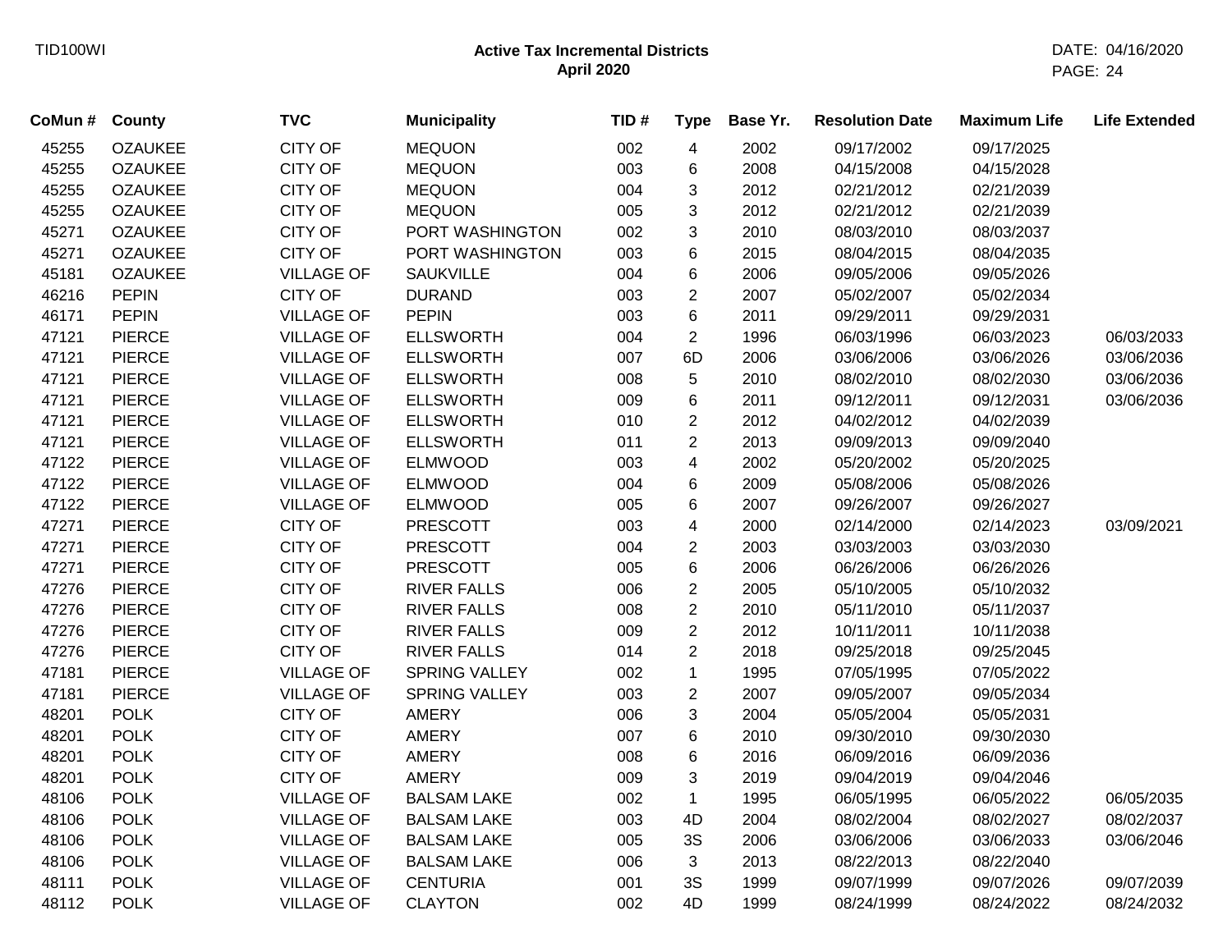**Active Tax Incremental Districts**
**April 2020**

| CoMun # | County | TVC | Municipality | TID # | Type | Base Yr. | Resolution Date | Maximum Life | Life Extended |
|---|---|---|---|---|---|---|---|---|---|
| 45255 | OZAUKEE | CITY OF | MEQUON | 002 | 4 | 2002 | 09/17/2002 | 09/17/2025 | |
| 45255 | OZAUKEE | CITY OF | MEQUON | 003 | 6 | 2008 | 04/15/2008 | 04/15/2028 | |
| 45255 | OZAUKEE | CITY OF | MEQUON | 004 | 3 | 2012 | 02/21/2012 | 02/21/2039 | |
| 45255 | OZAUKEE | CITY OF | MEQUON | 005 | 3 | 2012 | 02/21/2012 | 02/21/2039 | |
| 45271 | OZAUKEE | CITY OF | PORT WASHINGTON | 002 | 3 | 2010 | 08/03/2010 | 08/03/2037 | |
| 45271 | OZAUKEE | CITY OF | PORT WASHINGTON | 003 | 6 | 2015 | 08/04/2015 | 08/04/2035 | |
| 45181 | OZAUKEE | VILLAGE OF | SAUKVILLE | 004 | 6 | 2006 | 09/05/2006 | 09/05/2026 | |
| 46216 | PEPIN | CITY OF | DURAND | 003 | 2 | 2007 | 05/02/2007 | 05/02/2034 | |
| 46171 | PEPIN | VILLAGE OF | PEPIN | 003 | 6 | 2011 | 09/29/2011 | 09/29/2031 | |
| 47121 | PIERCE | VILLAGE OF | ELLSWORTH | 004 | 2 | 1996 | 06/03/1996 | 06/03/2023 | 06/03/2033 |
| 47121 | PIERCE | VILLAGE OF | ELLSWORTH | 007 | 6D | 2006 | 03/06/2006 | 03/06/2026 | 03/06/2036 |
| 47121 | PIERCE | VILLAGE OF | ELLSWORTH | 008 | 5 | 2010 | 08/02/2010 | 08/02/2030 | 03/06/2036 |
| 47121 | PIERCE | VILLAGE OF | ELLSWORTH | 009 | 6 | 2011 | 09/12/2011 | 09/12/2031 | 03/06/2036 |
| 47121 | PIERCE | VILLAGE OF | ELLSWORTH | 010 | 2 | 2012 | 04/02/2012 | 04/02/2039 | |
| 47121 | PIERCE | VILLAGE OF | ELLSWORTH | 011 | 2 | 2013 | 09/09/2013 | 09/09/2040 | |
| 47122 | PIERCE | VILLAGE OF | ELMWOOD | 003 | 4 | 2002 | 05/20/2002 | 05/20/2025 | |
| 47122 | PIERCE | VILLAGE OF | ELMWOOD | 004 | 6 | 2009 | 05/08/2006 | 05/08/2026 | |
| 47122 | PIERCE | VILLAGE OF | ELMWOOD | 005 | 6 | 2007 | 09/26/2007 | 09/26/2027 | |
| 47271 | PIERCE | CITY OF | PRESCOTT | 003 | 4 | 2000 | 02/14/2000 | 02/14/2023 | 03/09/2021 |
| 47271 | PIERCE | CITY OF | PRESCOTT | 004 | 2 | 2003 | 03/03/2003 | 03/03/2030 | |
| 47271 | PIERCE | CITY OF | PRESCOTT | 005 | 6 | 2006 | 06/26/2006 | 06/26/2026 | |
| 47276 | PIERCE | CITY OF | RIVER FALLS | 006 | 2 | 2005 | 05/10/2005 | 05/10/2032 | |
| 47276 | PIERCE | CITY OF | RIVER FALLS | 008 | 2 | 2010 | 05/11/2010 | 05/11/2037 | |
| 47276 | PIERCE | CITY OF | RIVER FALLS | 009 | 2 | 2012 | 10/11/2011 | 10/11/2038 | |
| 47276 | PIERCE | CITY OF | RIVER FALLS | 014 | 2 | 2018 | 09/25/2018 | 09/25/2045 | |
| 47181 | PIERCE | VILLAGE OF | SPRING VALLEY | 002 | 1 | 1995 | 07/05/1995 | 07/05/2022 | |
| 47181 | PIERCE | VILLAGE OF | SPRING VALLEY | 003 | 2 | 2007 | 09/05/2007 | 09/05/2034 | |
| 48201 | POLK | CITY OF | AMERY | 006 | 3 | 2004 | 05/05/2004 | 05/05/2031 | |
| 48201 | POLK | CITY OF | AMERY | 007 | 6 | 2010 | 09/30/2010 | 09/30/2030 | |
| 48201 | POLK | CITY OF | AMERY | 008 | 6 | 2016 | 06/09/2016 | 06/09/2036 | |
| 48201 | POLK | CITY OF | AMERY | 009 | 3 | 2019 | 09/04/2019 | 09/04/2046 | |
| 48106 | POLK | VILLAGE OF | BALSAM LAKE | 002 | 1 | 1995 | 06/05/1995 | 06/05/2022 | 06/05/2035 |
| 48106 | POLK | VILLAGE OF | BALSAM LAKE | 003 | 4D | 2004 | 08/02/2004 | 08/02/2027 | 08/02/2037 |
| 48106 | POLK | VILLAGE OF | BALSAM LAKE | 005 | 3S | 2006 | 03/06/2006 | 03/06/2033 | 03/06/2046 |
| 48106 | POLK | VILLAGE OF | BALSAM LAKE | 006 | 3 | 2013 | 08/22/2013 | 08/22/2040 | |
| 48111 | POLK | VILLAGE OF | CENTURIA | 001 | 3S | 1999 | 09/07/1999 | 09/07/2026 | 09/07/2039 |
| 48112 | POLK | VILLAGE OF | CLAYTON | 002 | 4D | 1999 | 08/24/1999 | 08/24/2022 | 08/24/2032 |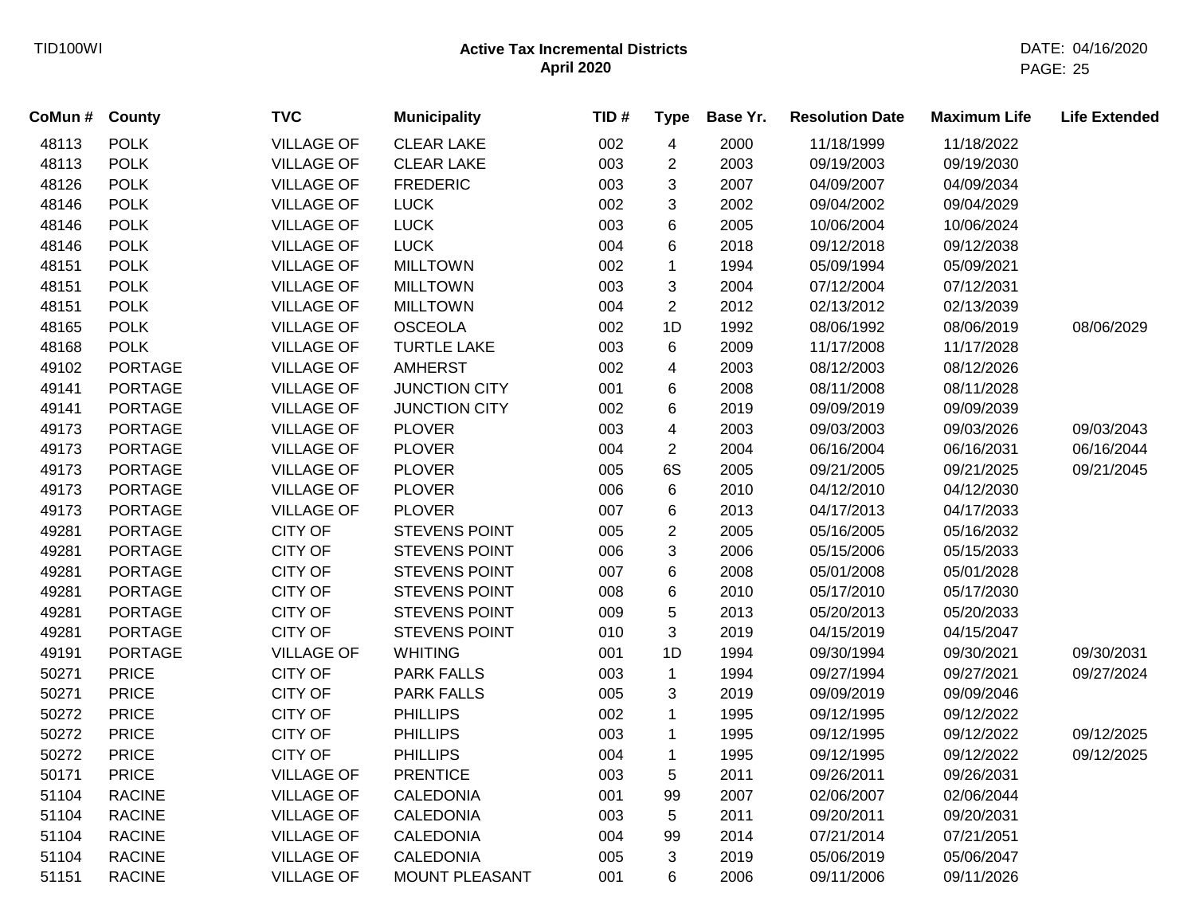# Active Tax Incremental Districts
## April 2020

| CoMun # | County | TVC | Municipality | TID # | Type | Base Yr. | Resolution Date | Maximum Life | Life Extended |
|---|---|---|---|---|---|---|---|---|---|
| 48113 | POLK | VILLAGE OF | CLEAR LAKE | 002 | 4 | 2000 | 11/18/1999 | 11/18/2022 | |
| 48113 | POLK | VILLAGE OF | CLEAR LAKE | 003 | 2 | 2003 | 09/19/2003 | 09/19/2030 | |
| 48126 | POLK | VILLAGE OF | FREDERIC | 003 | 3 | 2007 | 04/09/2007 | 04/09/2034 | |
| 48146 | POLK | VILLAGE OF | LUCK | 002 | 3 | 2002 | 09/04/2002 | 09/04/2029 | |
| 48146 | POLK | VILLAGE OF | LUCK | 003 | 6 | 2005 | 10/06/2004 | 10/06/2024 | |
| 48146 | POLK | VILLAGE OF | LUCK | 004 | 6 | 2018 | 09/12/2018 | 09/12/2038 | |
| 48151 | POLK | VILLAGE OF | MILLTOWN | 002 | 1 | 1994 | 05/09/1994 | 05/09/2021 | |
| 48151 | POLK | VILLAGE OF | MILLTOWN | 003 | 3 | 2004 | 07/12/2004 | 07/12/2031 | |
| 48151 | POLK | VILLAGE OF | MILLTOWN | 004 | 2 | 2012 | 02/13/2012 | 02/13/2039 | |
| 48165 | POLK | VILLAGE OF | OSCEOLA | 002 | 1D | 1992 | 08/06/1992 | 08/06/2019 | 08/06/2029 |
| 48168 | POLK | VILLAGE OF | TURTLE LAKE | 003 | 6 | 2009 | 11/17/2008 | 11/17/2028 | |
| 49102 | PORTAGE | VILLAGE OF | AMHERST | 002 | 4 | 2003 | 08/12/2003 | 08/12/2026 | |
| 49141 | PORTAGE | VILLAGE OF | JUNCTION CITY | 001 | 6 | 2008 | 08/11/2008 | 08/11/2028 | |
| 49141 | PORTAGE | VILLAGE OF | JUNCTION CITY | 002 | 6 | 2019 | 09/09/2019 | 09/09/2039 | |
| 49173 | PORTAGE | VILLAGE OF | PLOVER | 003 | 4 | 2003 | 09/03/2003 | 09/03/2026 | 09/03/2043 |
| 49173 | PORTAGE | VILLAGE OF | PLOVER | 004 | 2 | 2004 | 06/16/2004 | 06/16/2031 | 06/16/2044 |
| 49173 | PORTAGE | VILLAGE OF | PLOVER | 005 | 6S | 2005 | 09/21/2005 | 09/21/2025 | 09/21/2045 |
| 49173 | PORTAGE | VILLAGE OF | PLOVER | 006 | 6 | 2010 | 04/12/2010 | 04/12/2030 | |
| 49173 | PORTAGE | VILLAGE OF | PLOVER | 007 | 6 | 2013 | 04/17/2013 | 04/17/2033 | |
| 49281 | PORTAGE | CITY OF | STEVENS POINT | 005 | 2 | 2005 | 05/16/2005 | 05/16/2032 | |
| 49281 | PORTAGE | CITY OF | STEVENS POINT | 006 | 3 | 2006 | 05/15/2006 | 05/15/2033 | |
| 49281 | PORTAGE | CITY OF | STEVENS POINT | 007 | 6 | 2008 | 05/01/2008 | 05/01/2028 | |
| 49281 | PORTAGE | CITY OF | STEVENS POINT | 008 | 6 | 2010 | 05/17/2010 | 05/17/2030 | |
| 49281 | PORTAGE | CITY OF | STEVENS POINT | 009 | 5 | 2013 | 05/20/2013 | 05/20/2033 | |
| 49281 | PORTAGE | CITY OF | STEVENS POINT | 010 | 3 | 2019 | 04/15/2019 | 04/15/2047 | |
| 49191 | PORTAGE | VILLAGE OF | WHITING | 001 | 1D | 1994 | 09/30/1994 | 09/30/2021 | 09/30/2031 |
| 50271 | PRICE | CITY OF | PARK FALLS | 003 | 1 | 1994 | 09/27/1994 | 09/27/2021 | 09/27/2024 |
| 50271 | PRICE | CITY OF | PARK FALLS | 005 | 3 | 2019 | 09/09/2019 | 09/09/2046 | |
| 50272 | PRICE | CITY OF | PHILLIPS | 002 | 1 | 1995 | 09/12/1995 | 09/12/2022 | |
| 50272 | PRICE | CITY OF | PHILLIPS | 003 | 1 | 1995 | 09/12/1995 | 09/12/2022 | 09/12/2025 |
| 50272 | PRICE | CITY OF | PHILLIPS | 004 | 1 | 1995 | 09/12/1995 | 09/12/2022 | 09/12/2025 |
| 50171 | PRICE | VILLAGE OF | PRENTICE | 003 | 5 | 2011 | 09/26/2011 | 09/26/2031 | |
| 51104 | RACINE | VILLAGE OF | CALEDONIA | 001 | 99 | 2007 | 02/06/2007 | 02/06/2044 | |
| 51104 | RACINE | VILLAGE OF | CALEDONIA | 003 | 5 | 2011 | 09/20/2011 | 09/20/2031 | |
| 51104 | RACINE | VILLAGE OF | CALEDONIA | 004 | 99 | 2014 | 07/21/2014 | 07/21/2051 | |
| 51104 | RACINE | VILLAGE OF | CALEDONIA | 005 | 3 | 2019 | 05/06/2019 | 05/06/2047 | |
| 51151 | RACINE | VILLAGE OF | MOUNT PLEASANT | 001 | 6 | 2006 | 09/11/2006 | 09/11/2026 | |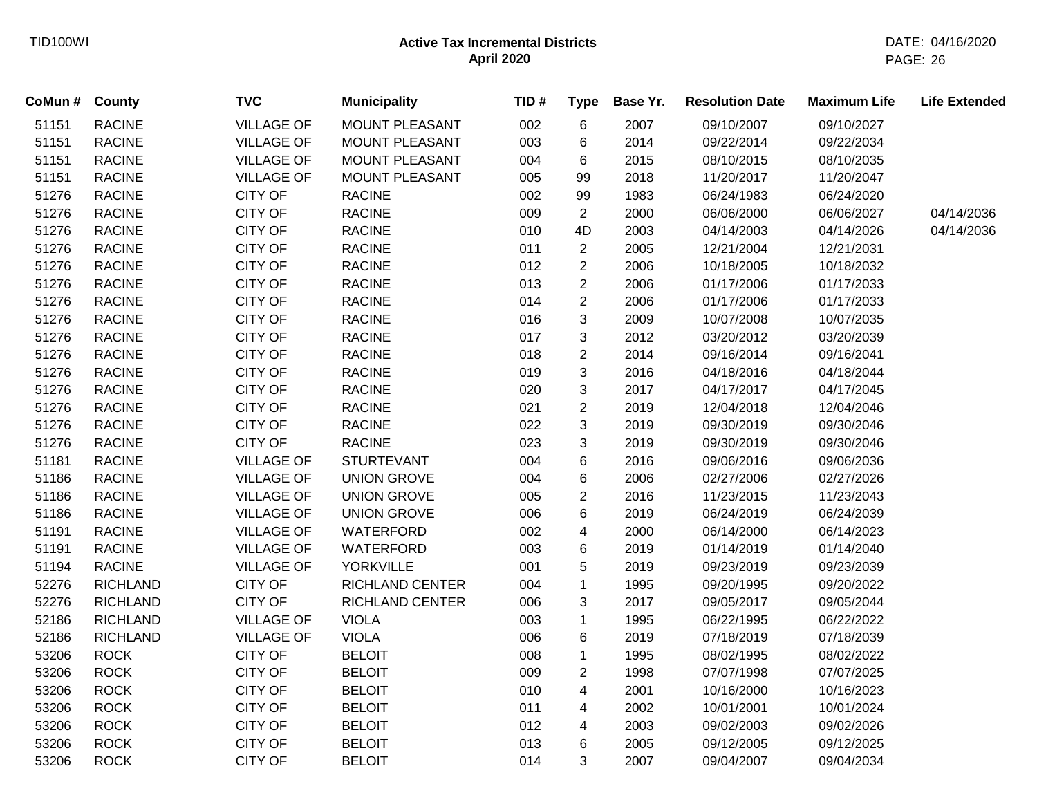## Active Tax Incremental Districts
### April 2020

| CoMun # | County | TVC | Municipality | TID # | Type | Base Yr. | Resolution Date | Maximum Life | Life Extended |
|---|---|---|---|---|---|---|---|---|---|
| 51151 | RACINE | VILLAGE OF | MOUNT PLEASANT | 002 | 6 | 2007 | 09/10/2007 | 09/10/2027 | |
| 51151 | RACINE | VILLAGE OF | MOUNT PLEASANT | 003 | 6 | 2014 | 09/22/2014 | 09/22/2034 | |
| 51151 | RACINE | VILLAGE OF | MOUNT PLEASANT | 004 | 6 | 2015 | 08/10/2015 | 08/10/2035 | |
| 51151 | RACINE | VILLAGE OF | MOUNT PLEASANT | 005 | 99 | 2018 | 11/20/2017 | 11/20/2047 | |
| 51276 | RACINE | CITY OF | RACINE | 002 | 99 | 1983 | 06/24/1983 | 06/24/2020 | |
| 51276 | RACINE | CITY OF | RACINE | 009 | 2 | 2000 | 06/06/2000 | 06/06/2027 | 04/14/2036 |
| 51276 | RACINE | CITY OF | RACINE | 010 | 4D | 2003 | 04/14/2003 | 04/14/2026 | 04/14/2036 |
| 51276 | RACINE | CITY OF | RACINE | 011 | 2 | 2005 | 12/21/2004 | 12/21/2031 | |
| 51276 | RACINE | CITY OF | RACINE | 012 | 2 | 2006 | 10/18/2005 | 10/18/2032 | |
| 51276 | RACINE | CITY OF | RACINE | 013 | 2 | 2006 | 01/17/2006 | 01/17/2033 | |
| 51276 | RACINE | CITY OF | RACINE | 014 | 2 | 2006 | 01/17/2006 | 01/17/2033 | |
| 51276 | RACINE | CITY OF | RACINE | 016 | 3 | 2009 | 10/07/2008 | 10/07/2035 | |
| 51276 | RACINE | CITY OF | RACINE | 017 | 3 | 2012 | 03/20/2012 | 03/20/2039 | |
| 51276 | RACINE | CITY OF | RACINE | 018 | 2 | 2014 | 09/16/2014 | 09/16/2041 | |
| 51276 | RACINE | CITY OF | RACINE | 019 | 3 | 2016 | 04/18/2016 | 04/18/2044 | |
| 51276 | RACINE | CITY OF | RACINE | 020 | 3 | 2017 | 04/17/2017 | 04/17/2045 | |
| 51276 | RACINE | CITY OF | RACINE | 021 | 2 | 2019 | 12/04/2018 | 12/04/2046 | |
| 51276 | RACINE | CITY OF | RACINE | 022 | 3 | 2019 | 09/30/2019 | 09/30/2046 | |
| 51276 | RACINE | CITY OF | RACINE | 023 | 3 | 2019 | 09/30/2019 | 09/30/2046 | |
| 51181 | RACINE | VILLAGE OF | STURTEVANT | 004 | 6 | 2016 | 09/06/2016 | 09/06/2036 | |
| 51186 | RACINE | VILLAGE OF | UNION GROVE | 004 | 6 | 2006 | 02/27/2006 | 02/27/2026 | |
| 51186 | RACINE | VILLAGE OF | UNION GROVE | 005 | 2 | 2016 | 11/23/2015 | 11/23/2043 | |
| 51186 | RACINE | VILLAGE OF | UNION GROVE | 006 | 6 | 2019 | 06/24/2019 | 06/24/2039 | |
| 51191 | RACINE | VILLAGE OF | WATERFORD | 002 | 4 | 2000 | 06/14/2000 | 06/14/2023 | |
| 51191 | RACINE | VILLAGE OF | WATERFORD | 003 | 6 | 2019 | 01/14/2019 | 01/14/2040 | |
| 51194 | RACINE | VILLAGE OF | YORKVILLE | 001 | 5 | 2019 | 09/23/2019 | 09/23/2039 | |
| 52276 | RICHLAND | CITY OF | RICHLAND CENTER | 004 | 1 | 1995 | 09/20/1995 | 09/20/2022 | |
| 52276 | RICHLAND | CITY OF | RICHLAND CENTER | 006 | 3 | 2017 | 09/05/2017 | 09/05/2044 | |
| 52186 | RICHLAND | VILLAGE OF | VIOLA | 003 | 1 | 1995 | 06/22/1995 | 06/22/2022 | |
| 52186 | RICHLAND | VILLAGE OF | VIOLA | 006 | 6 | 2019 | 07/18/2019 | 07/18/2039 | |
| 53206 | ROCK | CITY OF | BELOIT | 008 | 1 | 1995 | 08/02/1995 | 08/02/2022 | |
| 53206 | ROCK | CITY OF | BELOIT | 009 | 2 | 1998 | 07/07/1998 | 07/07/2025 | |
| 53206 | ROCK | CITY OF | BELOIT | 010 | 4 | 2001 | 10/16/2000 | 10/16/2023 | |
| 53206 | ROCK | CITY OF | BELOIT | 011 | 4 | 2002 | 10/01/2001 | 10/01/2024 | |
| 53206 | ROCK | CITY OF | BELOIT | 012 | 4 | 2003 | 09/02/2003 | 09/02/2026 | |
| 53206 | ROCK | CITY OF | BELOIT | 013 | 6 | 2005 | 09/12/2005 | 09/12/2025 | |
| 53206 | ROCK | CITY OF | BELOIT | 014 | 3 | 2007 | 09/04/2007 | 09/04/2034 | |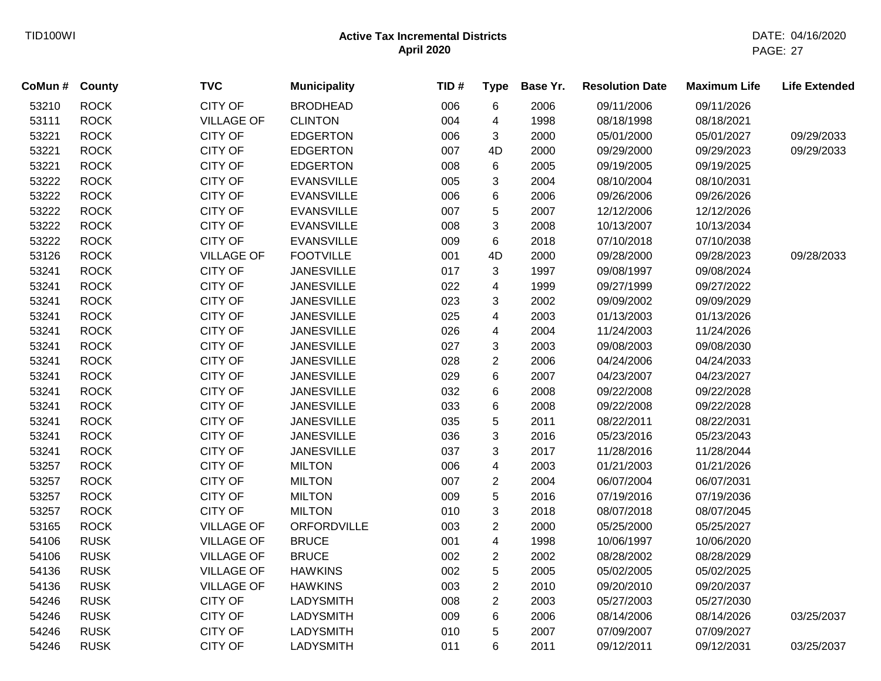**Active Tax Incremental Districts**
**April 2020**

| CoMun # | County | TVC | Municipality | TID # | Type | Base Yr. | Resolution Date | Maximum Life | Life Extended |
|---|---|---|---|---|---|---|---|---|---|
| 53210 | ROCK | CITY OF | BRODHEAD | 006 | 6 | 2006 | 09/11/2006 | 09/11/2026 | |
| 53111 | ROCK | VILLAGE OF | CLINTON | 004 | 4 | 1998 | 08/18/1998 | 08/18/2021 | |
| 53221 | ROCK | CITY OF | EDGERTON | 006 | 3 | 2000 | 05/01/2000 | 05/01/2027 | 09/29/2033 |
| 53221 | ROCK | CITY OF | EDGERTON | 007 | 4D | 2000 | 09/29/2000 | 09/29/2023 | 09/29/2033 |
| 53221 | ROCK | CITY OF | EDGERTON | 008 | 6 | 2005 | 09/19/2005 | 09/19/2025 | |
| 53222 | ROCK | CITY OF | EVANSVILLE | 005 | 3 | 2004 | 08/10/2004 | 08/10/2031 | |
| 53222 | ROCK | CITY OF | EVANSVILLE | 006 | 6 | 2006 | 09/26/2006 | 09/26/2026 | |
| 53222 | ROCK | CITY OF | EVANSVILLE | 007 | 5 | 2007 | 12/12/2006 | 12/12/2026 | |
| 53222 | ROCK | CITY OF | EVANSVILLE | 008 | 3 | 2008 | 10/13/2007 | 10/13/2034 | |
| 53222 | ROCK | CITY OF | EVANSVILLE | 009 | 6 | 2018 | 07/10/2018 | 07/10/2038 | |
| 53126 | ROCK | VILLAGE OF | FOOTVILLE | 001 | 4D | 2000 | 09/28/2000 | 09/28/2023 | 09/28/2033 |
| 53241 | ROCK | CITY OF | JANESVILLE | 017 | 3 | 1997 | 09/08/1997 | 09/08/2024 | |
| 53241 | ROCK | CITY OF | JANESVILLE | 022 | 4 | 1999 | 09/27/1999 | 09/27/2022 | |
| 53241 | ROCK | CITY OF | JANESVILLE | 023 | 3 | 2002 | 09/09/2002 | 09/09/2029 | |
| 53241 | ROCK | CITY OF | JANESVILLE | 025 | 4 | 2003 | 01/13/2003 | 01/13/2026 | |
| 53241 | ROCK | CITY OF | JANESVILLE | 026 | 4 | 2004 | 11/24/2003 | 11/24/2026 | |
| 53241 | ROCK | CITY OF | JANESVILLE | 027 | 3 | 2003 | 09/08/2003 | 09/08/2030 | |
| 53241 | ROCK | CITY OF | JANESVILLE | 028 | 2 | 2006 | 04/24/2006 | 04/24/2033 | |
| 53241 | ROCK | CITY OF | JANESVILLE | 029 | 6 | 2007 | 04/23/2007 | 04/23/2027 | |
| 53241 | ROCK | CITY OF | JANESVILLE | 032 | 6 | 2008 | 09/22/2008 | 09/22/2028 | |
| 53241 | ROCK | CITY OF | JANESVILLE | 033 | 6 | 2008 | 09/22/2008 | 09/22/2028 | |
| 53241 | ROCK | CITY OF | JANESVILLE | 035 | 5 | 2011 | 08/22/2011 | 08/22/2031 | |
| 53241 | ROCK | CITY OF | JANESVILLE | 036 | 3 | 2016 | 05/23/2016 | 05/23/2043 | |
| 53241 | ROCK | CITY OF | JANESVILLE | 037 | 3 | 2017 | 11/28/2016 | 11/28/2044 | |
| 53257 | ROCK | CITY OF | MILTON | 006 | 4 | 2003 | 01/21/2003 | 01/21/2026 | |
| 53257 | ROCK | CITY OF | MILTON | 007 | 2 | 2004 | 06/07/2004 | 06/07/2031 | |
| 53257 | ROCK | CITY OF | MILTON | 009 | 5 | 2016 | 07/19/2016 | 07/19/2036 | |
| 53257 | ROCK | CITY OF | MILTON | 010 | 3 | 2018 | 08/07/2018 | 08/07/2045 | |
| 53165 | ROCK | VILLAGE OF | ORFORDVILLE | 003 | 2 | 2000 | 05/25/2000 | 05/25/2027 | |
| 54106 | RUSK | VILLAGE OF | BRUCE | 001 | 4 | 1998 | 10/06/1997 | 10/06/2020 | |
| 54106 | RUSK | VILLAGE OF | BRUCE | 002 | 2 | 2002 | 08/28/2002 | 08/28/2029 | |
| 54136 | RUSK | VILLAGE OF | HAWKINS | 002 | 5 | 2005 | 05/02/2005 | 05/02/2025 | |
| 54136 | RUSK | VILLAGE OF | HAWKINS | 003 | 2 | 2010 | 09/20/2010 | 09/20/2037 | |
| 54246 | RUSK | CITY OF | LADYSMITH | 008 | 2 | 2003 | 05/27/2003 | 05/27/2030 | |
| 54246 | RUSK | CITY OF | LADYSMITH | 009 | 6 | 2006 | 08/14/2006 | 08/14/2026 | 03/25/2037 |
| 54246 | RUSK | CITY OF | LADYSMITH | 010 | 5 | 2007 | 07/09/2007 | 07/09/2027 | |
| 54246 | RUSK | CITY OF | LADYSMITH | 011 | 6 | 2011 | 09/12/2011 | 09/12/2031 | 03/25/2037 |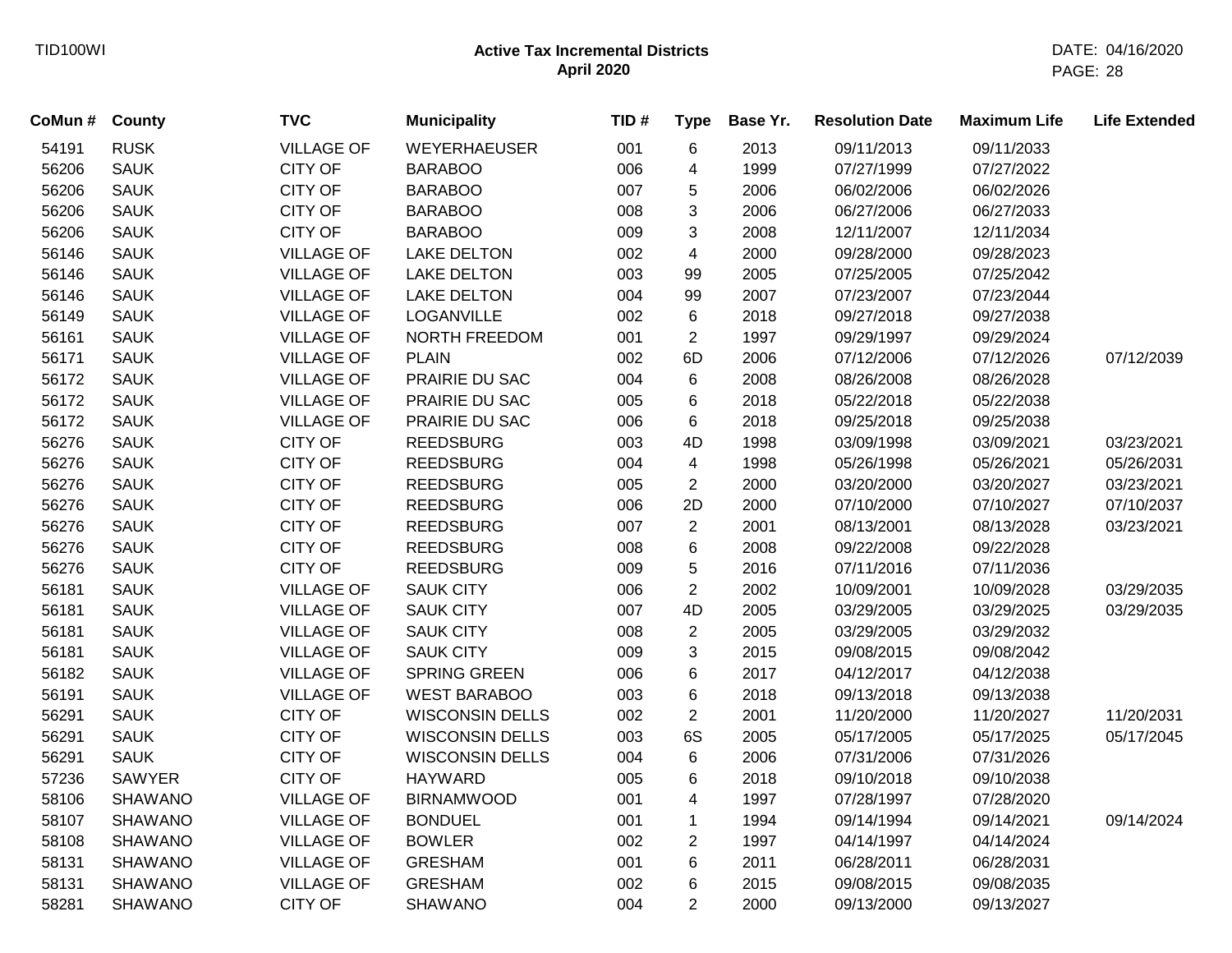# Active Tax Incremental Districts
## April 2020

| CoMun # | County | TVC | Municipality | TID # | Type | Base Yr. | Resolution Date | Maximum Life | Life Extended |
|---|---|---|---|---|---|---|---|---|---|
| 54191 | RUSK | VILLAGE OF | WEYERHAEUSER | 001 | 6 | 2013 | 09/11/2013 | 09/11/2033 | |
| 56206 | SAUK | CITY OF | BARABOO | 006 | 4 | 1999 | 07/27/1999 | 07/27/2022 | |
| 56206 | SAUK | CITY OF | BARABOO | 007 | 5 | 2006 | 06/02/2006 | 06/02/2026 | |
| 56206 | SAUK | CITY OF | BARABOO | 008 | 3 | 2006 | 06/27/2006 | 06/27/2033 | |
| 56206 | SAUK | CITY OF | BARABOO | 009 | 3 | 2008 | 12/11/2007 | 12/11/2034 | |
| 56146 | SAUK | VILLAGE OF | LAKE DELTON | 002 | 4 | 2000 | 09/28/2000 | 09/28/2023 | |
| 56146 | SAUK | VILLAGE OF | LAKE DELTON | 003 | 99 | 2005 | 07/25/2005 | 07/25/2042 | |
| 56146 | SAUK | VILLAGE OF | LAKE DELTON | 004 | 99 | 2007 | 07/23/2007 | 07/23/2044 | |
| 56149 | SAUK | VILLAGE OF | LOGANVILLE | 002 | 6 | 2018 | 09/27/2018 | 09/27/2038 | |
| 56161 | SAUK | VILLAGE OF | NORTH FREEDOM | 001 | 2 | 1997 | 09/29/1997 | 09/29/2024 | |
| 56171 | SAUK | VILLAGE OF | PLAIN | 002 | 6D | 2006 | 07/12/2006 | 07/12/2026 | 07/12/2039 |
| 56172 | SAUK | VILLAGE OF | PRAIRIE DU SAC | 004 | 6 | 2008 | 08/26/2008 | 08/26/2028 | |
| 56172 | SAUK | VILLAGE OF | PRAIRIE DU SAC | 005 | 6 | 2018 | 05/22/2018 | 05/22/2038 | |
| 56172 | SAUK | VILLAGE OF | PRAIRIE DU SAC | 006 | 6 | 2018 | 09/25/2018 | 09/25/2038 | |
| 56276 | SAUK | CITY OF | REEDSBURG | 003 | 4D | 1998 | 03/09/1998 | 03/09/2021 | 03/23/2021 |
| 56276 | SAUK | CITY OF | REEDSBURG | 004 | 4 | 1998 | 05/26/1998 | 05/26/2021 | 05/26/2031 |
| 56276 | SAUK | CITY OF | REEDSBURG | 005 | 2 | 2000 | 03/20/2000 | 03/20/2027 | 03/23/2021 |
| 56276 | SAUK | CITY OF | REEDSBURG | 006 | 2D | 2000 | 07/10/2000 | 07/10/2027 | 07/10/2037 |
| 56276 | SAUK | CITY OF | REEDSBURG | 007 | 2 | 2001 | 08/13/2001 | 08/13/2028 | 03/23/2021 |
| 56276 | SAUK | CITY OF | REEDSBURG | 008 | 6 | 2008 | 09/22/2008 | 09/22/2028 | |
| 56276 | SAUK | CITY OF | REEDSBURG | 009 | 5 | 2016 | 07/11/2016 | 07/11/2036 | |
| 56181 | SAUK | VILLAGE OF | SAUK CITY | 006 | 2 | 2002 | 10/09/2001 | 10/09/2028 | 03/29/2035 |
| 56181 | SAUK | VILLAGE OF | SAUK CITY | 007 | 4D | 2005 | 03/29/2005 | 03/29/2025 | 03/29/2035 |
| 56181 | SAUK | VILLAGE OF | SAUK CITY | 008 | 2 | 2005 | 03/29/2005 | 03/29/2032 | |
| 56181 | SAUK | VILLAGE OF | SAUK CITY | 009 | 3 | 2015 | 09/08/2015 | 09/08/2042 | |
| 56182 | SAUK | VILLAGE OF | SPRING GREEN | 006 | 6 | 2017 | 04/12/2017 | 04/12/2038 | |
| 56191 | SAUK | VILLAGE OF | WEST BARABOO | 003 | 6 | 2018 | 09/13/2018 | 09/13/2038 | |
| 56291 | SAUK | CITY OF | WISCONSIN DELLS | 002 | 2 | 2001 | 11/20/2000 | 11/20/2027 | 11/20/2031 |
| 56291 | SAUK | CITY OF | WISCONSIN DELLS | 003 | 6S | 2005 | 05/17/2005 | 05/17/2025 | 05/17/2045 |
| 56291 | SAUK | CITY OF | WISCONSIN DELLS | 004 | 6 | 2006 | 07/31/2006 | 07/31/2026 | |
| 57236 | SAWYER | CITY OF | HAYWARD | 005 | 6 | 2018 | 09/10/2018 | 09/10/2038 | |
| 58106 | SHAWANO | VILLAGE OF | BIRNAMWOOD | 001 | 4 | 1997 | 07/28/1997 | 07/28/2020 | |
| 58107 | SHAWANO | VILLAGE OF | BONDUEL | 001 | 1 | 1994 | 09/14/1994 | 09/14/2021 | 09/14/2024 |
| 58108 | SHAWANO | VILLAGE OF | BOWLER | 002 | 2 | 1997 | 04/14/1997 | 04/14/2024 | |
| 58131 | SHAWANO | VILLAGE OF | GRESHAM | 001 | 6 | 2011 | 06/28/2011 | 06/28/2031 | |
| 58131 | SHAWANO | VILLAGE OF | GRESHAM | 002 | 6 | 2015 | 09/08/2015 | 09/08/2035 | |
| 58281 | SHAWANO | CITY OF | SHAWANO | 004 | 2 | 2000 | 09/13/2000 | 09/13/2027 | |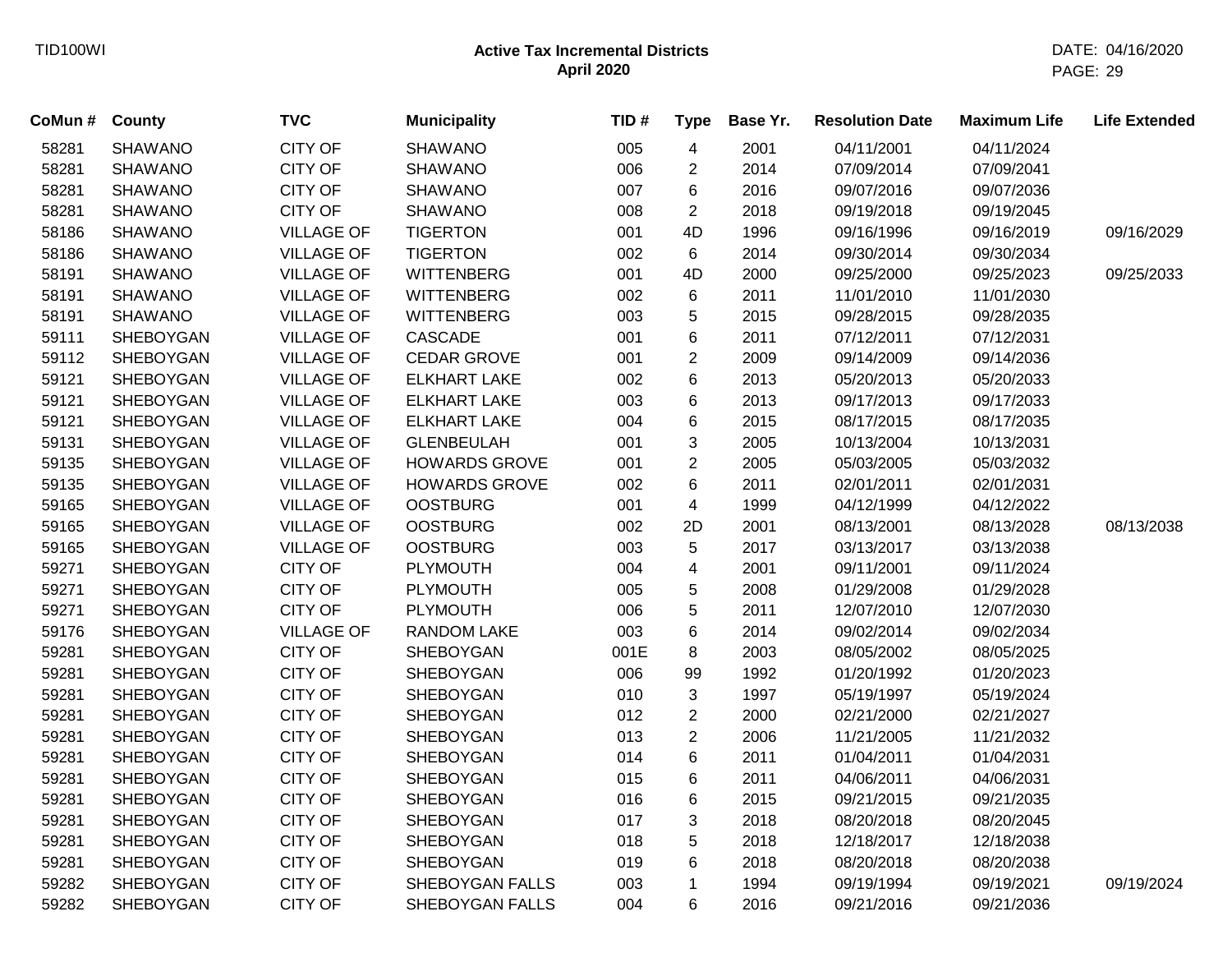TID100WI

**Active Tax Incremental Districts**
**April 2020**

DATE: 04/16/2020

| CoMun # | County | TVC | Municipality | TID # | Type | Base Yr. | Resolution Date | Maximum Life | Life Extended |
|---|---|---|---|---|---|---|---|---|---|
| 58281 | SHAWANO | CITY OF | SHAWANO | 005 | 4 | 2001 | 04/11/2001 | 04/11/2024 | |
| 58281 | SHAWANO | CITY OF | SHAWANO | 006 | 2 | 2014 | 07/09/2014 | 07/09/2041 | |
| 58281 | SHAWANO | CITY OF | SHAWANO | 007 | 6 | 2016 | 09/07/2016 | 09/07/2036 | |
| 58281 | SHAWANO | CITY OF | SHAWANO | 008 | 2 | 2018 | 09/19/2018 | 09/19/2045 | |
| 58186 | SHAWANO | VILLAGE OF | TIGERTON | 001 | 4D | 1996 | 09/16/1996 | 09/16/2019 | 09/16/2029 |
| 58186 | SHAWANO | VILLAGE OF | TIGERTON | 002 | 6 | 2014 | 09/30/2014 | 09/30/2034 | |
| 58191 | SHAWANO | VILLAGE OF | WITTENBERG | 001 | 4D | 2000 | 09/25/2000 | 09/25/2023 | 09/25/2033 |
| 58191 | SHAWANO | VILLAGE OF | WITTENBERG | 002 | 6 | 2011 | 11/01/2010 | 11/01/2030 | |
| 58191 | SHAWANO | VILLAGE OF | WITTENBERG | 003 | 5 | 2015 | 09/28/2015 | 09/28/2035 | |
| 59111 | SHEBOYGAN | VILLAGE OF | CASCADE | 001 | 6 | 2011 | 07/12/2011 | 07/12/2031 | |
| 59112 | SHEBOYGAN | VILLAGE OF | CEDAR GROVE | 001 | 2 | 2009 | 09/14/2009 | 09/14/2036 | |
| 59121 | SHEBOYGAN | VILLAGE OF | ELKHART LAKE | 002 | 6 | 2013 | 05/20/2013 | 05/20/2033 | |
| 59121 | SHEBOYGAN | VILLAGE OF | ELKHART LAKE | 003 | 6 | 2013 | 09/17/2013 | 09/17/2033 | |
| 59121 | SHEBOYGAN | VILLAGE OF | ELKHART LAKE | 004 | 6 | 2015 | 08/17/2015 | 08/17/2035 | |
| 59131 | SHEBOYGAN | VILLAGE OF | GLENBEULAH | 001 | 3 | 2005 | 10/13/2004 | 10/13/2031 | |
| 59135 | SHEBOYGAN | VILLAGE OF | HOWARDS GROVE | 001 | 2 | 2005 | 05/03/2005 | 05/03/2032 | |
| 59135 | SHEBOYGAN | VILLAGE OF | HOWARDS GROVE | 002 | 6 | 2011 | 02/01/2011 | 02/01/2031 | |
| 59165 | SHEBOYGAN | VILLAGE OF | OOSTBURG | 001 | 4 | 1999 | 04/12/1999 | 04/12/2022 | |
| 59165 | SHEBOYGAN | VILLAGE OF | OOSTBURG | 002 | 2D | 2001 | 08/13/2001 | 08/13/2028 | 08/13/2038 |
| 59165 | SHEBOYGAN | VILLAGE OF | OOSTBURG | 003 | 5 | 2017 | 03/13/2017 | 03/13/2038 | |
| 59271 | SHEBOYGAN | CITY OF | PLYMOUTH | 004 | 4 | 2001 | 09/11/2001 | 09/11/2024 | |
| 59271 | SHEBOYGAN | CITY OF | PLYMOUTH | 005 | 5 | 2008 | 01/29/2008 | 01/29/2028 | |
| 59271 | SHEBOYGAN | CITY OF | PLYMOUTH | 006 | 5 | 2011 | 12/07/2010 | 12/07/2030 | |
| 59176 | SHEBOYGAN | VILLAGE OF | RANDOM LAKE | 003 | 6 | 2014 | 09/02/2014 | 09/02/2034 | |
| 59281 | SHEBOYGAN | CITY OF | SHEBOYGAN | 001E | 8 | 2003 | 08/05/2002 | 08/05/2025 | |
| 59281 | SHEBOYGAN | CITY OF | SHEBOYGAN | 006 | 99 | 1992 | 01/20/1992 | 01/20/2023 | |
| 59281 | SHEBOYGAN | CITY OF | SHEBOYGAN | 010 | 3 | 1997 | 05/19/1997 | 05/19/2024 | |
| 59281 | SHEBOYGAN | CITY OF | SHEBOYGAN | 012 | 2 | 2000 | 02/21/2000 | 02/21/2027 | |
| 59281 | SHEBOYGAN | CITY OF | SHEBOYGAN | 013 | 2 | 2006 | 11/21/2005 | 11/21/2032 | |
| 59281 | SHEBOYGAN | CITY OF | SHEBOYGAN | 014 | 6 | 2011 | 01/04/2011 | 01/04/2031 | |
| 59281 | SHEBOYGAN | CITY OF | SHEBOYGAN | 015 | 6 | 2011 | 04/06/2011 | 04/06/2031 | |
| 59281 | SHEBOYGAN | CITY OF | SHEBOYGAN | 016 | 6 | 2015 | 09/21/2015 | 09/21/2035 | |
| 59281 | SHEBOYGAN | CITY OF | SHEBOYGAN | 017 | 3 | 2018 | 08/20/2018 | 08/20/2045 | |
| 59281 | SHEBOYGAN | CITY OF | SHEBOYGAN | 018 | 5 | 2018 | 12/18/2017 | 12/18/2038 | |
| 59281 | SHEBOYGAN | CITY OF | SHEBOYGAN | 019 | 6 | 2018 | 08/20/2018 | 08/20/2038 | |
| 59282 | SHEBOYGAN | CITY OF | SHEBOYGAN FALLS | 003 | 1 | 1994 | 09/19/1994 | 09/19/2021 | 09/19/2024 |
| 59282 | SHEBOYGAN | CITY OF | SHEBOYGAN FALLS | 004 | 6 | 2016 | 09/21/2016 | 09/21/2036 | |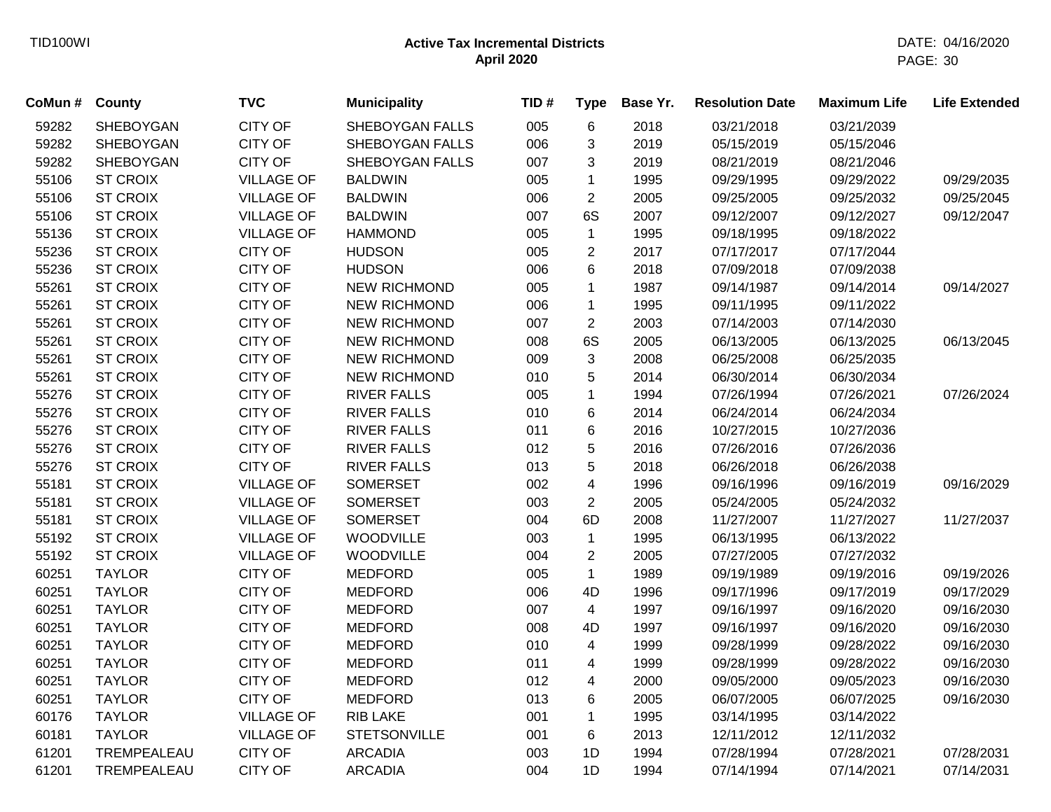TID100WI

**Active Tax Incremental Districts**
**April 2020**

DATE: 04/16/2020

| CoMun # | County | TVC | Municipality | TID # | Type | Base Yr. | Resolution Date | Maximum Life | Life Extended |
|---|---|---|---|---|---|---|---|---|---|
| 59282 | SHEBOYGAN | CITY OF | SHEBOYGAN FALLS | 005 | 6 | 2018 | 03/21/2018 | 03/21/2039 | |
| 59282 | SHEBOYGAN | CITY OF | SHEBOYGAN FALLS | 006 | 3 | 2019 | 05/15/2019 | 05/15/2046 | |
| 59282 | SHEBOYGAN | CITY OF | SHEBOYGAN FALLS | 007 | 3 | 2019 | 08/21/2019 | 08/21/2046 | |
| 55106 | ST CROIX | VILLAGE OF | BALDWIN | 005 | 1 | 1995 | 09/29/1995 | 09/29/2022 | 09/29/2035 |
| 55106 | ST CROIX | VILLAGE OF | BALDWIN | 006 | 2 | 2005 | 09/25/2005 | 09/25/2032 | 09/25/2045 |
| 55106 | ST CROIX | VILLAGE OF | BALDWIN | 007 | 6S | 2007 | 09/12/2007 | 09/12/2027 | 09/12/2047 |
| 55136 | ST CROIX | VILLAGE OF | HAMMOND | 005 | 1 | 1995 | 09/18/1995 | 09/18/2022 | |
| 55236 | ST CROIX | CITY OF | HUDSON | 005 | 2 | 2017 | 07/17/2017 | 07/17/2044 | |
| 55236 | ST CROIX | CITY OF | HUDSON | 006 | 6 | 2018 | 07/09/2018 | 07/09/2038 | |
| 55261 | ST CROIX | CITY OF | NEW RICHMOND | 005 | 1 | 1987 | 09/14/1987 | 09/14/2014 | 09/14/2027 |
| 55261 | ST CROIX | CITY OF | NEW RICHMOND | 006 | 1 | 1995 | 09/11/1995 | 09/11/2022 | |
| 55261 | ST CROIX | CITY OF | NEW RICHMOND | 007 | 2 | 2003 | 07/14/2003 | 07/14/2030 | |
| 55261 | ST CROIX | CITY OF | NEW RICHMOND | 008 | 6S | 2005 | 06/13/2005 | 06/13/2025 | 06/13/2045 |
| 55261 | ST CROIX | CITY OF | NEW RICHMOND | 009 | 3 | 2008 | 06/25/2008 | 06/25/2035 | |
| 55261 | ST CROIX | CITY OF | NEW RICHMOND | 010 | 5 | 2014 | 06/30/2014 | 06/30/2034 | |
| 55276 | ST CROIX | CITY OF | RIVER FALLS | 005 | 1 | 1994 | 07/26/1994 | 07/26/2021 | 07/26/2024 |
| 55276 | ST CROIX | CITY OF | RIVER FALLS | 010 | 6 | 2014 | 06/24/2014 | 06/24/2034 | |
| 55276 | ST CROIX | CITY OF | RIVER FALLS | 011 | 6 | 2016 | 10/27/2015 | 10/27/2036 | |
| 55276 | ST CROIX | CITY OF | RIVER FALLS | 012 | 5 | 2016 | 07/26/2016 | 07/26/2036 | |
| 55276 | ST CROIX | CITY OF | RIVER FALLS | 013 | 5 | 2018 | 06/26/2018 | 06/26/2038 | |
| 55181 | ST CROIX | VILLAGE OF | SOMERSET | 002 | 4 | 1996 | 09/16/1996 | 09/16/2019 | 09/16/2029 |
| 55181 | ST CROIX | VILLAGE OF | SOMERSET | 003 | 2 | 2005 | 05/24/2005 | 05/24/2032 | |
| 55181 | ST CROIX | VILLAGE OF | SOMERSET | 004 | 6D | 2008 | 11/27/2007 | 11/27/2027 | 11/27/2037 |
| 55192 | ST CROIX | VILLAGE OF | WOODVILLE | 003 | 1 | 1995 | 06/13/1995 | 06/13/2022 | |
| 55192 | ST CROIX | VILLAGE OF | WOODVILLE | 004 | 2 | 2005 | 07/27/2005 | 07/27/2032 | |
| 60251 | TAYLOR | CITY OF | MEDFORD | 005 | 1 | 1989 | 09/19/1989 | 09/19/2016 | 09/19/2026 |
| 60251 | TAYLOR | CITY OF | MEDFORD | 006 | 4D | 1996 | 09/17/1996 | 09/17/2019 | 09/17/2029 |
| 60251 | TAYLOR | CITY OF | MEDFORD | 007 | 4 | 1997 | 09/16/1997 | 09/16/2020 | 09/16/2030 |
| 60251 | TAYLOR | CITY OF | MEDFORD | 008 | 4D | 1997 | 09/16/1997 | 09/16/2020 | 09/16/2030 |
| 60251 | TAYLOR | CITY OF | MEDFORD | 010 | 4 | 1999 | 09/28/1999 | 09/28/2022 | 09/16/2030 |
| 60251 | TAYLOR | CITY OF | MEDFORD | 011 | 4 | 1999 | 09/28/1999 | 09/28/2022 | 09/16/2030 |
| 60251 | TAYLOR | CITY OF | MEDFORD | 012 | 4 | 2000 | 09/05/2000 | 09/05/2023 | 09/16/2030 |
| 60251 | TAYLOR | CITY OF | MEDFORD | 013 | 6 | 2005 | 06/07/2005 | 06/07/2025 | 09/16/2030 |
| 60176 | TAYLOR | VILLAGE OF | RIB LAKE | 001 | 1 | 1995 | 03/14/1995 | 03/14/2022 | |
| 60181 | TAYLOR | VILLAGE OF | STETSONVILLE | 001 | 6 | 2013 | 12/11/2012 | 12/11/2032 | |
| 61201 | TREMPEALEAU | CITY OF | ARCADIA | 003 | 1D | 1994 | 07/28/1994 | 07/28/2021 | 07/28/2031 |
| 61201 | TREMPEALEAU | CITY OF | ARCADIA | 004 | 1D | 1994 | 07/14/1994 | 07/14/2021 | 07/14/2031 |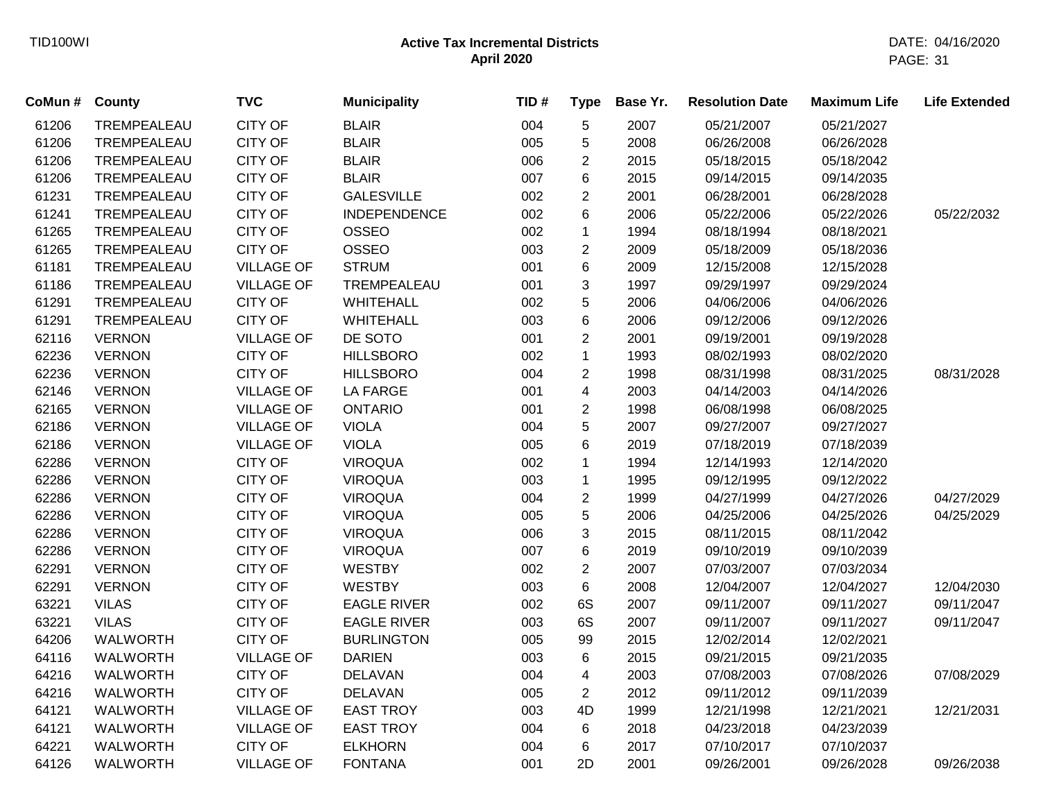TID100WI

# Active Tax Incremental Districts
## April 2020

DATE: 04/16/2020

| CoMun # | County | TVC | Municipality | TID # | Type | Base Yr. | Resolution Date | Maximum Life | Life Extended |
|---|---|---|---|---|---|---|---|---|---|
| 61206 | TREMPEALEAU | CITY OF | BLAIR | 004 | 5 | 2007 | 05/21/2007 | 05/21/2027 | |
| 61206 | TREMPEALEAU | CITY OF | BLAIR | 005 | 5 | 2008 | 06/26/2008 | 06/26/2028 | |
| 61206 | TREMPEALEAU | CITY OF | BLAIR | 006 | 2 | 2015 | 05/18/2015 | 05/18/2042 | |
| 61206 | TREMPEALEAU | CITY OF | BLAIR | 007 | 6 | 2015 | 09/14/2015 | 09/14/2035 | |
| 61231 | TREMPEALEAU | CITY OF | GALESVILLE | 002 | 2 | 2001 | 06/28/2001 | 06/28/2028 | |
| 61241 | TREMPEALEAU | CITY OF | INDEPENDENCE | 002 | 6 | 2006 | 05/22/2006 | 05/22/2026 | 05/22/2032 |
| 61265 | TREMPEALEAU | CITY OF | OSSEO | 002 | 1 | 1994 | 08/18/1994 | 08/18/2021 | |
| 61265 | TREMPEALEAU | CITY OF | OSSEO | 003 | 2 | 2009 | 05/18/2009 | 05/18/2036 | |
| 61181 | TREMPEALEAU | VILLAGE OF | STRUM | 001 | 6 | 2009 | 12/15/2008 | 12/15/2028 | |
| 61186 | TREMPEALEAU | VILLAGE OF | TREMPEALEAU | 001 | 3 | 1997 | 09/29/1997 | 09/29/2024 | |
| 61291 | TREMPEALEAU | CITY OF | WHITEHALL | 002 | 5 | 2006 | 04/06/2006 | 04/06/2026 | |
| 61291 | TREMPEALEAU | CITY OF | WHITEHALL | 003 | 6 | 2006 | 09/12/2006 | 09/12/2026 | |
| 62116 | VERNON | VILLAGE OF | DE SOTO | 001 | 2 | 2001 | 09/19/2001 | 09/19/2028 | |
| 62236 | VERNON | CITY OF | HILLSBORO | 002 | 1 | 1993 | 08/02/1993 | 08/02/2020 | |
| 62236 | VERNON | CITY OF | HILLSBORO | 004 | 2 | 1998 | 08/31/1998 | 08/31/2025 | 08/31/2028 |
| 62146 | VERNON | VILLAGE OF | LA FARGE | 001 | 4 | 2003 | 04/14/2003 | 04/14/2026 | |
| 62165 | VERNON | VILLAGE OF | ONTARIO | 001 | 2 | 1998 | 06/08/1998 | 06/08/2025 | |
| 62186 | VERNON | VILLAGE OF | VIOLA | 004 | 5 | 2007 | 09/27/2007 | 09/27/2027 | |
| 62186 | VERNON | VILLAGE OF | VIOLA | 005 | 6 | 2019 | 07/18/2019 | 07/18/2039 | |
| 62286 | VERNON | CITY OF | VIROQUA | 002 | 1 | 1994 | 12/14/1993 | 12/14/2020 | |
| 62286 | VERNON | CITY OF | VIROQUA | 003 | 1 | 1995 | 09/12/1995 | 09/12/2022 | |
| 62286 | VERNON | CITY OF | VIROQUA | 004 | 2 | 1999 | 04/27/1999 | 04/27/2026 | 04/27/2029 |
| 62286 | VERNON | CITY OF | VIROQUA | 005 | 5 | 2006 | 04/25/2006 | 04/25/2026 | 04/25/2029 |
| 62286 | VERNON | CITY OF | VIROQUA | 006 | 3 | 2015 | 08/11/2015 | 08/11/2042 | |
| 62286 | VERNON | CITY OF | VIROQUA | 007 | 6 | 2019 | 09/10/2019 | 09/10/2039 | |
| 62291 | VERNON | CITY OF | WESTBY | 002 | 2 | 2007 | 07/03/2007 | 07/03/2034 | |
| 62291 | VERNON | CITY OF | WESTBY | 003 | 6 | 2008 | 12/04/2007 | 12/04/2027 | 12/04/2030 |
| 63221 | VILAS | CITY OF | EAGLE RIVER | 002 | 6S | 2007 | 09/11/2007 | 09/11/2027 | 09/11/2047 |
| 63221 | VILAS | CITY OF | EAGLE RIVER | 003 | 6S | 2007 | 09/11/2007 | 09/11/2027 | 09/11/2047 |
| 64206 | WALWORTH | CITY OF | BURLINGTON | 005 | 99 | 2015 | 12/02/2014 | 12/02/2021 | |
| 64116 | WALWORTH | VILLAGE OF | DARIEN | 003 | 6 | 2015 | 09/21/2015 | 09/21/2035 | |
| 64216 | WALWORTH | CITY OF | DELAVAN | 004 | 4 | 2003 | 07/08/2003 | 07/08/2026 | 07/08/2029 |
| 64216 | WALWORTH | CITY OF | DELAVAN | 005 | 2 | 2012 | 09/11/2012 | 09/11/2039 | |
| 64121 | WALWORTH | VILLAGE OF | EAST TROY | 003 | 4D | 1999 | 12/21/1998 | 12/21/2021 | 12/21/2031 |
| 64121 | WALWORTH | VILLAGE OF | EAST TROY | 004 | 6 | 2018 | 04/23/2018 | 04/23/2039 | |
| 64221 | WALWORTH | CITY OF | ELKHORN | 004 | 6 | 2017 | 07/10/2017 | 07/10/2037 | |
| 64126 | WALWORTH | VILLAGE OF | FONTANA | 001 | 2D | 2001 | 09/26/2001 | 09/26/2028 | 09/26/2038 |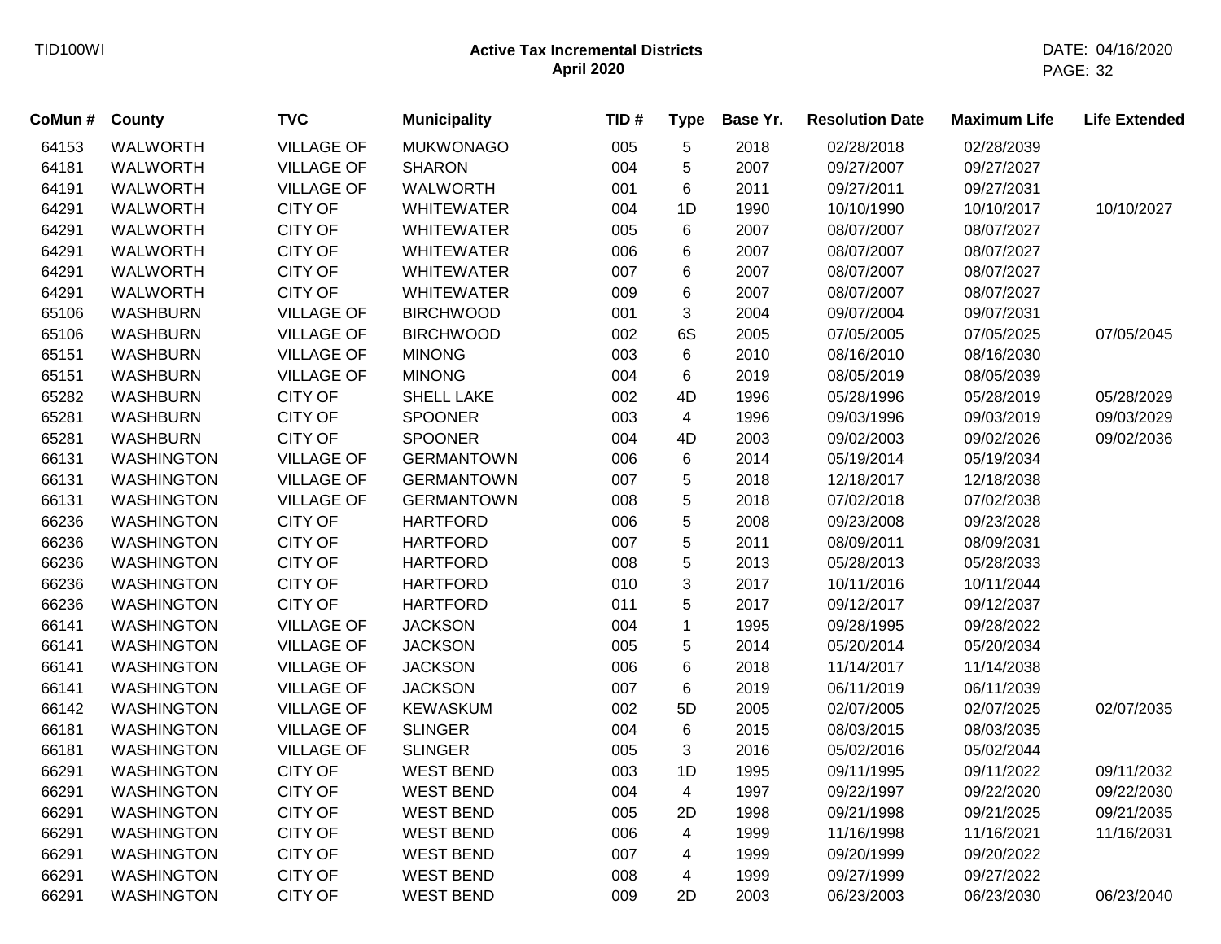**Active Tax Incremental Districts**
**April 2020**

| CoMun # | County | TVC | Municipality | TID # | Type | Base Yr. | Resolution Date | Maximum Life | Life Extended |
|---|---|---|---|---|---|---|---|---|---|
| 64153 | WALWORTH | VILLAGE OF | MUKWONAGO | 005 | 5 | 2018 | 02/28/2018 | 02/28/2039 | |
| 64181 | WALWORTH | VILLAGE OF | SHARON | 004 | 5 | 2007 | 09/27/2007 | 09/27/2027 | |
| 64191 | WALWORTH | VILLAGE OF | WALWORTH | 001 | 6 | 2011 | 09/27/2011 | 09/27/2031 | |
| 64291 | WALWORTH | CITY OF | WHITEWATER | 004 | 1D | 1990 | 10/10/1990 | 10/10/2017 | 10/10/2027 |
| 64291 | WALWORTH | CITY OF | WHITEWATER | 005 | 6 | 2007 | 08/07/2007 | 08/07/2027 | |
| 64291 | WALWORTH | CITY OF | WHITEWATER | 006 | 6 | 2007 | 08/07/2007 | 08/07/2027 | |
| 64291 | WALWORTH | CITY OF | WHITEWATER | 007 | 6 | 2007 | 08/07/2007 | 08/07/2027 | |
| 64291 | WALWORTH | CITY OF | WHITEWATER | 009 | 6 | 2007 | 08/07/2007 | 08/07/2027 | |
| 65106 | WASHBURN | VILLAGE OF | BIRCHWOOD | 001 | 3 | 2004 | 09/07/2004 | 09/07/2031 | |
| 65106 | WASHBURN | VILLAGE OF | BIRCHWOOD | 002 | 6S | 2005 | 07/05/2005 | 07/05/2025 | 07/05/2045 |
| 65151 | WASHBURN | VILLAGE OF | MINONG | 003 | 6 | 2010 | 08/16/2010 | 08/16/2030 | |
| 65151 | WASHBURN | VILLAGE OF | MINONG | 004 | 6 | 2019 | 08/05/2019 | 08/05/2039 | |
| 65282 | WASHBURN | CITY OF | SHELL LAKE | 002 | 4D | 1996 | 05/28/1996 | 05/28/2019 | 05/28/2029 |
| 65281 | WASHBURN | CITY OF | SPOONER | 003 | 4 | 1996 | 09/03/1996 | 09/03/2019 | 09/03/2029 |
| 65281 | WASHBURN | CITY OF | SPOONER | 004 | 4D | 2003 | 09/02/2003 | 09/02/2026 | 09/02/2036 |
| 66131 | WASHINGTON | VILLAGE OF | GERMANTOWN | 006 | 6 | 2014 | 05/19/2014 | 05/19/2034 | |
| 66131 | WASHINGTON | VILLAGE OF | GERMANTOWN | 007 | 5 | 2018 | 12/18/2017 | 12/18/2038 | |
| 66131 | WASHINGTON | VILLAGE OF | GERMANTOWN | 008 | 5 | 2018 | 07/02/2018 | 07/02/2038 | |
| 66236 | WASHINGTON | CITY OF | HARTFORD | 006 | 5 | 2008 | 09/23/2008 | 09/23/2028 | |
| 66236 | WASHINGTON | CITY OF | HARTFORD | 007 | 5 | 2011 | 08/09/2011 | 08/09/2031 | |
| 66236 | WASHINGTON | CITY OF | HARTFORD | 008 | 5 | 2013 | 05/28/2013 | 05/28/2033 | |
| 66236 | WASHINGTON | CITY OF | HARTFORD | 010 | 3 | 2017 | 10/11/2016 | 10/11/2044 | |
| 66236 | WASHINGTON | CITY OF | HARTFORD | 011 | 5 | 2017 | 09/12/2017 | 09/12/2037 | |
| 66141 | WASHINGTON | VILLAGE OF | JACKSON | 004 | 1 | 1995 | 09/28/1995 | 09/28/2022 | |
| 66141 | WASHINGTON | VILLAGE OF | JACKSON | 005 | 5 | 2014 | 05/20/2014 | 05/20/2034 | |
| 66141 | WASHINGTON | VILLAGE OF | JACKSON | 006 | 6 | 2018 | 11/14/2017 | 11/14/2038 | |
| 66141 | WASHINGTON | VILLAGE OF | JACKSON | 007 | 6 | 2019 | 06/11/2019 | 06/11/2039 | |
| 66142 | WASHINGTON | VILLAGE OF | KEWASKUM | 002 | 5D | 2005 | 02/07/2005 | 02/07/2025 | 02/07/2035 |
| 66181 | WASHINGTON | VILLAGE OF | SLINGER | 004 | 6 | 2015 | 08/03/2015 | 08/03/2035 | |
| 66181 | WASHINGTON | VILLAGE OF | SLINGER | 005 | 3 | 2016 | 05/02/2016 | 05/02/2044 | |
| 66291 | WASHINGTON | CITY OF | WEST BEND | 003 | 1D | 1995 | 09/11/1995 | 09/11/2022 | 09/11/2032 |
| 66291 | WASHINGTON | CITY OF | WEST BEND | 004 | 4 | 1997 | 09/22/1997 | 09/22/2020 | 09/22/2030 |
| 66291 | WASHINGTON | CITY OF | WEST BEND | 005 | 2D | 1998 | 09/21/1998 | 09/21/2025 | 09/21/2035 |
| 66291 | WASHINGTON | CITY OF | WEST BEND | 006 | 4 | 1999 | 11/16/1998 | 11/16/2021 | 11/16/2031 |
| 66291 | WASHINGTON | CITY OF | WEST BEND | 007 | 4 | 1999 | 09/20/1999 | 09/20/2022 | |
| 66291 | WASHINGTON | CITY OF | WEST BEND | 008 | 4 | 1999 | 09/27/1999 | 09/27/2022 | |
| 66291 | WASHINGTON | CITY OF | WEST BEND | 009 | 2D | 2003 | 06/23/2003 | 06/23/2030 | 06/23/2040 |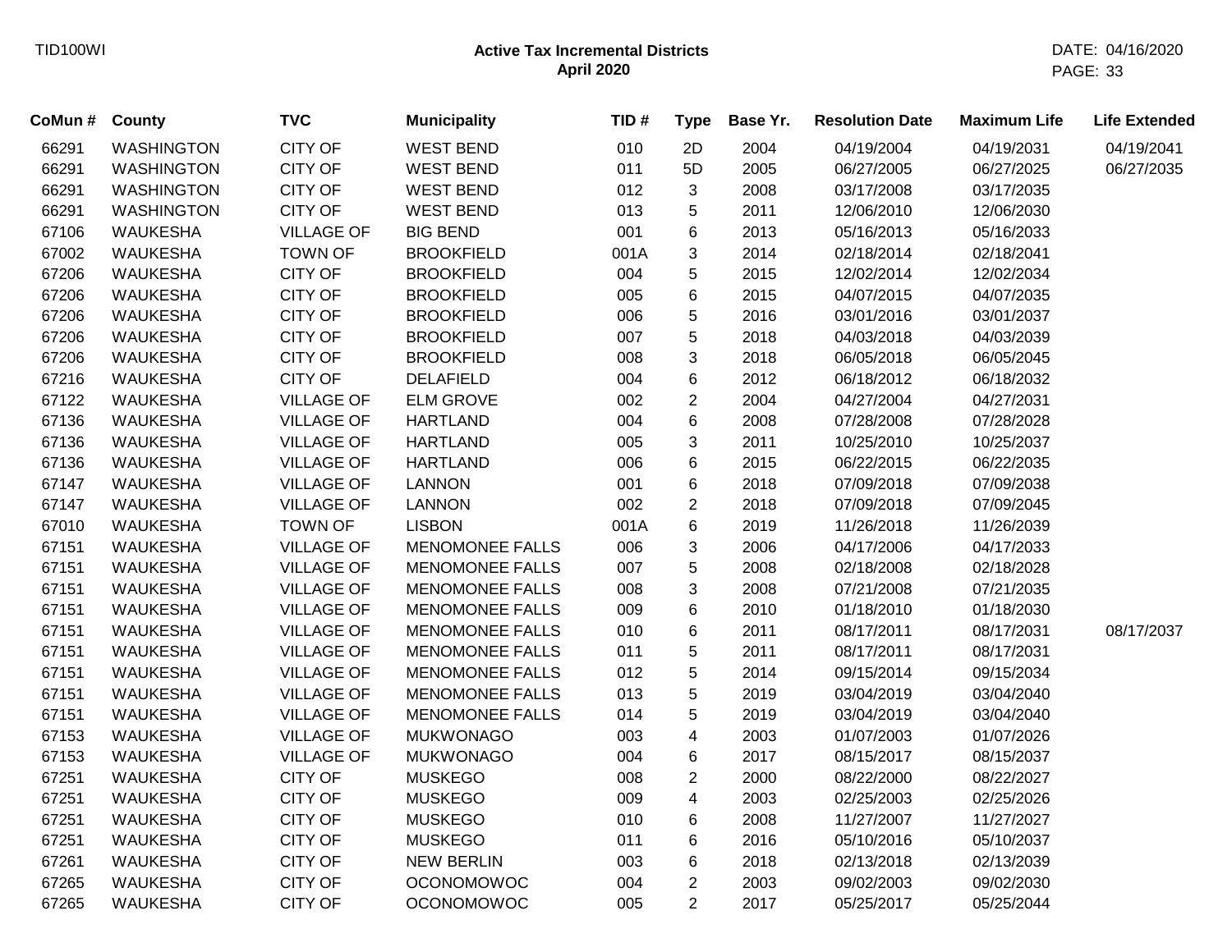TID100WI

**Active Tax Incremental Districts**
**April 2020**

DATE: 04/16/2020

| CoMun # | County | TVC | Municipality | TID # | Type | Base Yr. | Resolution Date | Maximum Life | Life Extended |
|---|---|---|---|---|---|---|---|---|---|
| 66291 | WASHINGTON | CITY OF | WEST BEND | 010 | 2D | 2004 | 04/19/2004 | 04/19/2031 | 04/19/2041 |
| 66291 | WASHINGTON | CITY OF | WEST BEND | 011 | 5D | 2005 | 06/27/2005 | 06/27/2025 | 06/27/2035 |
| 66291 | WASHINGTON | CITY OF | WEST BEND | 012 | 3 | 2008 | 03/17/2008 | 03/17/2035 | |
| 66291 | WASHINGTON | CITY OF | WEST BEND | 013 | 5 | 2011 | 12/06/2010 | 12/06/2030 | |
| 67106 | WAUKESHA | VILLAGE OF | BIG BEND | 001 | 6 | 2013 | 05/16/2013 | 05/16/2033 | |
| 67002 | WAUKESHA | TOWN OF | BROOKFIELD | 001A | 3 | 2014 | 02/18/2014 | 02/18/2041 | |
| 67206 | WAUKESHA | CITY OF | BROOKFIELD | 004 | 5 | 2015 | 12/02/2014 | 12/02/2034 | |
| 67206 | WAUKESHA | CITY OF | BROOKFIELD | 005 | 6 | 2015 | 04/07/2015 | 04/07/2035 | |
| 67206 | WAUKESHA | CITY OF | BROOKFIELD | 006 | 5 | 2016 | 03/01/2016 | 03/01/2037 | |
| 67206 | WAUKESHA | CITY OF | BROOKFIELD | 007 | 5 | 2018 | 04/03/2018 | 04/03/2039 | |
| 67206 | WAUKESHA | CITY OF | BROOKFIELD | 008 | 3 | 2018 | 06/05/2018 | 06/05/2045 | |
| 67216 | WAUKESHA | CITY OF | DELAFIELD | 004 | 6 | 2012 | 06/18/2012 | 06/18/2032 | |
| 67122 | WAUKESHA | VILLAGE OF | ELM GROVE | 002 | 2 | 2004 | 04/27/2004 | 04/27/2031 | |
| 67136 | WAUKESHA | VILLAGE OF | HARTLAND | 004 | 6 | 2008 | 07/28/2008 | 07/28/2028 | |
| 67136 | WAUKESHA | VILLAGE OF | HARTLAND | 005 | 3 | 2011 | 10/25/2010 | 10/25/2037 | |
| 67136 | WAUKESHA | VILLAGE OF | HARTLAND | 006 | 6 | 2015 | 06/22/2015 | 06/22/2035 | |
| 67147 | WAUKESHA | VILLAGE OF | LANNON | 001 | 6 | 2018 | 07/09/2018 | 07/09/2038 | |
| 67147 | WAUKESHA | VILLAGE OF | LANNON | 002 | 2 | 2018 | 07/09/2018 | 07/09/2045 | |
| 67010 | WAUKESHA | TOWN OF | LISBON | 001A | 6 | 2019 | 11/26/2018 | 11/26/2039 | |
| 67151 | WAUKESHA | VILLAGE OF | MENOMONEE FALLS | 006 | 3 | 2006 | 04/17/2006 | 04/17/2033 | |
| 67151 | WAUKESHA | VILLAGE OF | MENOMONEE FALLS | 007 | 5 | 2008 | 02/18/2008 | 02/18/2028 | |
| 67151 | WAUKESHA | VILLAGE OF | MENOMONEE FALLS | 008 | 3 | 2008 | 07/21/2008 | 07/21/2035 | |
| 67151 | WAUKESHA | VILLAGE OF | MENOMONEE FALLS | 009 | 6 | 2010 | 01/18/2010 | 01/18/2030 | |
| 67151 | WAUKESHA | VILLAGE OF | MENOMONEE FALLS | 010 | 6 | 2011 | 08/17/2011 | 08/17/2031 | 08/17/2037 |
| 67151 | WAUKESHA | VILLAGE OF | MENOMONEE FALLS | 011 | 5 | 2011 | 08/17/2011 | 08/17/2031 | |
| 67151 | WAUKESHA | VILLAGE OF | MENOMONEE FALLS | 012 | 5 | 2014 | 09/15/2014 | 09/15/2034 | |
| 67151 | WAUKESHA | VILLAGE OF | MENOMONEE FALLS | 013 | 5 | 2019 | 03/04/2019 | 03/04/2040 | |
| 67151 | WAUKESHA | VILLAGE OF | MENOMONEE FALLS | 014 | 5 | 2019 | 03/04/2019 | 03/04/2040 | |
| 67153 | WAUKESHA | VILLAGE OF | MUKWONAGO | 003 | 4 | 2003 | 01/07/2003 | 01/07/2026 | |
| 67153 | WAUKESHA | VILLAGE OF | MUKWONAGO | 004 | 6 | 2017 | 08/15/2017 | 08/15/2037 | |
| 67251 | WAUKESHA | CITY OF | MUSKEGO | 008 | 2 | 2000 | 08/22/2000 | 08/22/2027 | |
| 67251 | WAUKESHA | CITY OF | MUSKEGO | 009 | 4 | 2003 | 02/25/2003 | 02/25/2026 | |
| 67251 | WAUKESHA | CITY OF | MUSKEGO | 010 | 6 | 2008 | 11/27/2007 | 11/27/2027 | |
| 67251 | WAUKESHA | CITY OF | MUSKEGO | 011 | 6 | 2016 | 05/10/2016 | 05/10/2037 | |
| 67261 | WAUKESHA | CITY OF | NEW BERLIN | 003 | 6 | 2018 | 02/13/2018 | 02/13/2039 | |
| 67265 | WAUKESHA | CITY OF | OCONOMOWOC | 004 | 2 | 2003 | 09/02/2003 | 09/02/2030 | |
| 67265 | WAUKESHA | CITY OF | OCONOMOWOC | 005 | 2 | 2017 | 05/25/2017 | 05/25/2044 | |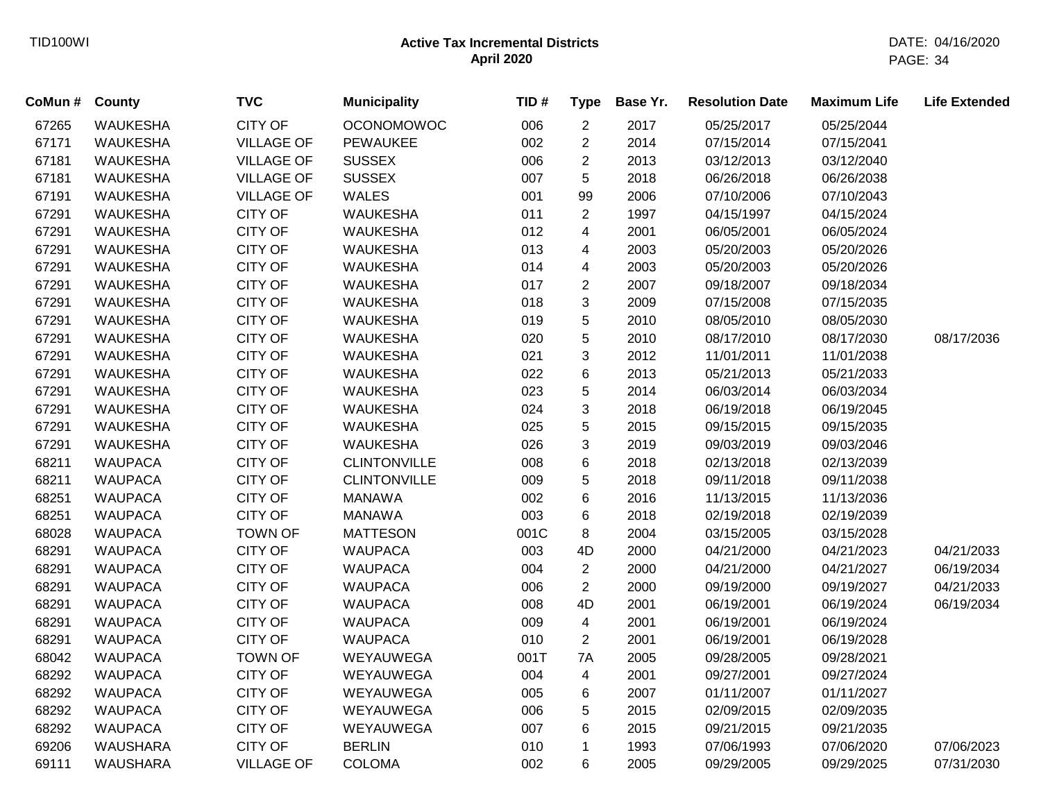| CoMun # | County | TVC | Municipality | TID # | Type | Base Yr. | Resolution Date | Maximum Life | Life Extended |
|---|---|---|---|---|---|---|---|---|---|
| 67265 | WAUKESHA | CITY OF | OCONOMOWOC | 006 | 2 | 2017 | 05/25/2017 | 05/25/2044 | |
| 67171 | WAUKESHA | VILLAGE OF | PEWAUKEE | 002 | 2 | 2014 | 07/15/2014 | 07/15/2041 | |
| 67181 | WAUKESHA | VILLAGE OF | SUSSEX | 006 | 2 | 2013 | 03/12/2013 | 03/12/2040 | |
| 67181 | WAUKESHA | VILLAGE OF | SUSSEX | 007 | 5 | 2018 | 06/26/2018 | 06/26/2038 | |
| 67191 | WAUKESHA | VILLAGE OF | WALES | 001 | 99 | 2006 | 07/10/2006 | 07/10/2043 | |
| 67291 | WAUKESHA | CITY OF | WAUKESHA | 011 | 2 | 1997 | 04/15/1997 | 04/15/2024 | |
| 67291 | WAUKESHA | CITY OF | WAUKESHA | 012 | 4 | 2001 | 06/05/2001 | 06/05/2024 | |
| 67291 | WAUKESHA | CITY OF | WAUKESHA | 013 | 4 | 2003 | 05/20/2003 | 05/20/2026 | |
| 67291 | WAUKESHA | CITY OF | WAUKESHA | 014 | 4 | 2003 | 05/20/2003 | 05/20/2026 | |
| 67291 | WAUKESHA | CITY OF | WAUKESHA | 017 | 2 | 2007 | 09/18/2007 | 09/18/2034 | |
| 67291 | WAUKESHA | CITY OF | WAUKESHA | 018 | 3 | 2009 | 07/15/2008 | 07/15/2035 | |
| 67291 | WAUKESHA | CITY OF | WAUKESHA | 019 | 5 | 2010 | 08/05/2010 | 08/05/2030 | |
| 67291 | WAUKESHA | CITY OF | WAUKESHA | 020 | 5 | 2010 | 08/17/2010 | 08/17/2030 | 08/17/2036 |
| 67291 | WAUKESHA | CITY OF | WAUKESHA | 021 | 3 | 2012 | 11/01/2011 | 11/01/2038 | |
| 67291 | WAUKESHA | CITY OF | WAUKESHA | 022 | 6 | 2013 | 05/21/2013 | 05/21/2033 | |
| 67291 | WAUKESHA | CITY OF | WAUKESHA | 023 | 5 | 2014 | 06/03/2014 | 06/03/2034 | |
| 67291 | WAUKESHA | CITY OF | WAUKESHA | 024 | 3 | 2018 | 06/19/2018 | 06/19/2045 | |
| 67291 | WAUKESHA | CITY OF | WAUKESHA | 025 | 5 | 2015 | 09/15/2015 | 09/15/2035 | |
| 67291 | WAUKESHA | CITY OF | WAUKESHA | 026 | 3 | 2019 | 09/03/2019 | 09/03/2046 | |
| 68211 | WAUPACA | CITY OF | CLINTONVILLE | 008 | 6 | 2018 | 02/13/2018 | 02/13/2039 | |
| 68211 | WAUPACA | CITY OF | CLINTONVILLE | 009 | 5 | 2018 | 09/11/2018 | 09/11/2038 | |
| 68251 | WAUPACA | CITY OF | MANAWA | 002 | 6 | 2016 | 11/13/2015 | 11/13/2036 | |
| 68251 | WAUPACA | CITY OF | MANAWA | 003 | 6 | 2018 | 02/19/2018 | 02/19/2039 | |
| 68028 | WAUPACA | TOWN OF | MATTESON | 001C | 8 | 2004 | 03/15/2005 | 03/15/2028 | |
| 68291 | WAUPACA | CITY OF | WAUPACA | 003 | 4D | 2000 | 04/21/2000 | 04/21/2023 | 04/21/2033 |
| 68291 | WAUPACA | CITY OF | WAUPACA | 004 | 2 | 2000 | 04/21/2000 | 04/21/2027 | 06/19/2034 |
| 68291 | WAUPACA | CITY OF | WAUPACA | 006 | 2 | 2000 | 09/19/2000 | 09/19/2027 | 04/21/2033 |
| 68291 | WAUPACA | CITY OF | WAUPACA | 008 | 4D | 2001 | 06/19/2001 | 06/19/2024 | 06/19/2034 |
| 68291 | WAUPACA | CITY OF | WAUPACA | 009 | 4 | 2001 | 06/19/2001 | 06/19/2024 | |
| 68291 | WAUPACA | CITY OF | WAUPACA | 010 | 2 | 2001 | 06/19/2001 | 06/19/2028 | |
| 68042 | WAUPACA | TOWN OF | WEYAUWEGA | 001T | 7A | 2005 | 09/28/2005 | 09/28/2021 | |
| 68292 | WAUPACA | CITY OF | WEYAUWEGA | 004 | 4 | 2001 | 09/27/2001 | 09/27/2024 | |
| 68292 | WAUPACA | CITY OF | WEYAUWEGA | 005 | 6 | 2007 | 01/11/2007 | 01/11/2027 | |
| 68292 | WAUPACA | CITY OF | WEYAUWEGA | 006 | 5 | 2015 | 02/09/2015 | 02/09/2035 | |
| 68292 | WAUPACA | CITY OF | WEYAUWEGA | 007 | 6 | 2015 | 09/21/2015 | 09/21/2035 | |
| 69206 | WAUSHARA | CITY OF | BERLIN | 010 | 1 | 1993 | 07/06/1993 | 07/06/2020 | 07/06/2023 |
| 69111 | WAUSHARA | VILLAGE OF | COLOMA | 002 | 6 | 2005 | 09/29/2005 | 09/29/2025 | 07/31/2030 |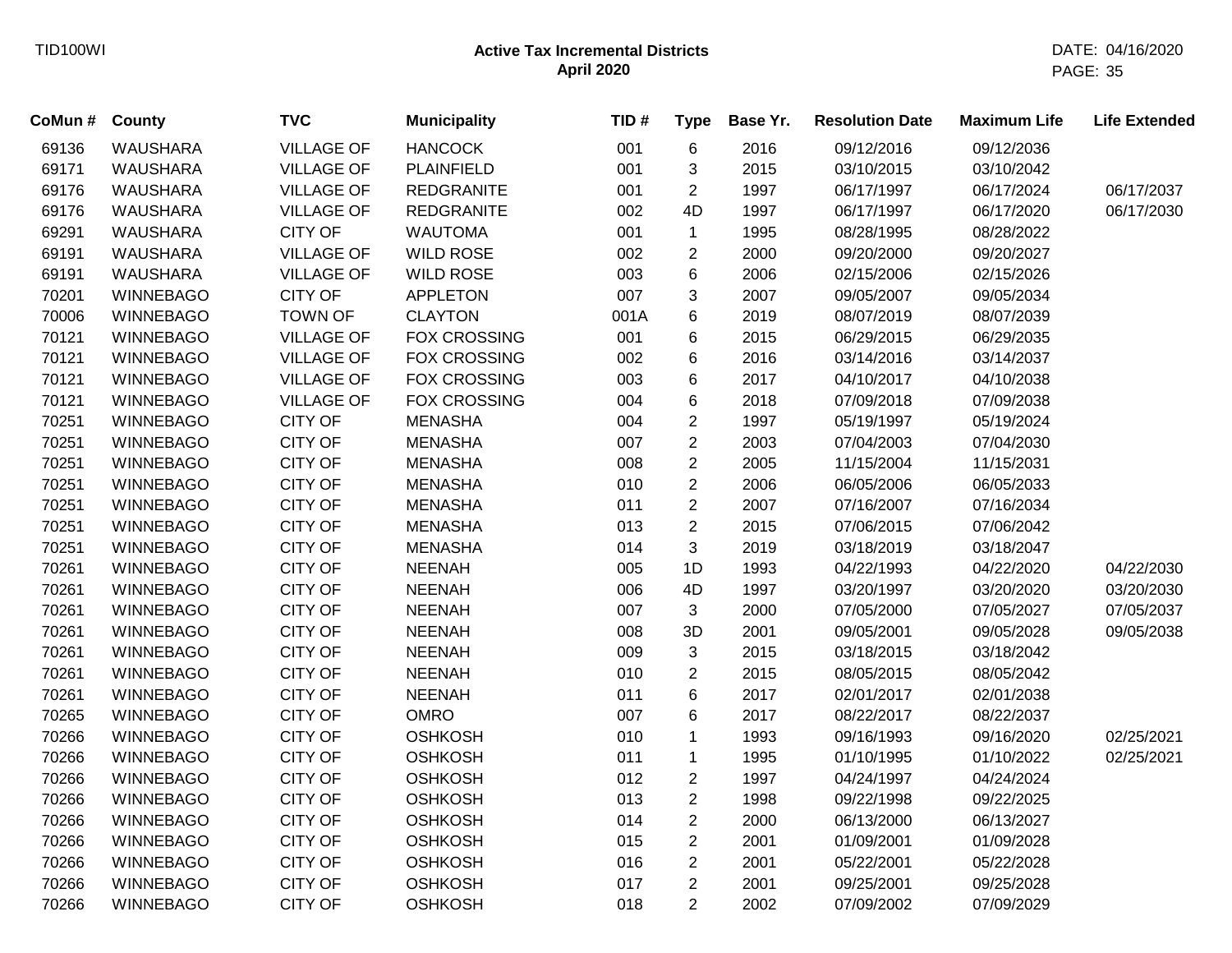# Active Tax Incremental Districts
## April 2020

| CoMun # | County | TVC | Municipality | TID # | Type | Base Yr. | Resolution Date | Maximum Life | Life Extended |
|---|---|---|---|---|---|---|---|---|---|
| 69136 | WAUSHARA | VILLAGE OF | HANCOCK | 001 | 6 | 2016 | 09/12/2016 | 09/12/2036 | |
| 69171 | WAUSHARA | VILLAGE OF | PLAINFIELD | 001 | 3 | 2015 | 03/10/2015 | 03/10/2042 | |
| 69176 | WAUSHARA | VILLAGE OF | REDGRANITE | 001 | 2 | 1997 | 06/17/1997 | 06/17/2024 | 06/17/2037 |
| 69176 | WAUSHARA | VILLAGE OF | REDGRANITE | 002 | 4D | 1997 | 06/17/1997 | 06/17/2020 | 06/17/2030 |
| 69291 | WAUSHARA | CITY OF | WAUTOMA | 001 | 1 | 1995 | 08/28/1995 | 08/28/2022 | |
| 69191 | WAUSHARA | VILLAGE OF | WILD ROSE | 002 | 2 | 2000 | 09/20/2000 | 09/20/2027 | |
| 69191 | WAUSHARA | VILLAGE OF | WILD ROSE | 003 | 6 | 2006 | 02/15/2006 | 02/15/2026 | |
| 70201 | WINNEBAGO | CITY OF | APPLETON | 007 | 3 | 2007 | 09/05/2007 | 09/05/2034 | |
| 70006 | WINNEBAGO | TOWN OF | CLAYTON | 001A | 6 | 2019 | 08/07/2019 | 08/07/2039 | |
| 70121 | WINNEBAGO | VILLAGE OF | FOX CROSSING | 001 | 6 | 2015 | 06/29/2015 | 06/29/2035 | |
| 70121 | WINNEBAGO | VILLAGE OF | FOX CROSSING | 002 | 6 | 2016 | 03/14/2016 | 03/14/2037 | |
| 70121 | WINNEBAGO | VILLAGE OF | FOX CROSSING | 003 | 6 | 2017 | 04/10/2017 | 04/10/2038 | |
| 70121 | WINNEBAGO | VILLAGE OF | FOX CROSSING | 004 | 6 | 2018 | 07/09/2018 | 07/09/2038 | |
| 70251 | WINNEBAGO | CITY OF | MENASHA | 004 | 2 | 1997 | 05/19/1997 | 05/19/2024 | |
| 70251 | WINNEBAGO | CITY OF | MENASHA | 007 | 2 | 2003 | 07/04/2003 | 07/04/2030 | |
| 70251 | WINNEBAGO | CITY OF | MENASHA | 008 | 2 | 2005 | 11/15/2004 | 11/15/2031 | |
| 70251 | WINNEBAGO | CITY OF | MENASHA | 010 | 2 | 2006 | 06/05/2006 | 06/05/2033 | |
| 70251 | WINNEBAGO | CITY OF | MENASHA | 011 | 2 | 2007 | 07/16/2007 | 07/16/2034 | |
| 70251 | WINNEBAGO | CITY OF | MENASHA | 013 | 2 | 2015 | 07/06/2015 | 07/06/2042 | |
| 70251 | WINNEBAGO | CITY OF | MENASHA | 014 | 3 | 2019 | 03/18/2019 | 03/18/2047 | |
| 70261 | WINNEBAGO | CITY OF | NEENAH | 005 | 1D | 1993 | 04/22/1993 | 04/22/2020 | 04/22/2030 |
| 70261 | WINNEBAGO | CITY OF | NEENAH | 006 | 4D | 1997 | 03/20/1997 | 03/20/2020 | 03/20/2030 |
| 70261 | WINNEBAGO | CITY OF | NEENAH | 007 | 3 | 2000 | 07/05/2000 | 07/05/2027 | 07/05/2037 |
| 70261 | WINNEBAGO | CITY OF | NEENAH | 008 | 3D | 2001 | 09/05/2001 | 09/05/2028 | 09/05/2038 |
| 70261 | WINNEBAGO | CITY OF | NEENAH | 009 | 3 | 2015 | 03/18/2015 | 03/18/2042 | |
| 70261 | WINNEBAGO | CITY OF | NEENAH | 010 | 2 | 2015 | 08/05/2015 | 08/05/2042 | |
| 70261 | WINNEBAGO | CITY OF | NEENAH | 011 | 6 | 2017 | 02/01/2017 | 02/01/2038 | |
| 70265 | WINNEBAGO | CITY OF | OMRO | 007 | 6 | 2017 | 08/22/2017 | 08/22/2037 | |
| 70266 | WINNEBAGO | CITY OF | OSHKOSH | 010 | 1 | 1993 | 09/16/1993 | 09/16/2020 | 02/25/2021 |
| 70266 | WINNEBAGO | CITY OF | OSHKOSH | 011 | 1 | 1995 | 01/10/1995 | 01/10/2022 | 02/25/2021 |
| 70266 | WINNEBAGO | CITY OF | OSHKOSH | 012 | 2 | 1997 | 04/24/1997 | 04/24/2024 | |
| 70266 | WINNEBAGO | CITY OF | OSHKOSH | 013 | 2 | 1998 | 09/22/1998 | 09/22/2025 | |
| 70266 | WINNEBAGO | CITY OF | OSHKOSH | 014 | 2 | 2000 | 06/13/2000 | 06/13/2027 | |
| 70266 | WINNEBAGO | CITY OF | OSHKOSH | 015 | 2 | 2001 | 01/09/2001 | 01/09/2028 | |
| 70266 | WINNEBAGO | CITY OF | OSHKOSH | 016 | 2 | 2001 | 05/22/2001 | 05/22/2028 | |
| 70266 | WINNEBAGO | CITY OF | OSHKOSH | 017 | 2 | 2001 | 09/25/2001 | 09/25/2028 | |
| 70266 | WINNEBAGO | CITY OF | OSHKOSH | 018 | 2 | 2002 | 07/09/2002 | 07/09/2029 | |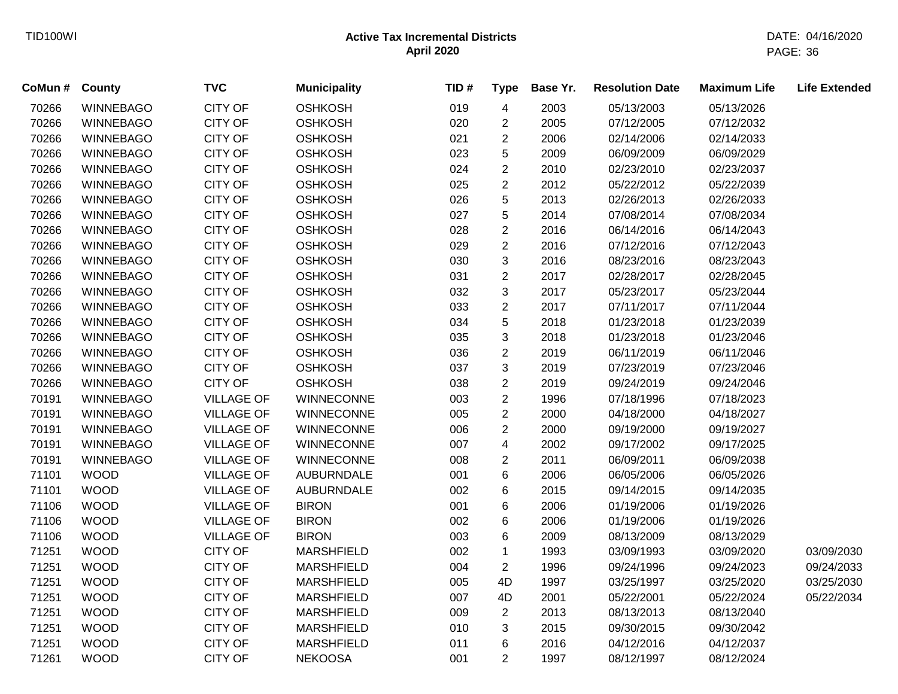# Active Tax Incremental Districts
## April 2020

| CoMun # | County | TVC | Municipality | TID # | Type | Base Yr. | Resolution Date | Maximum Life | Life Extended |
|---|---|---|---|---|---|---|---|---|---|
| 70266 | WINNEBAGO | CITY OF | OSHKOSH | 019 | 4 | 2003 | 05/13/2003 | 05/13/2026 | |
| 70266 | WINNEBAGO | CITY OF | OSHKOSH | 020 | 2 | 2005 | 07/12/2005 | 07/12/2032 | |
| 70266 | WINNEBAGO | CITY OF | OSHKOSH | 021 | 2 | 2006 | 02/14/2006 | 02/14/2033 | |
| 70266 | WINNEBAGO | CITY OF | OSHKOSH | 023 | 5 | 2009 | 06/09/2009 | 06/09/2029 | |
| 70266 | WINNEBAGO | CITY OF | OSHKOSH | 024 | 2 | 2010 | 02/23/2010 | 02/23/2037 | |
| 70266 | WINNEBAGO | CITY OF | OSHKOSH | 025 | 2 | 2012 | 05/22/2012 | 05/22/2039 | |
| 70266 | WINNEBAGO | CITY OF | OSHKOSH | 026 | 5 | 2013 | 02/26/2013 | 02/26/2033 | |
| 70266 | WINNEBAGO | CITY OF | OSHKOSH | 027 | 5 | 2014 | 07/08/2014 | 07/08/2034 | |
| 70266 | WINNEBAGO | CITY OF | OSHKOSH | 028 | 2 | 2016 | 06/14/2016 | 06/14/2043 | |
| 70266 | WINNEBAGO | CITY OF | OSHKOSH | 029 | 2 | 2016 | 07/12/2016 | 07/12/2043 | |
| 70266 | WINNEBAGO | CITY OF | OSHKOSH | 030 | 3 | 2016 | 08/23/2016 | 08/23/2043 | |
| 70266 | WINNEBAGO | CITY OF | OSHKOSH | 031 | 2 | 2017 | 02/28/2017 | 02/28/2045 | |
| 70266 | WINNEBAGO | CITY OF | OSHKOSH | 032 | 3 | 2017 | 05/23/2017 | 05/23/2044 | |
| 70266 | WINNEBAGO | CITY OF | OSHKOSH | 033 | 2 | 2017 | 07/11/2017 | 07/11/2044 | |
| 70266 | WINNEBAGO | CITY OF | OSHKOSH | 034 | 5 | 2018 | 01/23/2018 | 01/23/2039 | |
| 70266 | WINNEBAGO | CITY OF | OSHKOSH | 035 | 3 | 2018 | 01/23/2018 | 01/23/2046 | |
| 70266 | WINNEBAGO | CITY OF | OSHKOSH | 036 | 2 | 2019 | 06/11/2019 | 06/11/2046 | |
| 70266 | WINNEBAGO | CITY OF | OSHKOSH | 037 | 3 | 2019 | 07/23/2019 | 07/23/2046 | |
| 70266 | WINNEBAGO | CITY OF | OSHKOSH | 038 | 2 | 2019 | 09/24/2019 | 09/24/2046 | |
| 70191 | WINNEBAGO | VILLAGE OF | WINNECONNE | 003 | 2 | 1996 | 07/18/1996 | 07/18/2023 | |
| 70191 | WINNEBAGO | VILLAGE OF | WINNECONNE | 005 | 2 | 2000 | 04/18/2000 | 04/18/2027 | |
| 70191 | WINNEBAGO | VILLAGE OF | WINNECONNE | 006 | 2 | 2000 | 09/19/2000 | 09/19/2027 | |
| 70191 | WINNEBAGO | VILLAGE OF | WINNECONNE | 007 | 4 | 2002 | 09/17/2002 | 09/17/2025 | |
| 70191 | WINNEBAGO | VILLAGE OF | WINNECONNE | 008 | 2 | 2011 | 06/09/2011 | 06/09/2038 | |
| 71101 | WOOD | VILLAGE OF | AUBURNDALE | 001 | 6 | 2006 | 06/05/2006 | 06/05/2026 | |
| 71101 | WOOD | VILLAGE OF | AUBURNDALE | 002 | 6 | 2015 | 09/14/2015 | 09/14/2035 | |
| 71106 | WOOD | VILLAGE OF | BIRON | 001 | 6 | 2006 | 01/19/2006 | 01/19/2026 | |
| 71106 | WOOD | VILLAGE OF | BIRON | 002 | 6 | 2006 | 01/19/2006 | 01/19/2026 | |
| 71106 | WOOD | VILLAGE OF | BIRON | 003 | 6 | 2009 | 08/13/2009 | 08/13/2029 | |
| 71251 | WOOD | CITY OF | MARSHFIELD | 002 | 1 | 1993 | 03/09/1993 | 03/09/2020 | 03/09/2030 |
| 71251 | WOOD | CITY OF | MARSHFIELD | 004 | 2 | 1996 | 09/24/1996 | 09/24/2023 | 09/24/2033 |
| 71251 | WOOD | CITY OF | MARSHFIELD | 005 | 4D | 1997 | 03/25/1997 | 03/25/2020 | 03/25/2030 |
| 71251 | WOOD | CITY OF | MARSHFIELD | 007 | 4D | 2001 | 05/22/2001 | 05/22/2024 | 05/22/2034 |
| 71251 | WOOD | CITY OF | MARSHFIELD | 009 | 2 | 2013 | 08/13/2013 | 08/13/2040 | |
| 71251 | WOOD | CITY OF | MARSHFIELD | 010 | 3 | 2015 | 09/30/2015 | 09/30/2042 | |
| 71251 | WOOD | CITY OF | MARSHFIELD | 011 | 6 | 2016 | 04/12/2016 | 04/12/2037 | |
| 71261 | WOOD | CITY OF | NEKOOSA | 001 | 2 | 1997 | 08/12/1997 | 08/12/2024 | |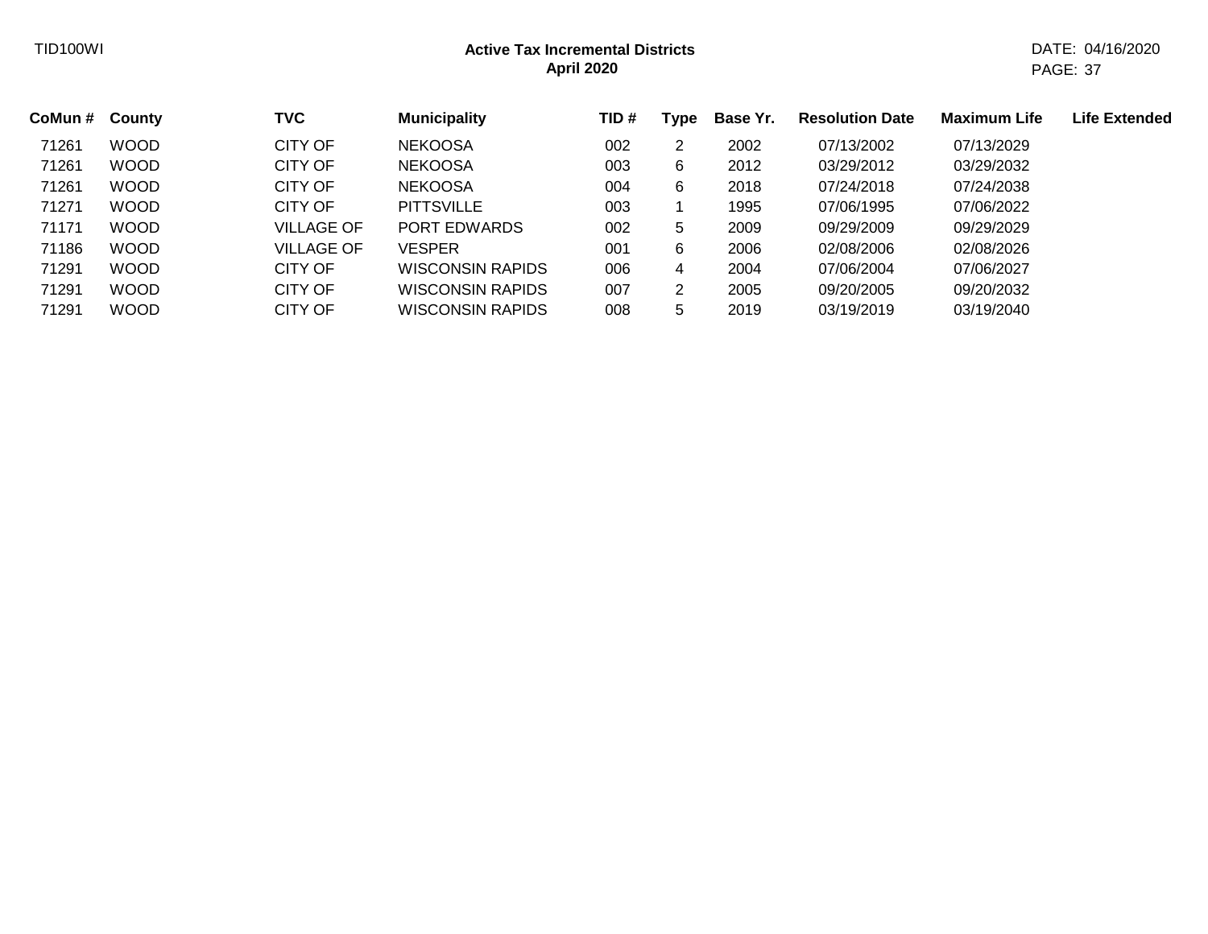## Active Tax Incremental Districts
## April 2020

| CoMun # | County | TVC | Municipality | TID # | Type | Base Yr. | Resolution Date | Maximum Life | Life Extended |
|---|---|---|---|---|---|---|---|---|---|
| 71261 | WOOD | CITY OF | NEKOOSA | 002 | 2 | 2002 | 07/13/2002 | 07/13/2029 | |
| 71261 | WOOD | CITY OF | NEKOOSA | 003 | 6 | 2012 | 03/29/2012 | 03/29/2032 | |
| 71261 | WOOD | CITY OF | NEKOOSA | 004 | 6 | 2018 | 07/24/2018 | 07/24/2038 | |
| 71271 | WOOD | CITY OF | PITTSVILLE | 003 | 1 | 1995 | 07/06/1995 | 07/06/2022 | |
| 71171 | WOOD | VILLAGE OF | PORT EDWARDS | 002 | 5 | 2009 | 09/29/2009 | 09/29/2029 | |
| 71186 | WOOD | VILLAGE OF | VESPER | 001 | 6 | 2006 | 02/08/2006 | 02/08/2026 | |
| 71291 | WOOD | CITY OF | WISCONSIN RAPIDS | 006 | 4 | 2004 | 07/06/2004 | 07/06/2027 | |
| 71291 | WOOD | CITY OF | WISCONSIN RAPIDS | 007 | 2 | 2005 | 09/20/2005 | 09/20/2032 | |
| 71291 | WOOD | CITY OF | WISCONSIN RAPIDS | 008 | 5 | 2019 | 03/19/2019 | 03/19/2040 | |